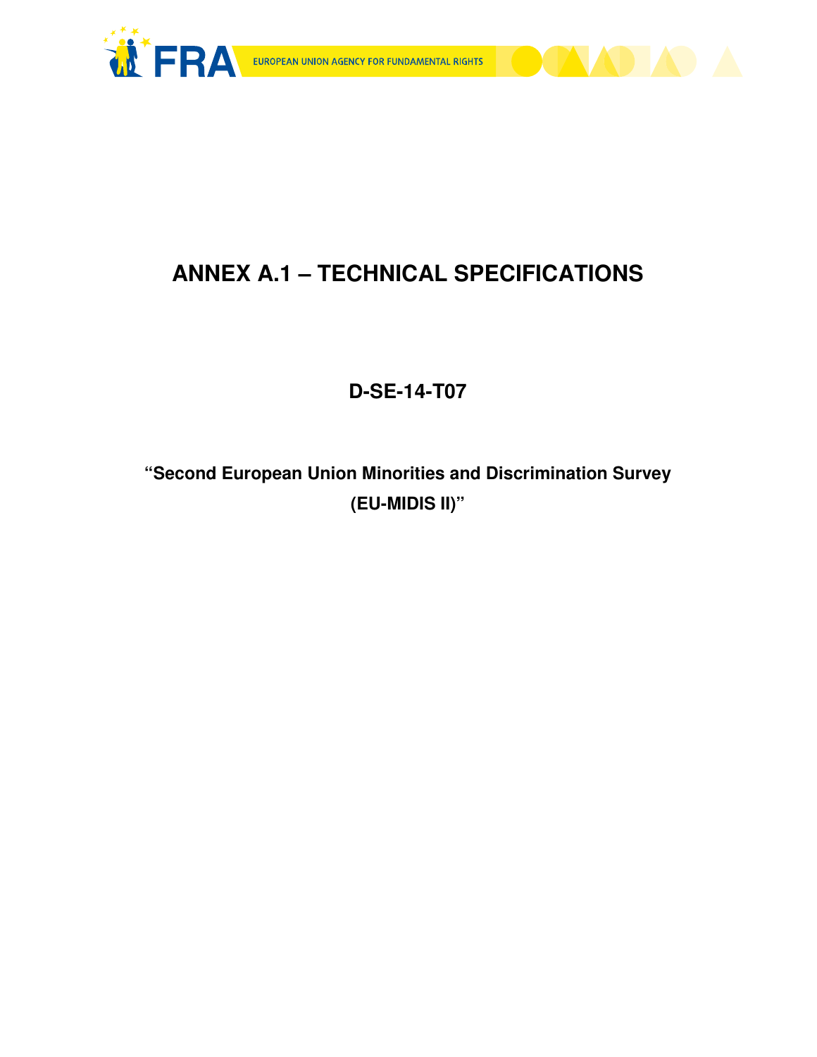# ANNEX A.1 – TECHNICAL SPECIFICATIONS

## D-SE-14-T07

### "Second European Union Minorities and Discrimination Survey (EU-MIDIS II)"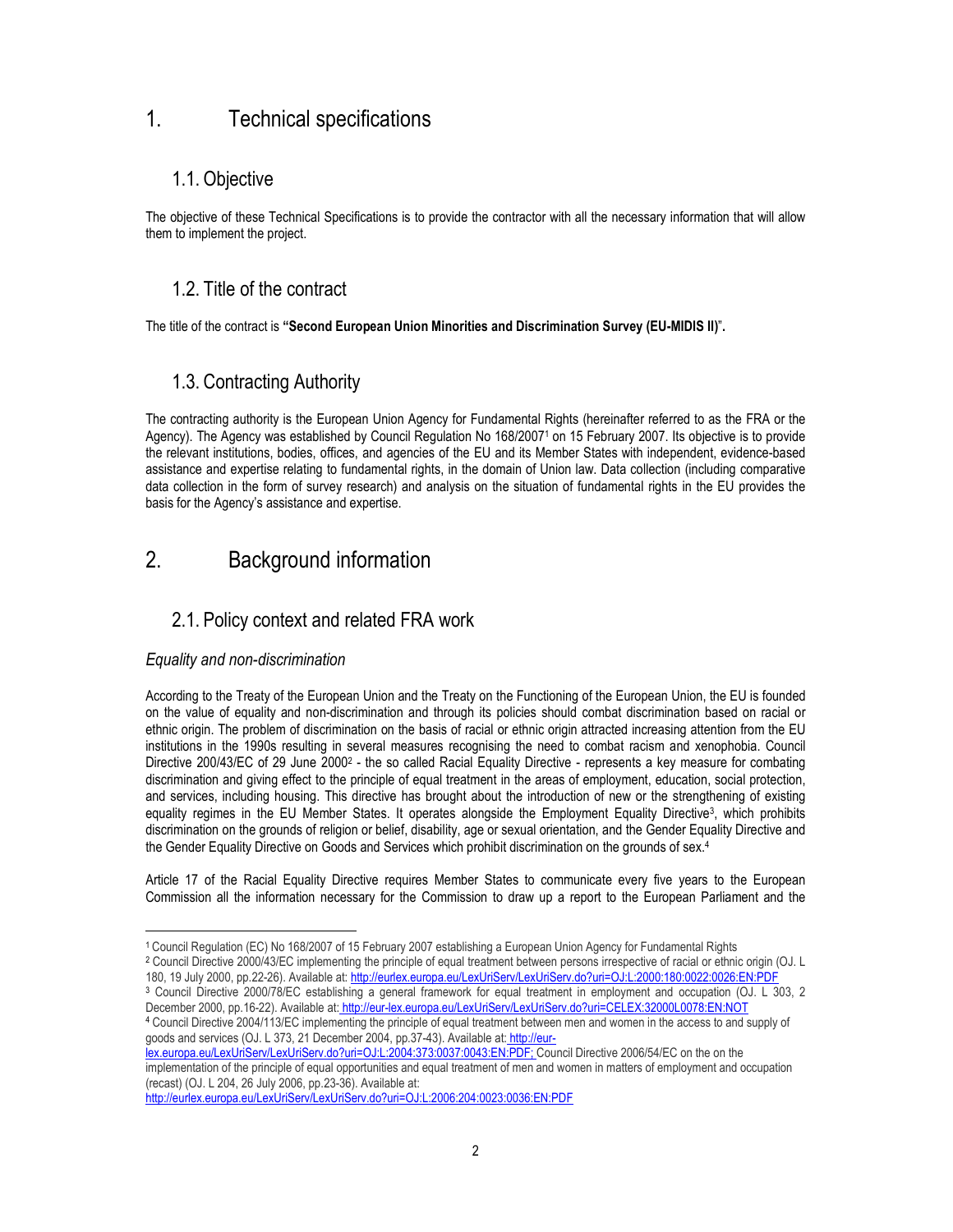# 1. Technical specifications

## 1.1. Objective

The objective of these Technical Specifications is to provide the contractor with all the necessary information that will allow them to implement the project.

## 1.2. Title of the contract

The title of the contract is **"Second European Union Minorities and Discrimination Survey (EU-MIDIS II)"**.

## 1.3. Contracting Authority

The contracting authority is the European Union Agency for Fundamental Rights (hereinafter referred to as the FRA or the Agency). The Agency was established by Council Regulation No 168/2007[1] on 15 February 2007. Its objective is to provide the relevant institutions, bodies, offices, and agencies of the EU and its Member States with independent, evidence-based assistance and expertise relating to fundamental rights, in the domain of Union law. Data collection (including comparative data collection in the form of survey research) and analysis on the situation of fundamental rights in the EU provides the basis for the Agency's assistance and expertise.

# 2. Background information

## 2.1. Policy context and related FRA work

### *Equality and non-discrimination*

According to the Treaty of the European Union and the Treaty on the Functioning of the European Union, the EU is founded on the value of equality and non-discrimination and through its policies should combat discrimination based on racial or ethnic origin. The problem of discrimination on the basis of racial or ethnic origin attracted increasing attention from the EU institutions in the 1990s resulting in several measures recognising the need to combat racism and xenophobia. Council Directive 200/43/EC of 29 June 2000[2] - the so called Racial Equality Directive - represents a key measure for combating discrimination and giving effect to the principle of equal treatment in the areas of employment, education, social protection, and services, including housing. This directive has brought about the introduction of new or the strengthening of existing equality regimes in the EU Member States. It operates alongside the Employment Equality Directive[3], which prohibits discrimination on the grounds of religion or belief, disability, age or sexual orientation, and the Gender Equality Directive and the Gender Equality Directive on Goods and Services which prohibit discrimination on the grounds of sex.[4]

Article 17 of the Racial Equality Directive requires Member States to communicate every five years to the European Commission all the information necessary for the Commission to draw up a report to the European Parliament and the

---

[1] Council Regulation (EC) No 168/2007 of 15 February 2007 establishing a European Union Agency for Fundamental Rights

[2] Council Directive 2000/43/EC implementing the principle of equal treatment between persons irrespective of racial or ethnic origin (OJ. L 180, 19 July 2000, pp.22-26). Available at: http://eurlex.europa.eu/LexUriServ/LexUriServ.do?uri=OJ:L:2000:180:0022:0026:EN:PDF

[3] Council Directive 2000/78/EC establishing a general framework for equal treatment in employment and occupation (OJ. L 303, 2 December 2000, pp.16-22). Available at: http://eur-lex.europa.eu/LexUriServ/LexUriServ.do?uri=CELEX:32000L0078:EN:NOT

[4] Council Directive 2004/113/EC implementing the principle of equal treatment between men and women in the access to and supply of goods and services (OJ. L 373, 21 December 2004, pp.37-43). Available at: http://eur-lex.europa.eu/LexUriServ/LexUriServ.do?uri=OJ:L:2004:373:0037:0043:EN:PDF; Council Directive 2006/54/EC on the on the implementation of the principle of equal opportunities and equal treatment of men and women in matters of employment and occupation (recast) (OJ. L 204, 26 July 2006, pp.23-36). Available at: http://eurlex.europa.eu/LexUriServ/LexUriServ.do?uri=OJ:L:2006:204:0023:0036:EN:PDF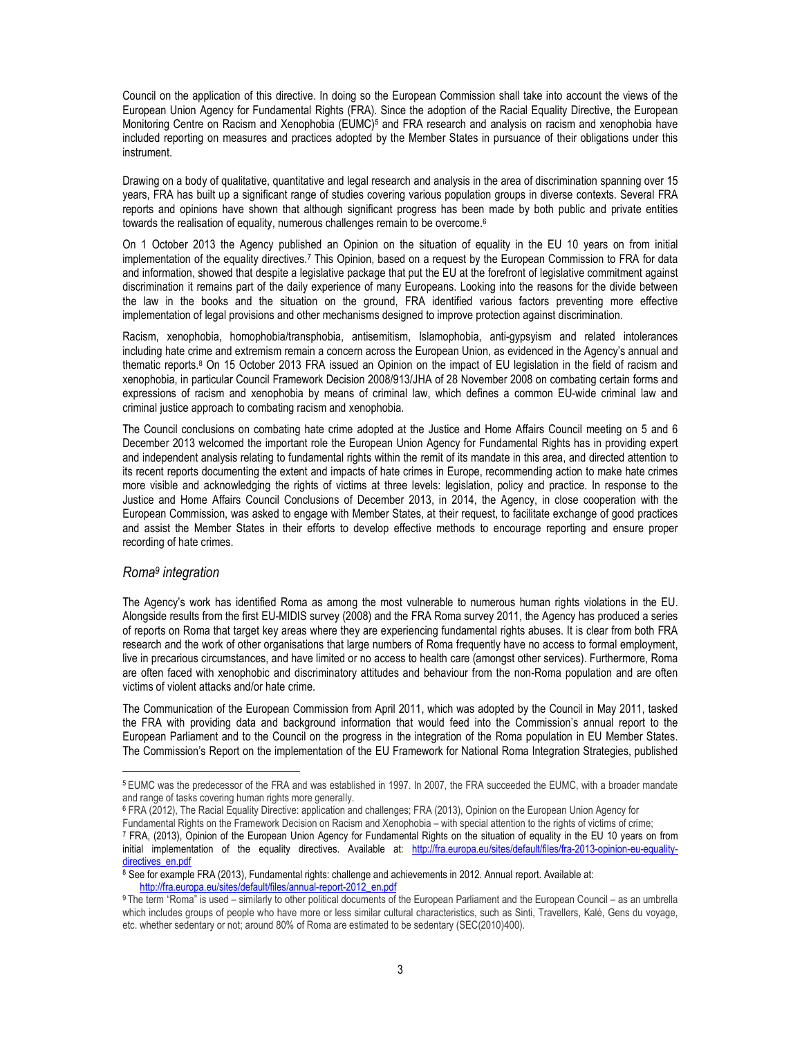Council on the application of this directive. In doing so the European Commission shall take into account the views of the European Union Agency for Fundamental Rights (FRA). Since the adoption of the Racial Equality Directive, the European Monitoring Centre on Racism and Xenophobia (EUMC)[5] and FRA research and analysis on racism and xenophobia have included reporting on measures and practices adopted by the Member States in pursuance of their obligations under this instrument.

Drawing on a body of qualitative, quantitative and legal research and analysis in the area of discrimination spanning over 15 years, FRA has built up a significant range of studies covering various population groups in diverse contexts. Several FRA reports and opinions have shown that although significant progress has been made by both public and private entities towards the realisation of equality, numerous challenges remain to be overcome.[6]

On 1 October 2013 the Agency published an Opinion on the situation of equality in the EU 10 years on from initial implementation of the equality directives.[7] This Opinion, based on a request by the European Commission to FRA for data and information, showed that despite a legislative package that put the EU at the forefront of legislative commitment against discrimination it remains part of the daily experience of many Europeans. Looking into the reasons for the divide between the law in the books and the situation on the ground, FRA identified various factors preventing more effective implementation of legal provisions and other mechanisms designed to improve protection against discrimination.

Racism, xenophobia, homophobia/transphobia, antisemitism, Islamophobia, anti-gypsyism and related intolerances including hate crime and extremism remain a concern across the European Union, as evidenced in the Agency's annual and thematic reports.[8] On 15 October 2013 FRA issued an Opinion on the impact of EU legislation in the field of racism and xenophobia, in particular Council Framework Decision 2008/913/JHA of 28 November 2008 on combating certain forms and expressions of racism and xenophobia by means of criminal law, which defines a common EU-wide criminal law and criminal justice approach to combating racism and xenophobia.

The Council conclusions on combating hate crime adopted at the Justice and Home Affairs Council meeting on 5 and 6 December 2013 welcomed the important role the European Union Agency for Fundamental Rights has in providing expert and independent analysis relating to fundamental rights within the remit of its mandate in this area, and directed attention to its recent reports documenting the extent and impacts of hate crimes in Europe, recommending action to make hate crimes more visible and acknowledging the rights of victims at three levels: legislation, policy and practice. In response to the Justice and Home Affairs Council Conclusions of December 2013, in 2014, the Agency, in close cooperation with the European Commission, was asked to engage with Member States, at their request, to facilitate exchange of good practices and assist the Member States in their efforts to develop effective methods to encourage reporting and ensure proper recording of hate crimes.

### *Roma[9] integration*

The Agency's work has identified Roma as among the most vulnerable to numerous human rights violations in the EU. Alongside results from the first EU-MIDIS survey (2008) and the FRA Roma survey 2011, the Agency has produced a series of reports on Roma that target key areas where they are experiencing fundamental rights abuses. It is clear from both FRA research and the work of other organisations that large numbers of Roma frequently have no access to formal employment, live in precarious circumstances, and have limited or no access to health care (amongst other services). Furthermore, Roma are often faced with xenophobic and discriminatory attitudes and behaviour from the non-Roma population and are often victims of violent attacks and/or hate crime.

The Communication of the European Commission from April 2011, which was adopted by the Council in May 2011, tasked the FRA with providing data and background information that would feed into the Commission's annual report to the European Parliament and to the Council on the progress in the integration of the Roma population in EU Member States. The Commission's Report on the implementation of the EU Framework for National Roma Integration Strategies, published

---

[5] EUMC was the predecessor of the FRA and was established in 1997. In 2007, the FRA succeeded the EUMC, with a broader mandate and range of tasks covering human rights more generally.

[6] FRA (2012), The Racial Equality Directive: application and challenges; FRA (2013), Opinion on the European Union Agency for Fundamental Rights on the Framework Decision on Racism and Xenophobia – with special attention to the rights of victims of crime;

[7] FRA, (2013), Opinion of the European Union Agency for Fundamental Rights on the situation of equality in the EU 10 years on from initial implementation of the equality directives. Available at: http://fra.europa.eu/sites/default/files/fra-2013-opinion-eu-equality-directives_en.pdf

[8] See for example FRA (2013), Fundamental rights: challenge and achievements in 2012. Annual report. Available at: http://fra.europa.eu/sites/default/files/annual-report-2012_en.pdf

[9] The term "Roma" is used – similarly to other political documents of the European Parliament and the European Council – as an umbrella which includes groups of people who have more or less similar cultural characteristics, such as Sinti, Travellers, Kalé, Gens du voyage, etc. whether sedentary or not; around 80% of Roma are estimated to be sedentary (SEC(2010)400).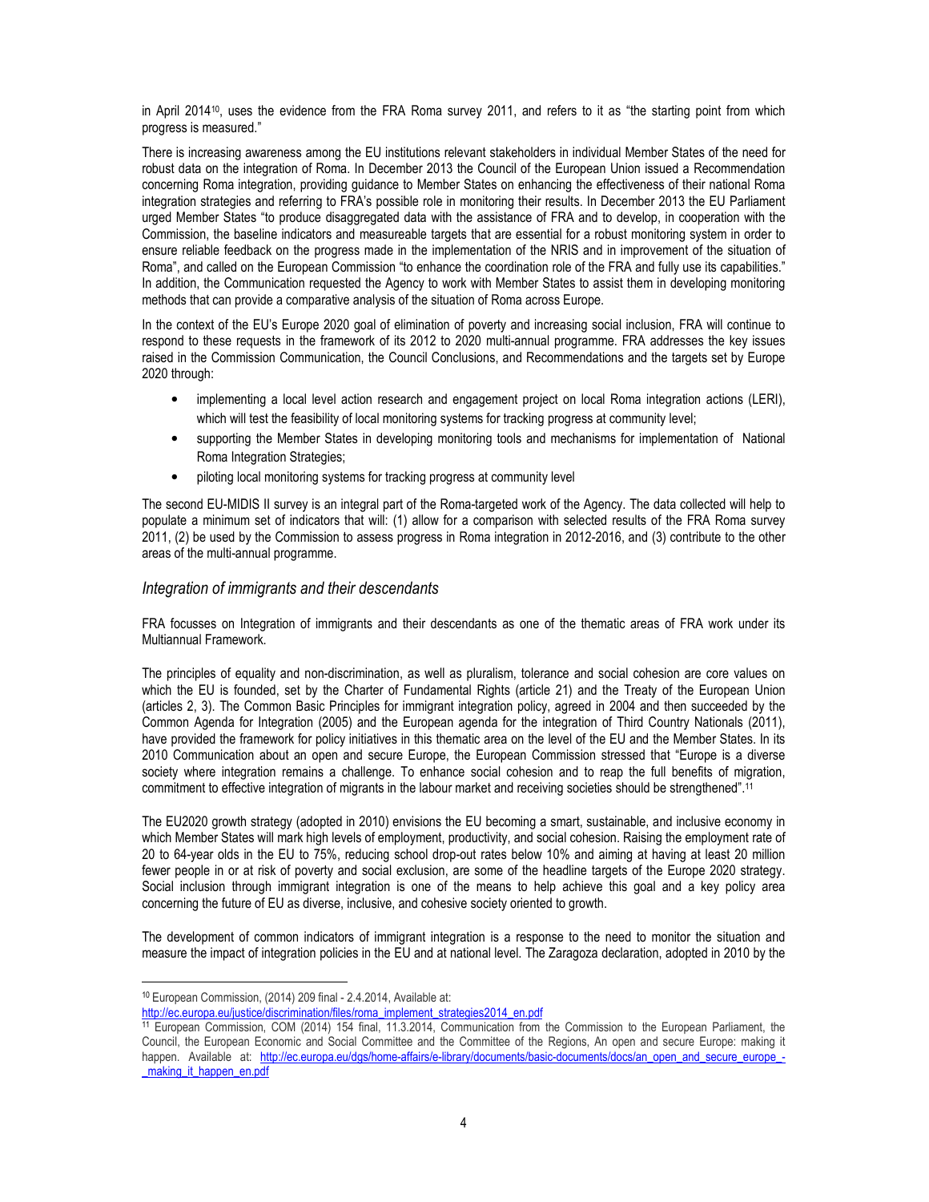in April 2014[10], uses the evidence from the FRA Roma survey 2011, and refers to it as "the starting point from which progress is measured."

There is increasing awareness among the EU institutions relevant stakeholders in individual Member States of the need for robust data on the integration of Roma. In December 2013 the Council of the European Union issued a Recommendation concerning Roma integration, providing guidance to Member States on enhancing the effectiveness of their national Roma integration strategies and referring to FRA's possible role in monitoring their results. In December 2013 the EU Parliament urged Member States "to produce disaggregated data with the assistance of FRA and to develop, in cooperation with the Commission, the baseline indicators and measureable targets that are essential for a robust monitoring system in order to ensure reliable feedback on the progress made in the implementation of the NRIS and in improvement of the situation of Roma", and called on the European Commission "to enhance the coordination role of the FRA and fully use its capabilities." In addition, the Communication requested the Agency to work with Member States to assist them in developing monitoring methods that can provide a comparative analysis of the situation of Roma across Europe.

In the context of the EU's Europe 2020 goal of elimination of poverty and increasing social inclusion, FRA will continue to respond to these requests in the framework of its 2012 to 2020 multi-annual programme. FRA addresses the key issues raised in the Commission Communication, the Council Conclusions, and Recommendations and the targets set by Europe 2020 through:

- implementing a local level action research and engagement project on local Roma integration actions (LERI), which will test the feasibility of local monitoring systems for tracking progress at community level;
- supporting the Member States in developing monitoring tools and mechanisms for implementation of National Roma Integration Strategies;
- piloting local monitoring systems for tracking progress at community level

The second EU-MIDIS II survey is an integral part of the Roma-targeted work of the Agency. The data collected will help to populate a minimum set of indicators that will: (1) allow for a comparison with selected results of the FRA Roma survey 2011, (2) be used by the Commission to assess progress in Roma integration in 2012-2016, and (3) contribute to the other areas of the multi-annual programme.

### *Integration of immigrants and their descendants*

FRA focusses on Integration of immigrants and their descendants as one of the thematic areas of FRA work under its Multiannual Framework.

The principles of equality and non-discrimination, as well as pluralism, tolerance and social cohesion are core values on which the EU is founded, set by the Charter of Fundamental Rights (article 21) and the Treaty of the European Union (articles 2, 3). The Common Basic Principles for immigrant integration policy, agreed in 2004 and then succeeded by the Common Agenda for Integration (2005) and the European agenda for the integration of Third Country Nationals (2011), have provided the framework for policy initiatives in this thematic area on the level of the EU and the Member States. In its 2010 Communication about an open and secure Europe, the European Commission stressed that "Europe is a diverse society where integration remains a challenge. To enhance social cohesion and to reap the full benefits of migration, commitment to effective integration of migrants in the labour market and receiving societies should be strengthened".[11]

The EU2020 growth strategy (adopted in 2010) envisions the EU becoming a smart, sustainable, and inclusive economy in which Member States will mark high levels of employment, productivity, and social cohesion. Raising the employment rate of 20 to 64-year olds in the EU to 75%, reducing school drop-out rates below 10% and aiming at having at least 20 million fewer people in or at risk of poverty and social exclusion, are some of the headline targets of the Europe 2020 strategy. Social inclusion through immigrant integration is one of the means to help achieve this goal and a key policy area concerning the future of EU as diverse, inclusive, and cohesive society oriented to growth.

The development of common indicators of immigrant integration is a response to the need to monitor the situation and measure the impact of integration policies in the EU and at national level. The Zaragoza declaration, adopted in 2010 by the

---

[10] European Commission, (2014) 209 final - 2.4.2014, Available at: http://ec.europa.eu/justice/discrimination/files/roma_implement_strategies2014_en.pdf

[11] European Commission, COM (2014) 154 final, 11.3.2014, Communication from the Commission to the European Parliament, the Council, the European Economic and Social Committee and the Committee of the Regions, An open and secure Europe: making it happen. Available at: http://ec.europa.eu/dgs/home-affairs/e-library/documents/basic-documents/docs/an_open_and_secure_europe_-_making_it_happen_en.pdf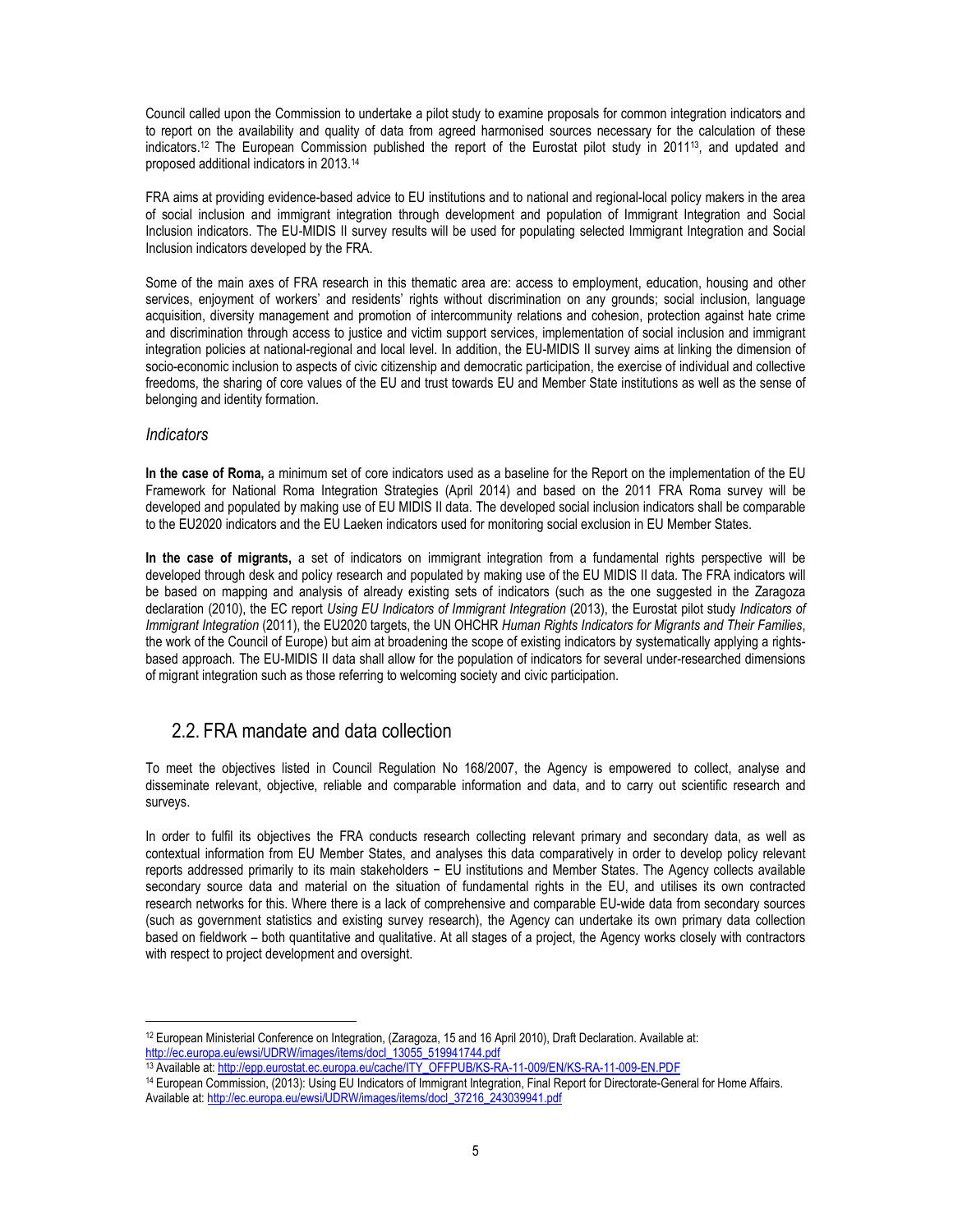Council called upon the Commission to undertake a pilot study to examine proposals for common integration indicators and to report on the availability and quality of data from agreed harmonised sources necessary for the calculation of these indicators.[12] The European Commission published the report of the Eurostat pilot study in 2011[13], and updated and proposed additional indicators in 2013.[14]

FRA aims at providing evidence-based advice to EU institutions and to national and regional-local policy makers in the area of social inclusion and immigrant integration through development and population of Immigrant Integration and Social Inclusion indicators. The EU-MIDIS II survey results will be used for populating selected Immigrant Integration and Social Inclusion indicators developed by the FRA.

Some of the main axes of FRA research in this thematic area are: access to employment, education, housing and other services, enjoyment of workers' and residents' rights without discrimination on any grounds; social inclusion, language acquisition, diversity management and promotion of intercommunity relations and cohesion, protection against hate crime and discrimination through access to justice and victim support services, implementation of social inclusion and immigrant integration policies at national-regional and local level. In addition, the EU-MIDIS II survey aims at linking the dimension of socio-economic inclusion to aspects of civic citizenship and democratic participation, the exercise of individual and collective freedoms, the sharing of core values of the EU and trust towards EU and Member State institutions as well as the sense of belonging and identity formation.

### *Indicators*

**In the case of Roma,** a minimum set of core indicators used as a baseline for the Report on the implementation of the EU Framework for National Roma Integration Strategies (April 2014) and based on the 2011 FRA Roma survey will be developed and populated by making use of EU MIDIS II data. The developed social inclusion indicators shall be comparable to the EU2020 indicators and the EU Laeken indicators used for monitoring social exclusion in EU Member States.

**In the case of migrants,** a set of indicators on immigrant integration from a fundamental rights perspective will be developed through desk and policy research and populated by making use of the EU MIDIS II data. The FRA indicators will be based on mapping and analysis of already existing sets of indicators (such as the one suggested in the Zaragoza declaration (2010), the EC report *Using EU Indicators of Immigrant Integration* (2013), the Eurostat pilot study *Indicators of Immigrant Integration* (2011), the EU2020 targets, the UN OHCHR *Human Rights Indicators for Migrants and Their Families*, the work of the Council of Europe) but aim at broadening the scope of existing indicators by systematically applying a rights-based approach. The EU-MIDIS II data shall allow for the population of indicators for several under-researched dimensions of migrant integration such as those referring to welcoming society and civic participation.

## 2.2. FRA mandate and data collection

To meet the objectives listed in Council Regulation No 168/2007, the Agency is empowered to collect, analyse and disseminate relevant, objective, reliable and comparable information and data, and to carry out scientific research and surveys.

In order to fulfil its objectives the FRA conducts research collecting relevant primary and secondary data, as well as contextual information from EU Member States, and analyses this data comparatively in order to develop policy relevant reports addressed primarily to its main stakeholders − EU institutions and Member States. The Agency collects available secondary source data and material on the situation of fundamental rights in the EU, and utilises its own contracted research networks for this. Where there is a lack of comprehensive and comparable EU-wide data from secondary sources (such as government statistics and existing survey research), the Agency can undertake its own primary data collection based on fieldwork – both quantitative and qualitative. At all stages of a project, the Agency works closely with contractors with respect to project development and oversight.

---

[12] European Ministerial Conference on Integration, (Zaragoza, 15 and 16 April 2010), Draft Declaration. Available at: http://ec.europa.eu/ewsi/UDRW/images/items/docl_13055_519941744.pdf

[13] Available at: http://epp.eurostat.ec.europa.eu/cache/ITY_OFFPUB/KS-RA-11-009/EN/KS-RA-11-009-EN.PDF

[14] European Commission, (2013): Using EU Indicators of Immigrant Integration, Final Report for Directorate-General for Home Affairs. Available at: http://ec.europa.eu/ewsi/UDRW/images/items/docl_37216_243039941.pdf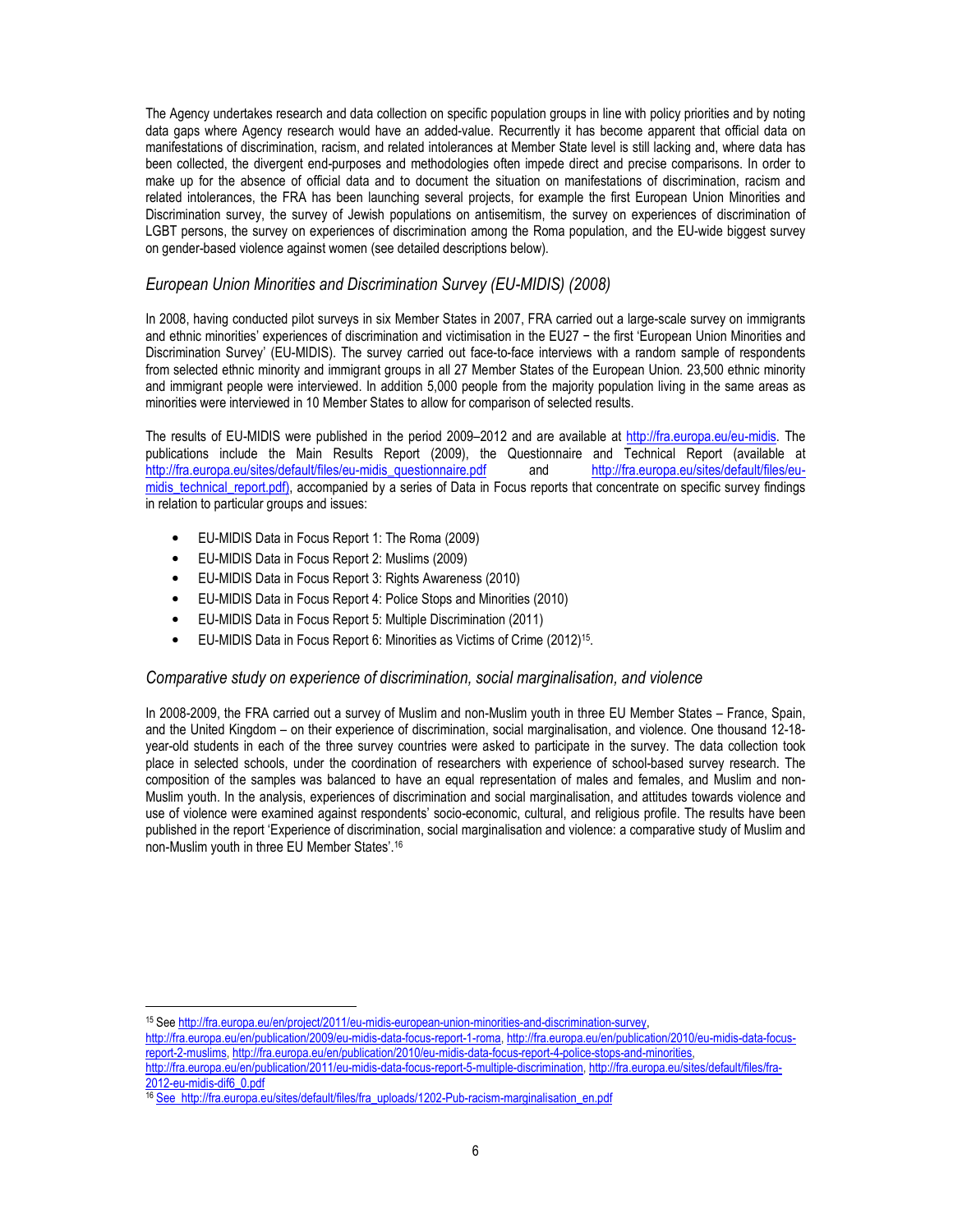The Agency undertakes research and data collection on specific population groups in line with policy priorities and by noting data gaps where Agency research would have an added-value. Recurrently it has become apparent that official data on manifestations of discrimination, racism, and related intolerances at Member State level is still lacking and, where data has been collected, the divergent end-purposes and methodologies often impede direct and precise comparisons. In order to make up for the absence of official data and to document the situation on manifestations of discrimination, racism and related intolerances, the FRA has been launching several projects, for example the first European Union Minorities and Discrimination survey, the survey of Jewish populations on antisemitism, the survey on experiences of discrimination of LGBT persons, the survey on experiences of discrimination among the Roma population, and the EU-wide biggest survey on gender-based violence against women (see detailed descriptions below).

### *European Union Minorities and Discrimination Survey (EU-MIDIS) (2008)*

In 2008, having conducted pilot surveys in six Member States in 2007, FRA carried out a large-scale survey on immigrants and ethnic minorities' experiences of discrimination and victimisation in the EU27 − the first 'European Union Minorities and Discrimination Survey' (EU-MIDIS). The survey carried out face-to-face interviews with a random sample of respondents from selected ethnic minority and immigrant groups in all 27 Member States of the European Union. 23,500 ethnic minority and immigrant people were interviewed. In addition 5,000 people from the majority population living in the same areas as minorities were interviewed in 10 Member States to allow for comparison of selected results.

The results of EU-MIDIS were published in the period 2009–2012 and are available at http://fra.europa.eu/eu-midis. The publications include the Main Results Report (2009), the Questionnaire and Technical Report (available at http://fra.europa.eu/sites/default/files/eu-midis_questionnaire.pdf and http://fra.europa.eu/sites/default/files/eu-midis_technical_report.pdf), accompanied by a series of Data in Focus reports that concentrate on specific survey findings in relation to particular groups and issues:

- EU-MIDIS Data in Focus Report 1: The Roma (2009)
- EU-MIDIS Data in Focus Report 2: Muslims (2009)
- EU-MIDIS Data in Focus Report 3: Rights Awareness (2010)
- EU-MIDIS Data in Focus Report 4: Police Stops and Minorities (2010)
- EU-MIDIS Data in Focus Report 5: Multiple Discrimination (2011)
- EU-MIDIS Data in Focus Report 6: Minorities as Victims of Crime (2012)[15].

### *Comparative study on experience of discrimination, social marginalisation, and violence*

In 2008-2009, the FRA carried out a survey of Muslim and non-Muslim youth in three EU Member States – France, Spain, and the United Kingdom – on their experience of discrimination, social marginalisation, and violence. One thousand 12-18-year-old students in each of the three survey countries were asked to participate in the survey. The data collection took place in selected schools, under the coordination of researchers with experience of school-based survey research. The composition of the samples was balanced to have an equal representation of males and females, and Muslim and non-Muslim youth. In the analysis, experiences of discrimination and social marginalisation, and attitudes towards violence and use of violence were examined against respondents' socio-economic, cultural, and religious profile. The results have been published in the report 'Experience of discrimination, social marginalisation and violence: a comparative study of Muslim and non-Muslim youth in three EU Member States'.[16]

---

[15] See http://fra.europa.eu/en/project/2011/eu-midis-european-union-minorities-and-discrimination-survey, http://fra.europa.eu/en/publication/2009/eu-midis-data-focus-report-1-roma, http://fra.europa.eu/en/publication/2010/eu-midis-data-focus-report-2-muslims, http://fra.europa.eu/en/publication/2010/eu-midis-data-focus-report-4-police-stops-and-minorities, http://fra.europa.eu/en/publication/2011/eu-midis-data-focus-report-5-multiple-discrimination, http://fra.europa.eu/sites/default/files/fra-2012-eu-midis-dif6_0.pdf

[16] See http://fra.europa.eu/sites/default/files/fra_uploads/1202-Pub-racism-marginalisation_en.pdf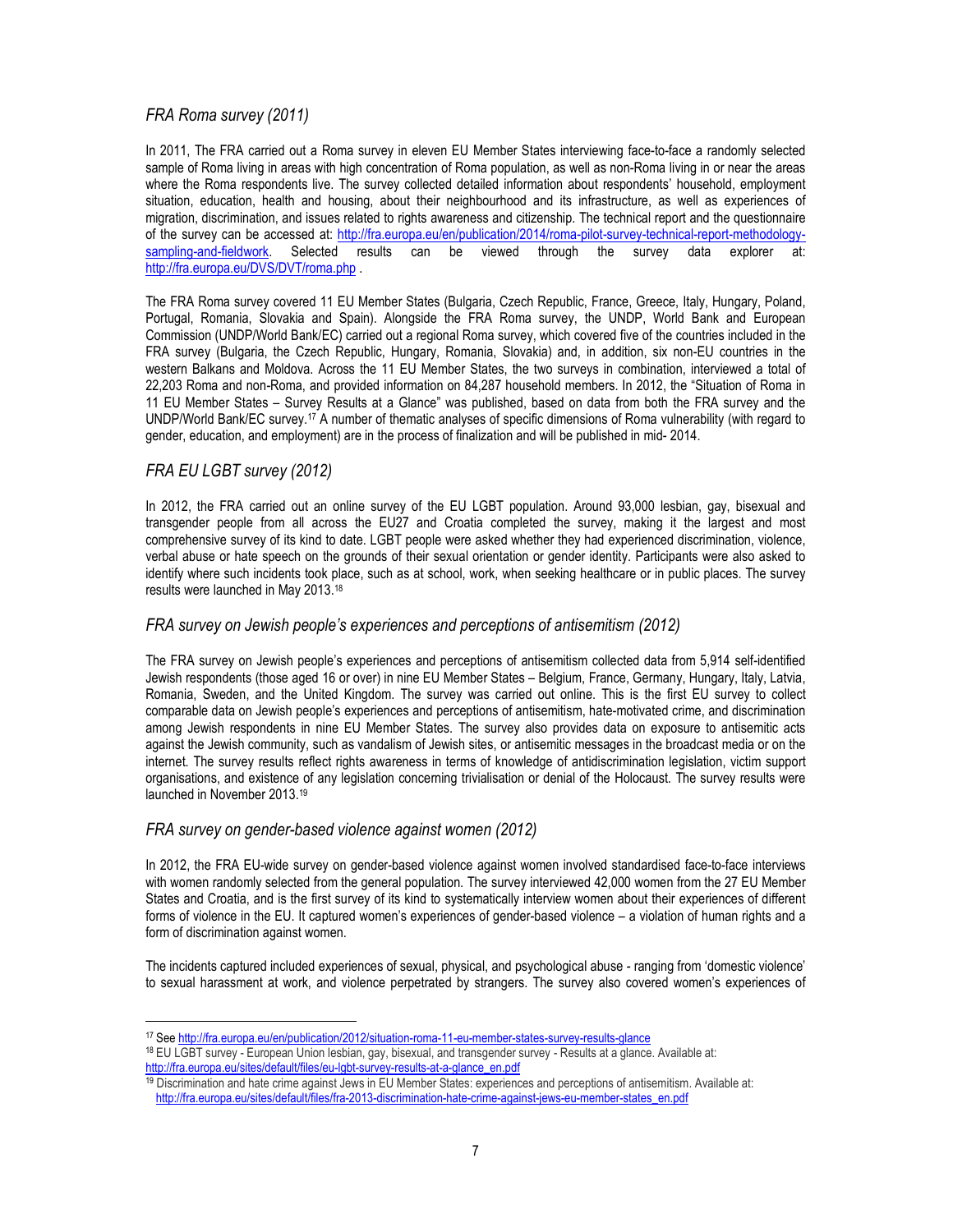### *FRA Roma survey (2011)*

In 2011, The FRA carried out a Roma survey in eleven EU Member States interviewing face-to-face a randomly selected sample of Roma living in areas with high concentration of Roma population, as well as non-Roma living in or near the areas where the Roma respondents live. The survey collected detailed information about respondents' household, employment situation, education, health and housing, about their neighbourhood and its infrastructure, as well as experiences of migration, discrimination, and issues related to rights awareness and citizenship. The technical report and the questionnaire of the survey can be accessed at: http://fra.europa.eu/en/publication/2014/roma-pilot-survey-technical-report-methodology-sampling-and-fieldwork. Selected results can be viewed through the survey data explorer at: http://fra.europa.eu/DVS/DVT/roma.php .

The FRA Roma survey covered 11 EU Member States (Bulgaria, Czech Republic, France, Greece, Italy, Hungary, Poland, Portugal, Romania, Slovakia and Spain). Alongside the FRA Roma survey, the UNDP, World Bank and European Commission (UNDP/World Bank/EC) carried out a regional Roma survey, which covered five of the countries included in the FRA survey (Bulgaria, the Czech Republic, Hungary, Romania, Slovakia) and, in addition, six non-EU countries in the western Balkans and Moldova. Across the 11 EU Member States, the two surveys in combination, interviewed a total of 22,203 Roma and non-Roma, and provided information on 84,287 household members. In 2012, the "Situation of Roma in 11 EU Member States – Survey Results at a Glance" was published, based on data from both the FRA survey and the UNDP/World Bank/EC survey.[17] A number of thematic analyses of specific dimensions of Roma vulnerability (with regard to gender, education, and employment) are in the process of finalization and will be published in mid- 2014.

### *FRA EU LGBT survey (2012)*

In 2012, the FRA carried out an online survey of the EU LGBT population. Around 93,000 lesbian, gay, bisexual and transgender people from all across the EU27 and Croatia completed the survey, making it the largest and most comprehensive survey of its kind to date. LGBT people were asked whether they had experienced discrimination, violence, verbal abuse or hate speech on the grounds of their sexual orientation or gender identity. Participants were also asked to identify where such incidents took place, such as at school, work, when seeking healthcare or in public places. The survey results were launched in May 2013.[18]

### *FRA survey on Jewish people's experiences and perceptions of antisemitism (2012)*

The FRA survey on Jewish people's experiences and perceptions of antisemitism collected data from 5,914 self-identified Jewish respondents (those aged 16 or over) in nine EU Member States – Belgium, France, Germany, Hungary, Italy, Latvia, Romania, Sweden, and the United Kingdom. The survey was carried out online. This is the first EU survey to collect comparable data on Jewish people's experiences and perceptions of antisemitism, hate-motivated crime, and discrimination among Jewish respondents in nine EU Member States. The survey also provides data on exposure to antisemitic acts against the Jewish community, such as vandalism of Jewish sites, or antisemitic messages in the broadcast media or on the internet. The survey results reflect rights awareness in terms of knowledge of antidiscrimination legislation, victim support organisations, and existence of any legislation concerning trivialisation or denial of the Holocaust. The survey results were launched in November 2013.[19]

### *FRA survey on gender-based violence against women (2012)*

In 2012, the FRA EU-wide survey on gender-based violence against women involved standardised face-to-face interviews with women randomly selected from the general population. The survey interviewed 42,000 women from the 27 EU Member States and Croatia, and is the first survey of its kind to systematically interview women about their experiences of different forms of violence in the EU. It captured women's experiences of gender-based violence – a violation of human rights and a form of discrimination against women.

The incidents captured included experiences of sexual, physical, and psychological abuse - ranging from 'domestic violence' to sexual harassment at work, and violence perpetrated by strangers. The survey also covered women's experiences of

---

[17] See http://fra.europa.eu/en/publication/2012/situation-roma-11-eu-member-states-survey-results-glance

[18] EU LGBT survey - European Union lesbian, gay, bisexual, and transgender survey - Results at a glance. Available at: http://fra.europa.eu/sites/default/files/eu-lgbt-survey-results-at-a-glance_en.pdf

[19] Discrimination and hate crime against Jews in EU Member States: experiences and perceptions of antisemitism. Available at: http://fra.europa.eu/sites/default/files/fra-2013-discrimination-hate-crime-against-jews-eu-member-states_en.pdf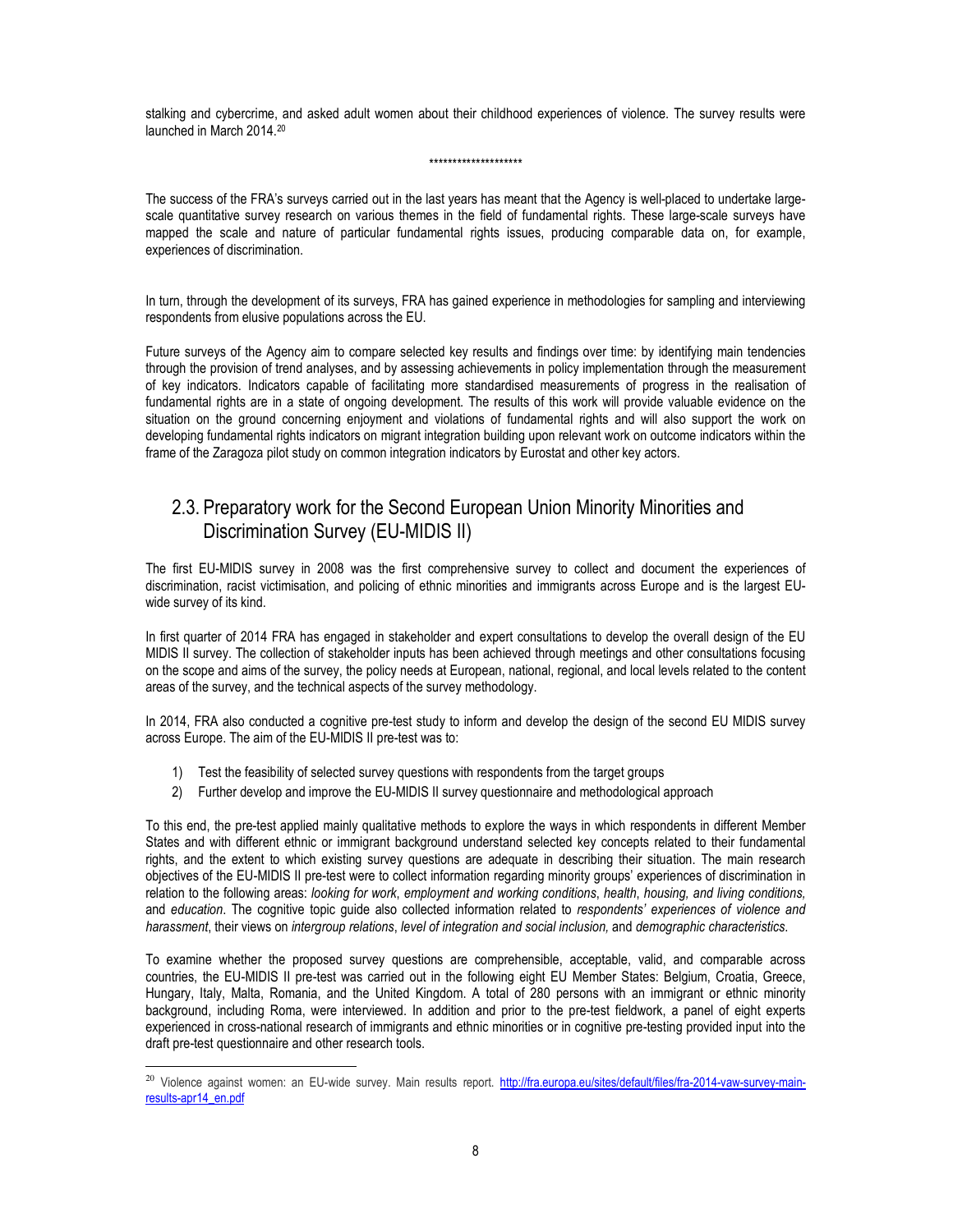stalking and cybercrime, and asked adult women about their childhood experiences of violence. The survey results were launched in March 2014.[20]

********************

The success of the FRA's surveys carried out in the last years has meant that the Agency is well-placed to undertake large-scale quantitative survey research on various themes in the field of fundamental rights. These large-scale surveys have mapped the scale and nature of particular fundamental rights issues, producing comparable data on, for example, experiences of discrimination.

In turn, through the development of its surveys, FRA has gained experience in methodologies for sampling and interviewing respondents from elusive populations across the EU.

Future surveys of the Agency aim to compare selected key results and findings over time: by identifying main tendencies through the provision of trend analyses, and by assessing achievements in policy implementation through the measurement of key indicators. Indicators capable of facilitating more standardised measurements of progress in the realisation of fundamental rights are in a state of ongoing development. The results of this work will provide valuable evidence on the situation on the ground concerning enjoyment and violations of fundamental rights and will also support the work on developing fundamental rights indicators on migrant integration building upon relevant work on outcome indicators within the frame of the Zaragoza pilot study on common integration indicators by Eurostat and other key actors.

## 2.3. Preparatory work for the Second European Union Minority Minorities and Discrimination Survey (EU-MIDIS II)

The first EU-MIDIS survey in 2008 was the first comprehensive survey to collect and document the experiences of discrimination, racist victimisation, and policing of ethnic minorities and immigrants across Europe and is the largest EU-wide survey of its kind.

In first quarter of 2014 FRA has engaged in stakeholder and expert consultations to develop the overall design of the EU MIDIS II survey. The collection of stakeholder inputs has been achieved through meetings and other consultations focusing on the scope and aims of the survey, the policy needs at European, national, regional, and local levels related to the content areas of the survey, and the technical aspects of the survey methodology.

In 2014, FRA also conducted a cognitive pre-test study to inform and develop the design of the second EU MIDIS survey across Europe. The aim of the EU-MIDIS II pre-test was to:

1) Test the feasibility of selected survey questions with respondents from the target groups
2) Further develop and improve the EU-MIDIS II survey questionnaire and methodological approach

To this end, the pre-test applied mainly qualitative methods to explore the ways in which respondents in different Member States and with different ethnic or immigrant background understand selected key concepts related to their fundamental rights, and the extent to which existing survey questions are adequate in describing their situation. The main research objectives of the EU-MIDIS II pre-test were to collect information regarding minority groups' experiences of discrimination in relation to the following areas: *looking for work*, *employment and working conditions*, *health*, *housing, and living conditions,* and *education*. The cognitive topic guide also collected information related to *respondents' experiences of violence and harassment*, their views on *intergroup relations*, *level of integration and social inclusion,* and *demographic characteristics*.

To examine whether the proposed survey questions are comprehensible, acceptable, valid, and comparable across countries, the EU-MIDIS II pre-test was carried out in the following eight EU Member States: Belgium, Croatia, Greece, Hungary, Italy, Malta, Romania, and the United Kingdom. A total of 280 persons with an immigrant or ethnic minority background, including Roma, were interviewed. In addition and prior to the pre-test fieldwork, a panel of eight experts experienced in cross-national research of immigrants and ethnic minorities or in cognitive pre-testing provided input into the draft pre-test questionnaire and other research tools.

[20] Violence against women: an EU-wide survey. Main results report. http://fra.europa.eu/sites/default/files/fra-2014-vaw-survey-main-results-apr14_en.pdf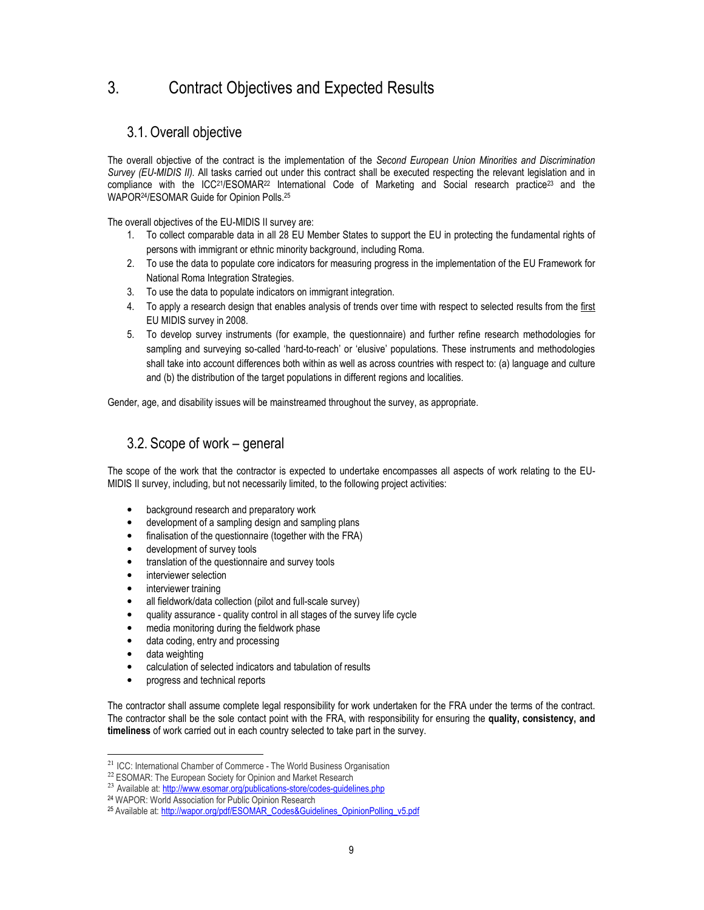# 3. Contract Objectives and Expected Results

## 3.1. Overall objective

The overall objective of the contract is the implementation of the *Second European Union Minorities and Discrimination Survey (EU-MIDIS II).* All tasks carried out under this contract shall be executed respecting the relevant legislation and in compliance with the ICC[21]/ESOMAR[22] International Code of Marketing and Social research practice[23] and the WAPOR[24]/ESOMAR Guide for Opinion Polls.[25]

The overall objectives of the EU-MIDIS II survey are:

1. To collect comparable data in all 28 EU Member States to support the EU in protecting the fundamental rights of persons with immigrant or ethnic minority background, including Roma.
2. To use the data to populate core indicators for measuring progress in the implementation of the EU Framework for National Roma Integration Strategies.
3. To use the data to populate indicators on immigrant integration.
4. To apply a research design that enables analysis of trends over time with respect to selected results from the first EU MIDIS survey in 2008.
5. To develop survey instruments (for example, the questionnaire) and further refine research methodologies for sampling and surveying so-called 'hard-to-reach' or 'elusive' populations. These instruments and methodologies shall take into account differences both within as well as across countries with respect to: (a) language and culture and (b) the distribution of the target populations in different regions and localities.

Gender, age, and disability issues will be mainstreamed throughout the survey, as appropriate.

## 3.2. Scope of work – general

The scope of the work that the contractor is expected to undertake encompasses all aspects of work relating to the EU-MIDIS II survey, including, but not necessarily limited, to the following project activities:

- background research and preparatory work
- development of a sampling design and sampling plans
- finalisation of the questionnaire (together with the FRA)
- development of survey tools
- translation of the questionnaire and survey tools
- interviewer selection
- interviewer training
- all fieldwork/data collection (pilot and full-scale survey)
- quality assurance - quality control in all stages of the survey life cycle
- media monitoring during the fieldwork phase
- data coding, entry and processing
- data weighting
- calculation of selected indicators and tabulation of results
- progress and technical reports

The contractor shall assume complete legal responsibility for work undertaken for the FRA under the terms of the contract. The contractor shall be the sole contact point with the FRA, with responsibility for ensuring the **quality, consistency, and timeliness** of work carried out in each country selected to take part in the survey.

---

[21] ICC: International Chamber of Commerce - The World Business Organisation

[22] ESOMAR: The European Society for Opinion and Market Research

[23] Available at: http://www.esomar.org/publications-store/codes-guidelines.php

[24] WAPOR: World Association for Public Opinion Research

[25] Available at: http://wapor.org/pdf/ESOMAR_Codes&Guidelines_OpinionPolling_v5.pdf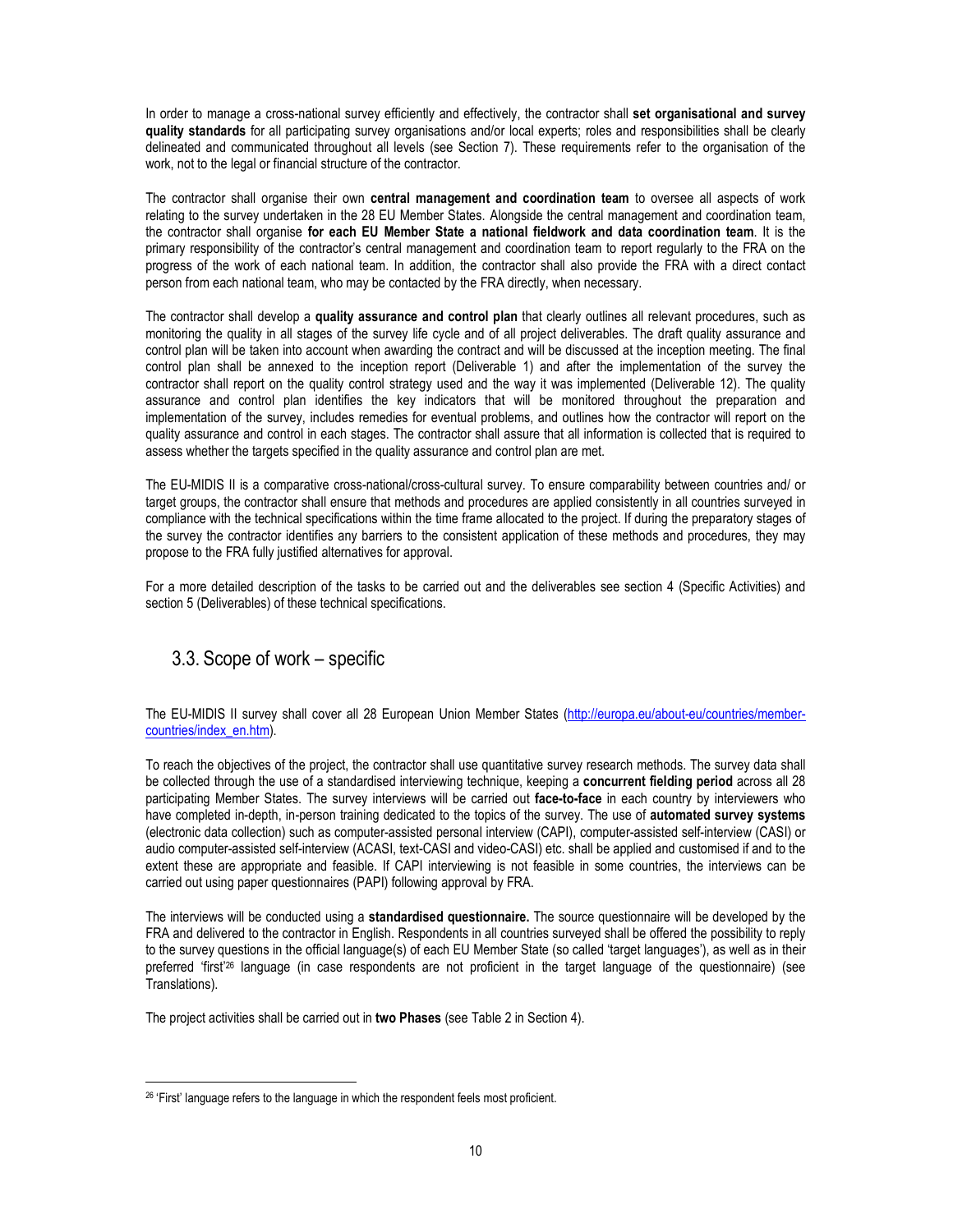In order to manage a cross-national survey efficiently and effectively, the contractor shall **set organisational and survey quality standards** for all participating survey organisations and/or local experts; roles and responsibilities shall be clearly delineated and communicated throughout all levels (see Section 7). These requirements refer to the organisation of the work, not to the legal or financial structure of the contractor.

The contractor shall organise their own **central management and coordination team** to oversee all aspects of work relating to the survey undertaken in the 28 EU Member States. Alongside the central management and coordination team, the contractor shall organise **for each EU Member State a national fieldwork and data coordination team**. It is the primary responsibility of the contractor's central management and coordination team to report regularly to the FRA on the progress of the work of each national team. In addition, the contractor shall also provide the FRA with a direct contact person from each national team, who may be contacted by the FRA directly, when necessary.

The contractor shall develop a **quality assurance and control plan** that clearly outlines all relevant procedures, such as monitoring the quality in all stages of the survey life cycle and of all project deliverables. The draft quality assurance and control plan will be taken into account when awarding the contract and will be discussed at the inception meeting. The final control plan shall be annexed to the inception report (Deliverable 1) and after the implementation of the survey the contractor shall report on the quality control strategy used and the way it was implemented (Deliverable 12). The quality assurance and control plan identifies the key indicators that will be monitored throughout the preparation and implementation of the survey, includes remedies for eventual problems, and outlines how the contractor will report on the quality assurance and control in each stages. The contractor shall assure that all information is collected that is required to assess whether the targets specified in the quality assurance and control plan are met.

The EU-MIDIS II is a comparative cross-national/cross-cultural survey. To ensure comparability between countries and/ or target groups, the contractor shall ensure that methods and procedures are applied consistently in all countries surveyed in compliance with the technical specifications within the time frame allocated to the project. If during the preparatory stages of the survey the contractor identifies any barriers to the consistent application of these methods and procedures, they may propose to the FRA fully justified alternatives for approval.

For a more detailed description of the tasks to be carried out and the deliverables see section 4 (Specific Activities) and section 5 (Deliverables) of these technical specifications.

## 3.3. Scope of work – specific

The EU-MIDIS II survey shall cover all 28 European Union Member States (http://europa.eu/about-eu/countries/member-countries/index_en.htm).

To reach the objectives of the project, the contractor shall use quantitative survey research methods. The survey data shall be collected through the use of a standardised interviewing technique, keeping a **concurrent fielding period** across all 28 participating Member States. The survey interviews will be carried out **face-to-face** in each country by interviewers who have completed in-depth, in-person training dedicated to the topics of the survey. The use of **automated survey systems** (electronic data collection) such as computer-assisted personal interview (CAPI), computer-assisted self-interview (CASI) or audio computer-assisted self-interview (ACASI, text-CASI and video-CASI) etc. shall be applied and customised if and to the extent these are appropriate and feasible. If CAPI interviewing is not feasible in some countries, the interviews can be carried out using paper questionnaires (PAPI) following approval by FRA.

The interviews will be conducted using a **standardised questionnaire.** The source questionnaire will be developed by the FRA and delivered to the contractor in English. Respondents in all countries surveyed shall be offered the possibility to reply to the survey questions in the official language(s) of each EU Member State (so called 'target languages'), as well as in their preferred 'first'[26] language (in case respondents are not proficient in the target language of the questionnaire) (see Translations).

The project activities shall be carried out in **two Phases** (see Table 2 in Section 4).

[26] 'First' language refers to the language in which the respondent feels most proficient.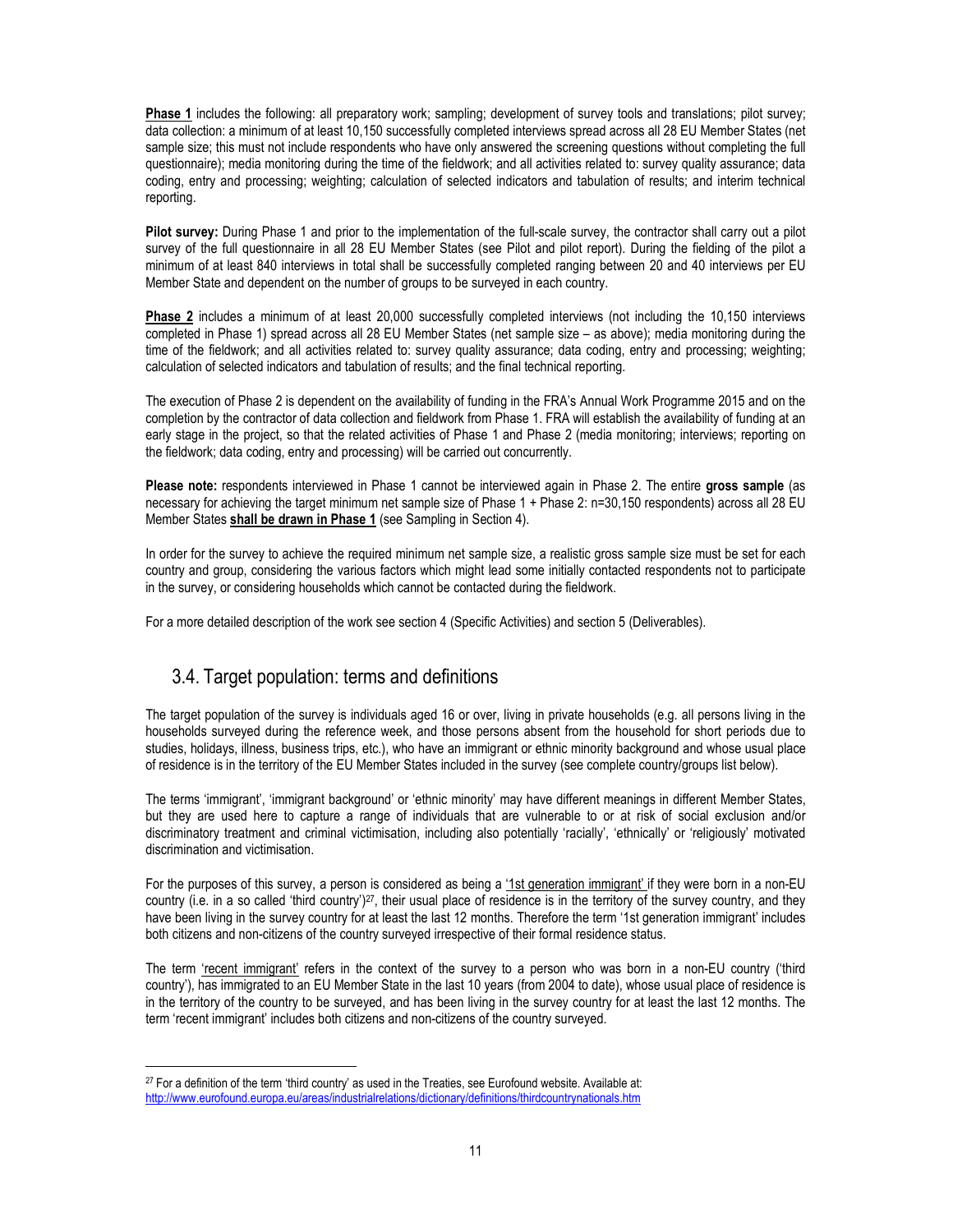**Phase 1** includes the following: all preparatory work; sampling; development of survey tools and translations; pilot survey; data collection: a minimum of at least 10,150 successfully completed interviews spread across all 28 EU Member States (net sample size; this must not include respondents who have only answered the screening questions without completing the full questionnaire); media monitoring during the time of the fieldwork; and all activities related to: survey quality assurance; data coding, entry and processing; weighting; calculation of selected indicators and tabulation of results; and interim technical reporting.

**Pilot survey:** During Phase 1 and prior to the implementation of the full-scale survey, the contractor shall carry out a pilot survey of the full questionnaire in all 28 EU Member States (see Pilot and pilot report). During the fielding of the pilot a minimum of at least 840 interviews in total shall be successfully completed ranging between 20 and 40 interviews per EU Member State and dependent on the number of groups to be surveyed in each country.

**Phase 2** includes a minimum of at least 20,000 successfully completed interviews (not including the 10,150 interviews completed in Phase 1) spread across all 28 EU Member States (net sample size – as above); media monitoring during the time of the fieldwork; and all activities related to: survey quality assurance; data coding, entry and processing; weighting; calculation of selected indicators and tabulation of results; and the final technical reporting.

The execution of Phase 2 is dependent on the availability of funding in the FRA's Annual Work Programme 2015 and on the completion by the contractor of data collection and fieldwork from Phase 1. FRA will establish the availability of funding at an early stage in the project, so that the related activities of Phase 1 and Phase 2 (media monitoring; interviews; reporting on the fieldwork; data coding, entry and processing) will be carried out concurrently.

**Please note:** respondents interviewed in Phase 1 cannot be interviewed again in Phase 2. The entire **gross sample** (as necessary for achieving the target minimum net sample size of Phase 1 + Phase 2: n=30,150 respondents) across all 28 EU Member States **shall be drawn in Phase 1** (see Sampling in Section 4).

In order for the survey to achieve the required minimum net sample size, a realistic gross sample size must be set for each country and group, considering the various factors which might lead some initially contacted respondents not to participate in the survey, or considering households which cannot be contacted during the fieldwork.

For a more detailed description of the work see section 4 (Specific Activities) and section 5 (Deliverables).

## 3.4. Target population: terms and definitions

The target population of the survey is individuals aged 16 or over, living in private households (e.g. all persons living in the households surveyed during the reference week, and those persons absent from the household for short periods due to studies, holidays, illness, business trips, etc.), who have an immigrant or ethnic minority background and whose usual place of residence is in the territory of the EU Member States included in the survey (see complete country/groups list below).

The terms 'immigrant', 'immigrant background' or 'ethnic minority' may have different meanings in different Member States, but they are used here to capture a range of individuals that are vulnerable to or at risk of social exclusion and/or discriminatory treatment and criminal victimisation, including also potentially 'racially', 'ethnically' or 'religiously' motivated discrimination and victimisation.

For the purposes of this survey, a person is considered as being a '1st generation immigrant' if they were born in a non-EU country (i.e. in a so called 'third country')[27], their usual place of residence is in the territory of the survey country, and they have been living in the survey country for at least the last 12 months. Therefore the term '1st generation immigrant' includes both citizens and non-citizens of the country surveyed irrespective of their formal residence status.

The term 'recent immigrant' refers in the context of the survey to a person who was born in a non-EU country ('third country'), has immigrated to an EU Member State in the last 10 years (from 2004 to date), whose usual place of residence is in the territory of the country to be surveyed, and has been living in the survey country for at least the last 12 months. The term 'recent immigrant' includes both citizens and non-citizens of the country surveyed.

---

[27] For a definition of the term 'third country' as used in the Treaties, see Eurofound website. Available at: http://www.eurofound.europa.eu/areas/industrialrelations/dictionary/definitions/thirdcountrynationals.htm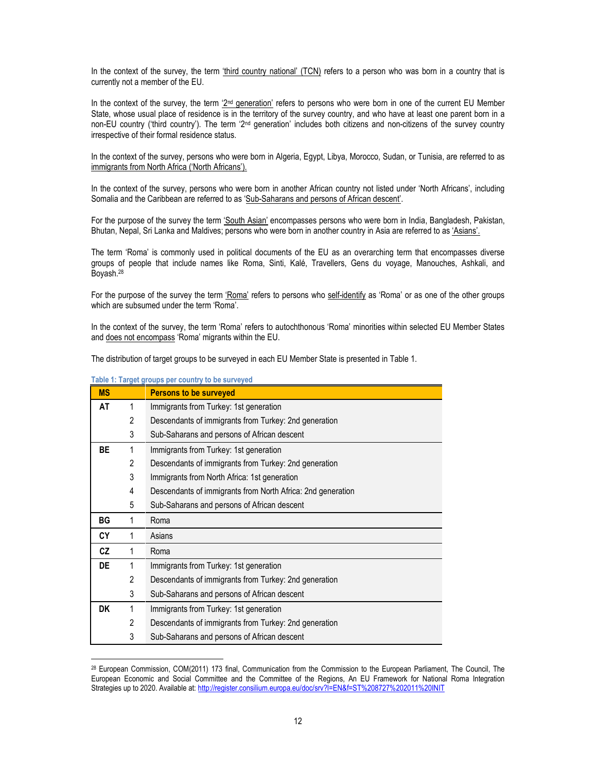In the context of the survey, the term 'third country national' (TCN) refers to a person who was born in a country that is currently not a member of the EU.

In the context of the survey, the term '2nd generation' refers to persons who were born in one of the current EU Member State, whose usual place of residence is in the territory of the survey country, and who have at least one parent born in a non-EU country ('third country'). The term '2nd generation' includes both citizens and non-citizens of the survey country irrespective of their formal residence status.

In the context of the survey, persons who were born in Algeria, Egypt, Libya, Morocco, Sudan, or Tunisia, are referred to as immigrants from North Africa ('North Africans').

In the context of the survey, persons who were born in another African country not listed under 'North Africans', including Somalia and the Caribbean are referred to as 'Sub-Saharans and persons of African descent'.

For the purpose of the survey the term 'South Asian' encompasses persons who were born in India, Bangladesh, Pakistan, Bhutan, Nepal, Sri Lanka and Maldives; persons who were born in another country in Asia are referred to as 'Asians'.

The term 'Roma' is commonly used in political documents of the EU as an overarching term that encompasses diverse groups of people that include names like Roma, Sinti, Kalé, Travellers, Gens du voyage, Manouches, Ashkali, and Boyash.[28]

For the purpose of the survey the term 'Roma' refers to persons who self-identify as 'Roma' or as one of the other groups which are subsumed under the term 'Roma'.

In the context of the survey, the term 'Roma' refers to autochthonous 'Roma' minorities within selected EU Member States and does not encompass 'Roma' migrants within the EU.

The distribution of target groups to be surveyed in each EU Member State is presented in Table 1.

**Table 1: Target groups per country to be surveyed**

| MS | | Persons to be surveyed |
|---|---|---|
| AT | 1 | Immigrants from Turkey: 1st generation |
| | 2 | Descendants of immigrants from Turkey: 2nd generation |
| | 3 | Sub-Saharans and persons of African descent |
| BE | 1 | Immigrants from Turkey: 1st generation |
| | 2 | Descendants of immigrants from Turkey: 2nd generation |
| | 3 | Immigrants from North Africa: 1st generation |
| | 4 | Descendants of immigrants from North Africa: 2nd generation |
| | 5 | Sub-Saharans and persons of African descent |
| BG | 1 | Roma |
| CY | 1 | Asians |
| CZ | 1 | Roma |
| DE | 1 | Immigrants from Turkey: 1st generation |
| | 2 | Descendants of immigrants from Turkey: 2nd generation |
| | 3 | Sub-Saharans and persons of African descent |
| DK | 1 | Immigrants from Turkey: 1st generation |
| | 2 | Descendants of immigrants from Turkey: 2nd generation |
| | 3 | Sub-Saharans and persons of African descent |

[28] European Commission, COM(2011) 173 final, Communication from the Commission to the European Parliament, The Council, The European Economic and Social Committee and the Committee of the Regions, An EU Framework for National Roma Integration Strategies up to 2020. Available at: http://register.consilium.europa.eu/doc/srv?l=EN&f=ST%208727%202011%20INIT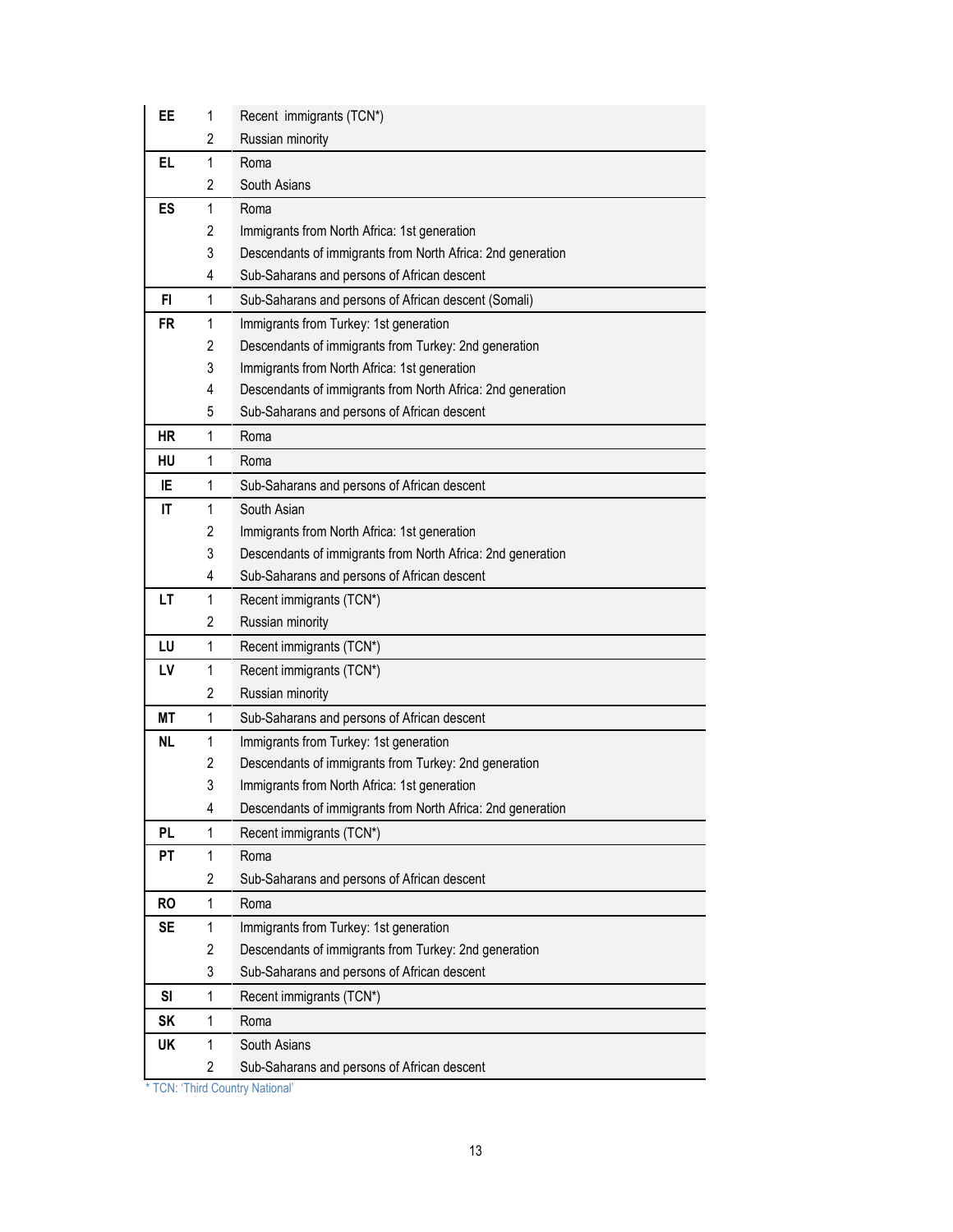| | | |
|---|---|---|
| EE | 1 | Recent immigrants (TCN*) |
| | 2 | Russian minority |
| EL | 1 | Roma |
| | 2 | South Asians |
| ES | 1 | Roma |
| | 2 | Immigrants from North Africa: 1st generation |
| | 3 | Descendants of immigrants from North Africa: 2nd generation |
| | 4 | Sub-Saharans and persons of African descent |
| FI | 1 | Sub-Saharans and persons of African descent (Somali) |
| FR | 1 | Immigrants from Turkey: 1st generation |
| | 2 | Descendants of immigrants from Turkey: 2nd generation |
| | 3 | Immigrants from North Africa: 1st generation |
| | 4 | Descendants of immigrants from North Africa: 2nd generation |
| | 5 | Sub-Saharans and persons of African descent |
| HR | 1 | Roma |
| HU | 1 | Roma |
| IE | 1 | Sub-Saharans and persons of African descent |
| IT | 1 | South Asian |
| | 2 | Immigrants from North Africa: 1st generation |
| | 3 | Descendants of immigrants from North Africa: 2nd generation |
| | 4 | Sub-Saharans and persons of African descent |
| LT | 1 | Recent immigrants (TCN*) |
| | 2 | Russian minority |
| LU | 1 | Recent immigrants (TCN*) |
| LV | 1 | Recent immigrants (TCN*) |
| | 2 | Russian minority |
| MT | 1 | Sub-Saharans and persons of African descent |
| NL | 1 | Immigrants from Turkey: 1st generation |
| | 2 | Descendants of immigrants from Turkey: 2nd generation |
| | 3 | Immigrants from North Africa: 1st generation |
| | 4 | Descendants of immigrants from North Africa: 2nd generation |
| PL | 1 | Recent immigrants (TCN*) |
| PT | 1 | Roma |
| | 2 | Sub-Saharans and persons of African descent |
| RO | 1 | Roma |
| SE | 1 | Immigrants from Turkey: 1st generation |
| | 2 | Descendants of immigrants from Turkey: 2nd generation |
| | 3 | Sub-Saharans and persons of African descent |
| SI | 1 | Recent immigrants (TCN*) |
| SK | 1 | Roma |
| UK | 1 | South Asians |
| | 2 | Sub-Saharans and persons of African descent |

* TCN: 'Third Country National'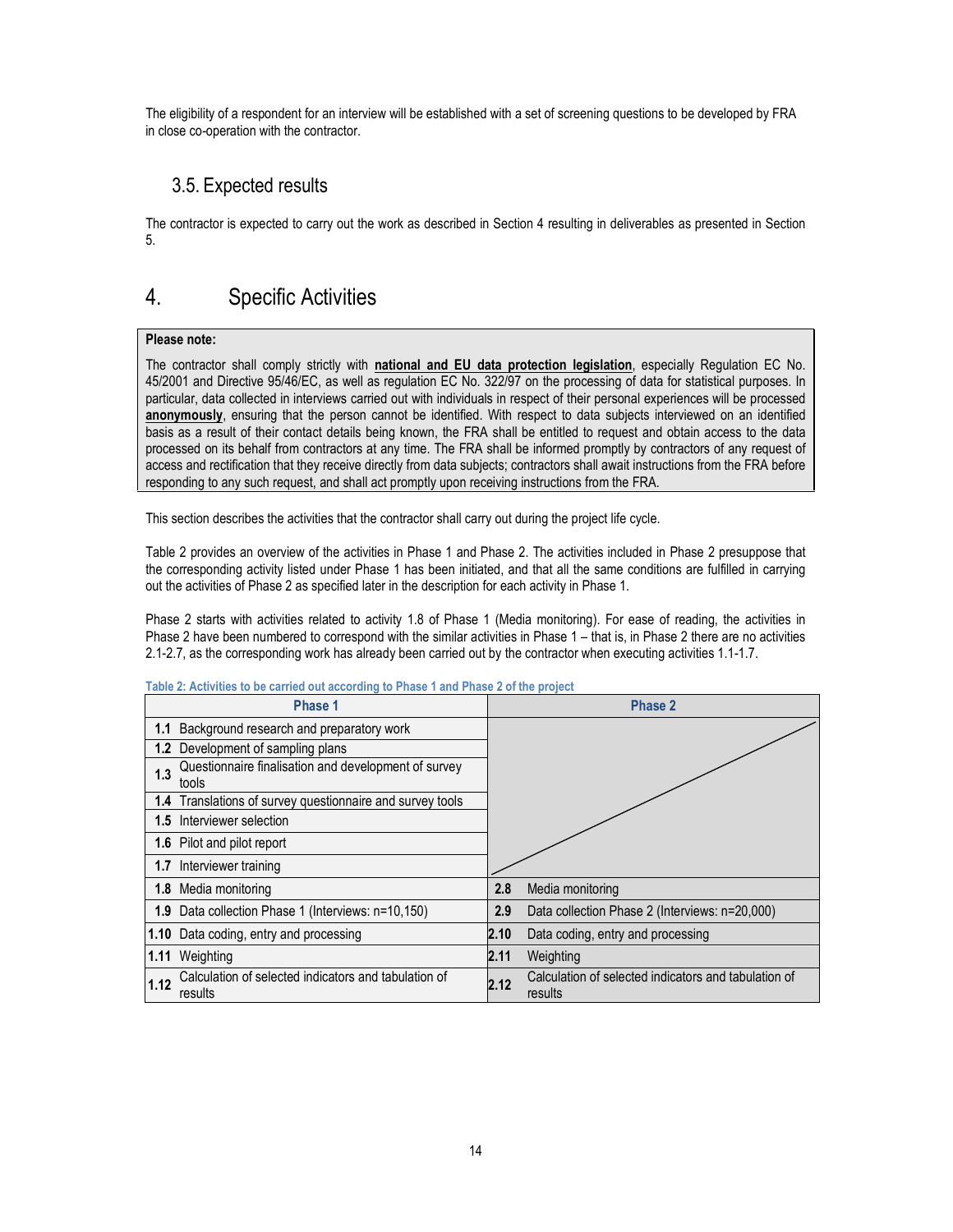The eligibility of a respondent for an interview will be established with a set of screening questions to be developed by FRA in close co-operation with the contractor.

## 3.5. Expected results

The contractor is expected to carry out the work as described in Section 4 resulting in deliverables as presented in Section 5.

# 4. Specific Activities

**Please note:**

The contractor shall comply strictly with **national and EU data protection legislation**, especially Regulation EC No. 45/2001 and Directive 95/46/EC, as well as regulation EC No. 322/97 on the processing of data for statistical purposes. In particular, data collected in interviews carried out with individuals in respect of their personal experiences will be processed **anonymously**, ensuring that the person cannot be identified. With respect to data subjects interviewed on an identified basis as a result of their contact details being known, the FRA shall be entitled to request and obtain access to the data processed on its behalf from contractors at any time. The FRA shall be informed promptly by contractors of any request of access and rectification that they receive directly from data subjects; contractors shall await instructions from the FRA before responding to any such request, and shall act promptly upon receiving instructions from the FRA.

This section describes the activities that the contractor shall carry out during the project life cycle.

Table 2 provides an overview of the activities in Phase 1 and Phase 2. The activities included in Phase 2 presuppose that the corresponding activity listed under Phase 1 has been initiated, and that all the same conditions are fulfilled in carrying out the activities of Phase 2 as specified later in the description for each activity in Phase 1.

Phase 2 starts with activities related to activity 1.8 of Phase 1 (Media monitoring). For ease of reading, the activities in Phase 2 have been numbered to correspond with the similar activities in Phase 1 – that is, in Phase 2 there are no activities 2.1-2.7, as the corresponding work has already been carried out by the contractor when executing activities 1.1-1.7.

**Table 2: Activities to be carried out according to Phase 1 and Phase 2 of the project**

| Phase 1 | | Phase 2 | |
|---|---|---|---|
| **1.1** | Background research and preparatory work | | |
| **1.2** | Development of sampling plans | | |
| **1.3** | Questionnaire finalisation and development of survey tools | | |
| **1.4** | Translations of survey questionnaire and survey tools | | |
| **1.5** | Interviewer selection | | |
| **1.6** | Pilot and pilot report | | |
| **1.7** | Interviewer training | | |
| **1.8** | Media monitoring | **2.8** | Media monitoring |
| **1.9** | Data collection Phase 1 (Interviews: n=10,150) | **2.9** | Data collection Phase 2 (Interviews: n=20,000) |
| **1.10** | Data coding, entry and processing | **2.10** | Data coding, entry and processing |
| **1.11** | Weighting | **2.11** | Weighting |
| **1.12** | Calculation of selected indicators and tabulation of results | **2.12** | Calculation of selected indicators and tabulation of results |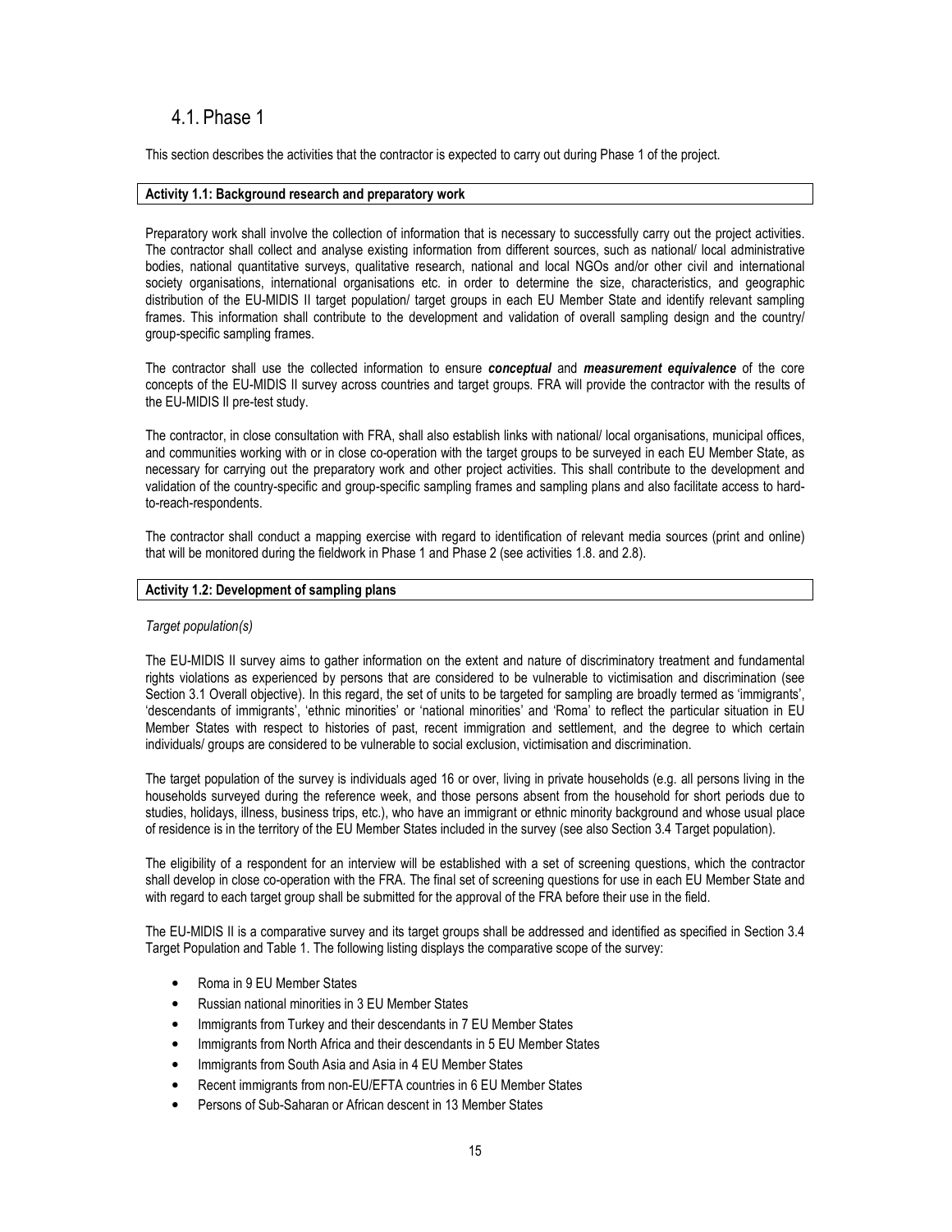## 4.1. Phase 1

This section describes the activities that the contractor is expected to carry out during Phase 1 of the project.

**Activity 1.1: Background research and preparatory work**

Preparatory work shall involve the collection of information that is necessary to successfully carry out the project activities. The contractor shall collect and analyse existing information from different sources, such as national/ local administrative bodies, national quantitative surveys, qualitative research, national and local NGOs and/or other civil and international society organisations, international organisations etc. in order to determine the size, characteristics, and geographic distribution of the EU-MIDIS II target population/ target groups in each EU Member State and identify relevant sampling frames. This information shall contribute to the development and validation of overall sampling design and the country/ group-specific sampling frames.

The contractor shall use the collected information to ensure ***conceptual*** and ***measurement equivalence*** of the core concepts of the EU-MIDIS II survey across countries and target groups. FRA will provide the contractor with the results of the EU-MIDIS II pre-test study.

The contractor, in close consultation with FRA, shall also establish links with national/ local organisations, municipal offices, and communities working with or in close co-operation with the target groups to be surveyed in each EU Member State, as necessary for carrying out the preparatory work and other project activities. This shall contribute to the development and validation of the country-specific and group-specific sampling frames and sampling plans and also facilitate access to hard-to-reach-respondents.

The contractor shall conduct a mapping exercise with regard to identification of relevant media sources (print and online) that will be monitored during the fieldwork in Phase 1 and Phase 2 (see activities 1.8. and 2.8).

**Activity 1.2: Development of sampling plans**

*Target population(s)*

The EU-MIDIS II survey aims to gather information on the extent and nature of discriminatory treatment and fundamental rights violations as experienced by persons that are considered to be vulnerable to victimisation and discrimination (see Section 3.1 Overall objective). In this regard, the set of units to be targeted for sampling are broadly termed as 'immigrants', 'descendants of immigrants', 'ethnic minorities' or 'national minorities' and 'Roma' to reflect the particular situation in EU Member States with respect to histories of past, recent immigration and settlement, and the degree to which certain individuals/ groups are considered to be vulnerable to social exclusion, victimisation and discrimination.

The target population of the survey is individuals aged 16 or over, living in private households (e.g. all persons living in the households surveyed during the reference week, and those persons absent from the household for short periods due to studies, holidays, illness, business trips, etc.), who have an immigrant or ethnic minority background and whose usual place of residence is in the territory of the EU Member States included in the survey (see also Section 3.4 Target population).

The eligibility of a respondent for an interview will be established with a set of screening questions, which the contractor shall develop in close co-operation with the FRA. The final set of screening questions for use in each EU Member State and with regard to each target group shall be submitted for the approval of the FRA before their use in the field.

The EU-MIDIS II is a comparative survey and its target groups shall be addressed and identified as specified in Section 3.4 Target Population and Table 1. The following listing displays the comparative scope of the survey:

- Roma in 9 EU Member States
- Russian national minorities in 3 EU Member States
- Immigrants from Turkey and their descendants in 7 EU Member States
- Immigrants from North Africa and their descendants in 5 EU Member States
- Immigrants from South Asia and Asia in 4 EU Member States
- Recent immigrants from non-EU/EFTA countries in 6 EU Member States
- Persons of Sub-Saharan or African descent in 13 Member States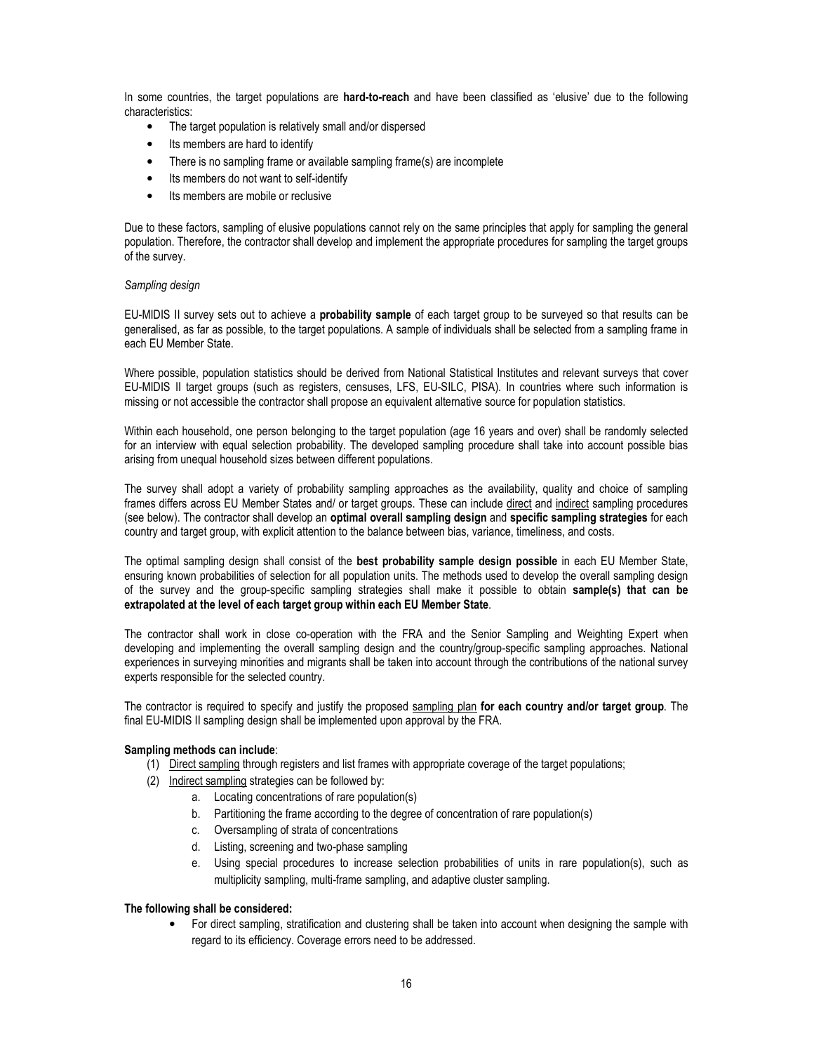In some countries, the target populations are **hard-to-reach** and have been classified as 'elusive' due to the following characteristics:

- The target population is relatively small and/or dispersed
- Its members are hard to identify
- There is no sampling frame or available sampling frame(s) are incomplete
- Its members do not want to self-identify
- Its members are mobile or reclusive

Due to these factors, sampling of elusive populations cannot rely on the same principles that apply for sampling the general population. Therefore, the contractor shall develop and implement the appropriate procedures for sampling the target groups of the survey.

*Sampling design*

EU-MIDIS II survey sets out to achieve a **probability sample** of each target group to be surveyed so that results can be generalised, as far as possible, to the target populations. A sample of individuals shall be selected from a sampling frame in each EU Member State.

Where possible, population statistics should be derived from National Statistical Institutes and relevant surveys that cover EU-MIDIS II target groups (such as registers, censuses, LFS, EU-SILC, PISA). In countries where such information is missing or not accessible the contractor shall propose an equivalent alternative source for population statistics.

Within each household, one person belonging to the target population (age 16 years and over) shall be randomly selected for an interview with equal selection probability. The developed sampling procedure shall take into account possible bias arising from unequal household sizes between different populations.

The survey shall adopt a variety of probability sampling approaches as the availability, quality and choice of sampling frames differs across EU Member States and/ or target groups. These can include direct and indirect sampling procedures (see below). The contractor shall develop an **optimal overall sampling design** and **specific sampling strategies** for each country and target group, with explicit attention to the balance between bias, variance, timeliness, and costs.

The optimal sampling design shall consist of the **best probability sample design possible** in each EU Member State, ensuring known probabilities of selection for all population units. The methods used to develop the overall sampling design of the survey and the group-specific sampling strategies shall make it possible to obtain **sample(s) that can be extrapolated at the level of each target group within each EU Member State**.

The contractor shall work in close co-operation with the FRA and the Senior Sampling and Weighting Expert when developing and implementing the overall sampling design and the country/group-specific sampling approaches. National experiences in surveying minorities and migrants shall be taken into account through the contributions of the national survey experts responsible for the selected country.

The contractor is required to specify and justify the proposed sampling plan **for each country and/or target group**. The final EU-MIDIS II sampling design shall be implemented upon approval by the FRA.

**Sampling methods can include**:

1. Direct sampling through registers and list frames with appropriate coverage of the target populations;
2. Indirect sampling strategies can be followed by:
   a. Locating concentrations of rare population(s)
   b. Partitioning the frame according to the degree of concentration of rare population(s)
   c. Oversampling of strata of concentrations
   d. Listing, screening and two-phase sampling
   e. Using special procedures to increase selection probabilities of units in rare population(s), such as multiplicity sampling, multi-frame sampling, and adaptive cluster sampling.

**The following shall be considered:**

- For direct sampling, stratification and clustering shall be taken into account when designing the sample with regard to its efficiency. Coverage errors need to be addressed.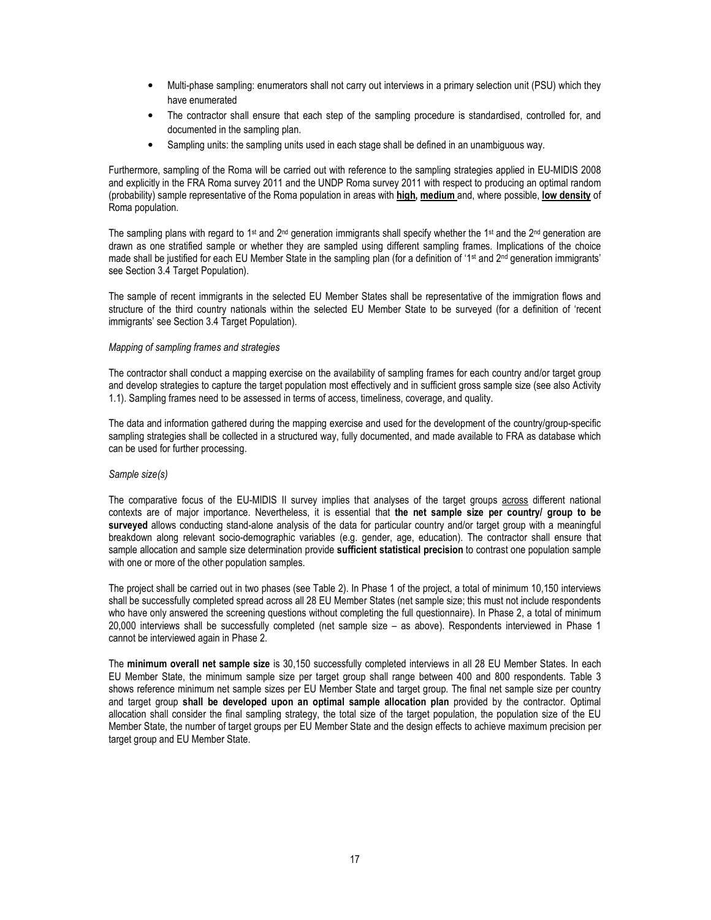- Multi-phase sampling: enumerators shall not carry out interviews in a primary selection unit (PSU) which they have enumerated
- The contractor shall ensure that each step of the sampling procedure is standardised, controlled for, and documented in the sampling plan.
- Sampling units: the sampling units used in each stage shall be defined in an unambiguous way.

Furthermore, sampling of the Roma will be carried out with reference to the sampling strategies applied in EU-MIDIS 2008 and explicitly in the FRA Roma survey 2011 and the UNDP Roma survey 2011 with respect to producing an optimal random (probability) sample representative of the Roma population in areas with **high, medium** and, where possible, **low density** of Roma population.

The sampling plans with regard to 1st and 2nd generation immigrants shall specify whether the 1st and the 2nd generation are drawn as one stratified sample or whether they are sampled using different sampling frames. Implications of the choice made shall be justified for each EU Member State in the sampling plan (for a definition of '1st and 2nd generation immigrants' see Section 3.4 Target Population).

The sample of recent immigrants in the selected EU Member States shall be representative of the immigration flows and structure of the third country nationals within the selected EU Member State to be surveyed (for a definition of 'recent immigrants' see Section 3.4 Target Population).

*Mapping of sampling frames and strategies*

The contractor shall conduct a mapping exercise on the availability of sampling frames for each country and/or target group and develop strategies to capture the target population most effectively and in sufficient gross sample size (see also Activity 1.1). Sampling frames need to be assessed in terms of access, timeliness, coverage, and quality.

The data and information gathered during the mapping exercise and used for the development of the country/group-specific sampling strategies shall be collected in a structured way, fully documented, and made available to FRA as database which can be used for further processing.

*Sample size(s)*

The comparative focus of the EU-MIDIS II survey implies that analyses of the target groups across different national contexts are of major importance. Nevertheless, it is essential that **the net sample size per country/ group to be surveyed** allows conducting stand-alone analysis of the data for particular country and/or target group with a meaningful breakdown along relevant socio-demographic variables (e.g. gender, age, education). The contractor shall ensure that sample allocation and sample size determination provide **sufficient statistical precision** to contrast one population sample with one or more of the other population samples.

The project shall be carried out in two phases (see Table 2). In Phase 1 of the project, a total of minimum 10,150 interviews shall be successfully completed spread across all 28 EU Member States (net sample size; this must not include respondents who have only answered the screening questions without completing the full questionnaire). In Phase 2, a total of minimum 20,000 interviews shall be successfully completed (net sample size – as above). Respondents interviewed in Phase 1 cannot be interviewed again in Phase 2.

The **minimum overall net sample size** is 30,150 successfully completed interviews in all 28 EU Member States. In each EU Member State, the minimum sample size per target group shall range between 400 and 800 respondents. Table 3 shows reference minimum net sample sizes per EU Member State and target group. The final net sample size per country and target group **shall be developed upon an optimal sample allocation plan** provided by the contractor. Optimal allocation shall consider the final sampling strategy, the total size of the target population, the population size of the EU Member State, the number of target groups per EU Member State and the design effects to achieve maximum precision per target group and EU Member State.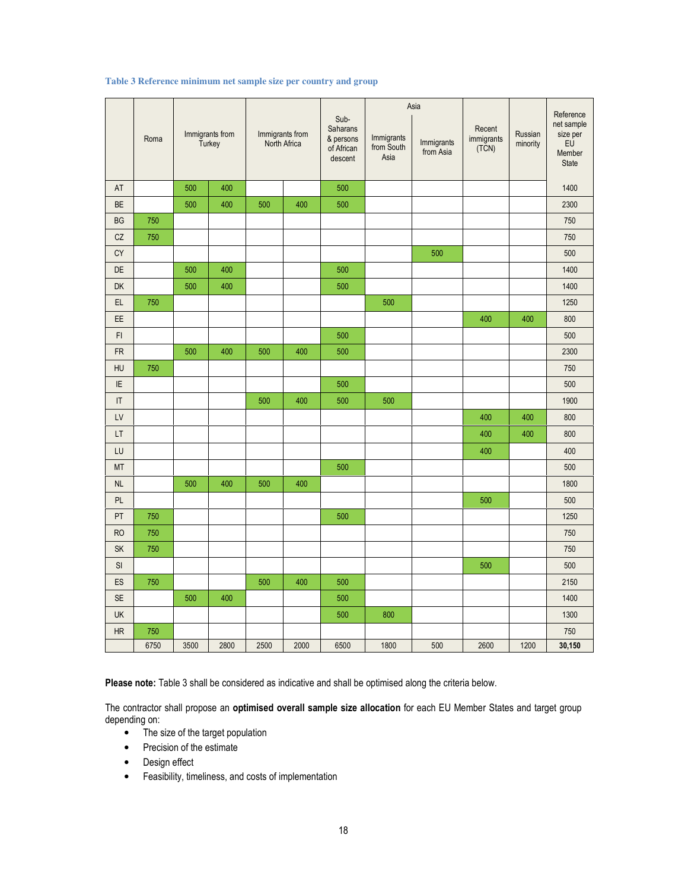### Table 3 Reference minimum net sample size per country and group

| | Roma | Immigrants from Turkey | | Immigrants from North Africa | | Sub-Saharans & persons of African descent | Asia | | Recent immigrants (TCN) | Russian minority | Reference net sample size per EU Member State |
|---|---|---|---|---|---|---|---|---|---|---|---|
| | | | | | | | Immigrants from South Asia | Immigrants from Asia | | | |
| AT | | 500 | 400 | | | 500 | | | | | 1400 |
| BE | | 500 | 400 | 500 | 400 | 500 | | | | | 2300 |
| BG | 750 | | | | | | | | | | 750 |
| CZ | 750 | | | | | | | | | | 750 |
| CY | | | | | | | | 500 | | | 500 |
| DE | | 500 | 400 | | | 500 | | | | | 1400 |
| DK | | 500 | 400 | | | 500 | | | | | 1400 |
| EL | 750 | | | | | | 500 | | | | 1250 |
| EE | | | | | | | | | 400 | 400 | 800 |
| FI | | | | | | 500 | | | | | 500 |
| FR | | 500 | 400 | 500 | 400 | 500 | | | | | 2300 |
| HU | 750 | | | | | | | | | | 750 |
| IE | | | | | | 500 | | | | | 500 |
| IT | | | | 500 | 400 | 500 | 500 | | | | 1900 |
| LV | | | | | | | | | 400 | 400 | 800 |
| LT | | | | | | | | | 400 | 400 | 800 |
| LU | | | | | | | | | 400 | | 400 |
| MT | | | | | | 500 | | | | | 500 |
| NL | | 500 | 400 | 500 | 400 | | | | | | 1800 |
| PL | | | | | | | | | 500 | | 500 |
| PT | 750 | | | | | 500 | | | | | 1250 |
| RO | 750 | | | | | | | | | | 750 |
| SK | 750 | | | | | | | | | | 750 |
| SI | | | | | | | | | 500 | | 500 |
| ES | 750 | | | 500 | 400 | 500 | | | | | 2150 |
| SE | | 500 | 400 | | | 500 | | | | | 1400 |
| UK | | | | | | 500 | 800 | | | | 1300 |
| HR | 750 | | | | | | | | | | 750 |
| | 6750 | 3500 | 2800 | 2500 | 2000 | 6500 | 1800 | 500 | 2600 | 1200 | **30,150** |

**Please note:** Table 3 shall be considered as indicative and shall be optimised along the criteria below.

The contractor shall propose an **optimised overall sample size allocation** for each EU Member States and target group depending on:

- The size of the target population
- Precision of the estimate
- Design effect
- Feasibility, timeliness, and costs of implementation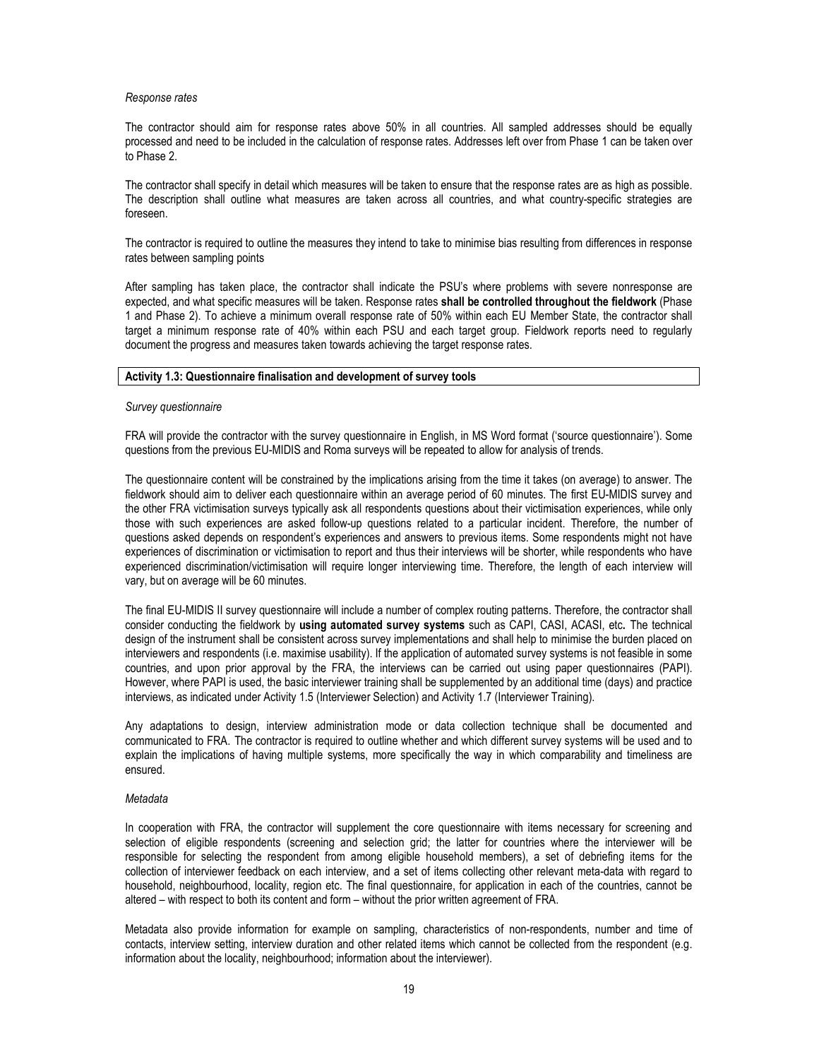*Response rates*

The contractor should aim for response rates above 50% in all countries. All sampled addresses should be equally processed and need to be included in the calculation of response rates. Addresses left over from Phase 1 can be taken over to Phase 2.

The contractor shall specify in detail which measures will be taken to ensure that the response rates are as high as possible. The description shall outline what measures are taken across all countries, and what country-specific strategies are foreseen.

The contractor is required to outline the measures they intend to take to minimise bias resulting from differences in response rates between sampling points

After sampling has taken place, the contractor shall indicate the PSU's where problems with severe nonresponse are expected, and what specific measures will be taken. Response rates **shall be controlled throughout the fieldwork** (Phase 1 and Phase 2). To achieve a minimum overall response rate of 50% within each EU Member State, the contractor shall target a minimum response rate of 40% within each PSU and each target group. Fieldwork reports need to regularly document the progress and measures taken towards achieving the target response rates.

**Activity 1.3: Questionnaire finalisation and development of survey tools**

*Survey questionnaire*

FRA will provide the contractor with the survey questionnaire in English, in MS Word format ('source questionnaire'). Some questions from the previous EU-MIDIS and Roma surveys will be repeated to allow for analysis of trends.

The questionnaire content will be constrained by the implications arising from the time it takes (on average) to answer. The fieldwork should aim to deliver each questionnaire within an average period of 60 minutes. The first EU-MIDIS survey and the other FRA victimisation surveys typically ask all respondents questions about their victimisation experiences, while only those with such experiences are asked follow-up questions related to a particular incident. Therefore, the number of questions asked depends on respondent's experiences and answers to previous items. Some respondents might not have experiences of discrimination or victimisation to report and thus their interviews will be shorter, while respondents who have experienced discrimination/victimisation will require longer interviewing time. Therefore, the length of each interview will vary, but on average will be 60 minutes.

The final EU-MIDIS II survey questionnaire will include a number of complex routing patterns. Therefore, the contractor shall consider conducting the fieldwork by **using automated survey systems** such as CAPI, CASI, ACASI, etc**.** The technical design of the instrument shall be consistent across survey implementations and shall help to minimise the burden placed on interviewers and respondents (i.e. maximise usability). If the application of automated survey systems is not feasible in some countries, and upon prior approval by the FRA, the interviews can be carried out using paper questionnaires (PAPI). However, where PAPI is used, the basic interviewer training shall be supplemented by an additional time (days) and practice interviews, as indicated under Activity 1.5 (Interviewer Selection) and Activity 1.7 (Interviewer Training).

Any adaptations to design, interview administration mode or data collection technique shall be documented and communicated to FRA. The contractor is required to outline whether and which different survey systems will be used and to explain the implications of having multiple systems, more specifically the way in which comparability and timeliness are ensured.

*Metadata*

In cooperation with FRA, the contractor will supplement the core questionnaire with items necessary for screening and selection of eligible respondents (screening and selection grid; the latter for countries where the interviewer will be responsible for selecting the respondent from among eligible household members), a set of debriefing items for the collection of interviewer feedback on each interview, and a set of items collecting other relevant meta-data with regard to household, neighbourhood, locality, region etc. The final questionnaire, for application in each of the countries, cannot be altered – with respect to both its content and form – without the prior written agreement of FRA.

Metadata also provide information for example on sampling, characteristics of non-respondents, number and time of contacts, interview setting, interview duration and other related items which cannot be collected from the respondent (e.g. information about the locality, neighbourhood; information about the interviewer).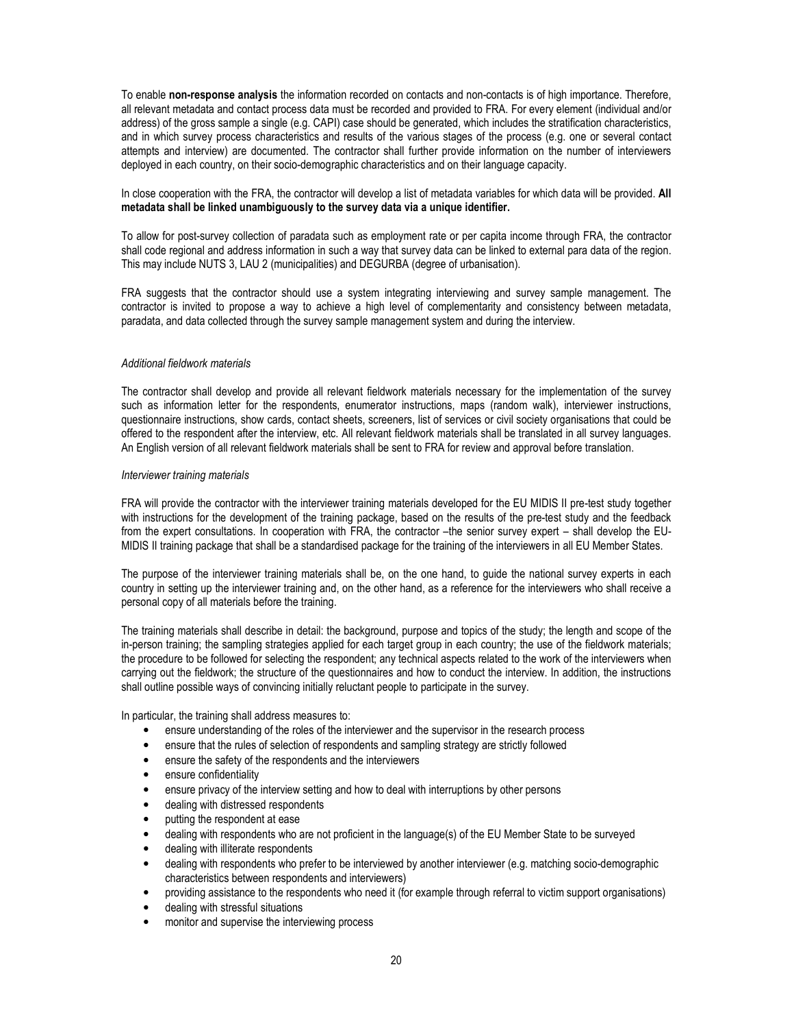To enable **non-response analysis** the information recorded on contacts and non-contacts is of high importance. Therefore, all relevant metadata and contact process data must be recorded and provided to FRA. For every element (individual and/or address) of the gross sample a single (e.g. CAPI) case should be generated, which includes the stratification characteristics, and in which survey process characteristics and results of the various stages of the process (e.g. one or several contact attempts and interview) are documented. The contractor shall further provide information on the number of interviewers deployed in each country, on their socio-demographic characteristics and on their language capacity.

In close cooperation with the FRA, the contractor will develop a list of metadata variables for which data will be provided. **All metadata shall be linked unambiguously to the survey data via a unique identifier.**

To allow for post-survey collection of paradata such as employment rate or per capita income through FRA, the contractor shall code regional and address information in such a way that survey data can be linked to external para data of the region. This may include NUTS 3, LAU 2 (municipalities) and DEGURBA (degree of urbanisation).

FRA suggests that the contractor should use a system integrating interviewing and survey sample management. The contractor is invited to propose a way to achieve a high level of complementarity and consistency between metadata, paradata, and data collected through the survey sample management system and during the interview.

*Additional fieldwork materials*

The contractor shall develop and provide all relevant fieldwork materials necessary for the implementation of the survey such as information letter for the respondents, enumerator instructions, maps (random walk), interviewer instructions, questionnaire instructions, show cards, contact sheets, screeners, list of services or civil society organisations that could be offered to the respondent after the interview, etc. All relevant fieldwork materials shall be translated in all survey languages. An English version of all relevant fieldwork materials shall be sent to FRA for review and approval before translation.

*Interviewer training materials*

FRA will provide the contractor with the interviewer training materials developed for the EU MIDIS II pre-test study together with instructions for the development of the training package, based on the results of the pre-test study and the feedback from the expert consultations. In cooperation with FRA, the contractor –the senior survey expert – shall develop the EU-MIDIS II training package that shall be a standardised package for the training of the interviewers in all EU Member States.

The purpose of the interviewer training materials shall be, on the one hand, to guide the national survey experts in each country in setting up the interviewer training and, on the other hand, as a reference for the interviewers who shall receive a personal copy of all materials before the training.

The training materials shall describe in detail: the background, purpose and topics of the study; the length and scope of the in-person training; the sampling strategies applied for each target group in each country; the use of the fieldwork materials; the procedure to be followed for selecting the respondent; any technical aspects related to the work of the interviewers when carrying out the fieldwork; the structure of the questionnaires and how to conduct the interview. In addition, the instructions shall outline possible ways of convincing initially reluctant people to participate in the survey.

In particular, the training shall address measures to:

- ensure understanding of the roles of the interviewer and the supervisor in the research process
- ensure that the rules of selection of respondents and sampling strategy are strictly followed
- ensure the safety of the respondents and the interviewers
- ensure confidentiality
- ensure privacy of the interview setting and how to deal with interruptions by other persons
- dealing with distressed respondents
- putting the respondent at ease
- dealing with respondents who are not proficient in the language(s) of the EU Member State to be surveyed
- dealing with illiterate respondents
- dealing with respondents who prefer to be interviewed by another interviewer (e.g. matching socio-demographic characteristics between respondents and interviewers)
- providing assistance to the respondents who need it (for example through referral to victim support organisations)
- dealing with stressful situations
- monitor and supervise the interviewing process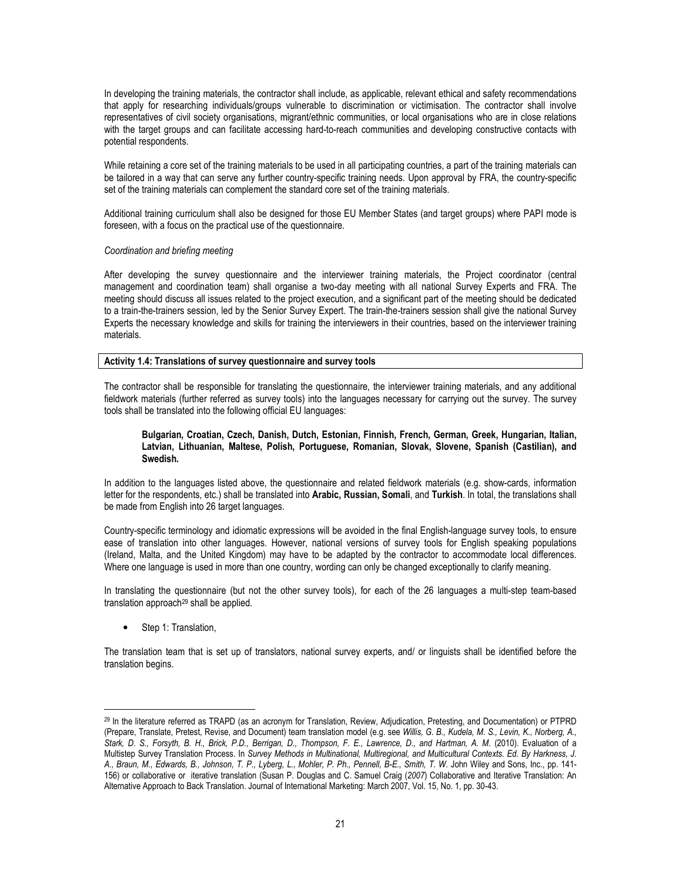In developing the training materials, the contractor shall include, as applicable, relevant ethical and safety recommendations that apply for researching individuals/groups vulnerable to discrimination or victimisation. The contractor shall involve representatives of civil society organisations, migrant/ethnic communities, or local organisations who are in close relations with the target groups and can facilitate accessing hard-to-reach communities and developing constructive contacts with potential respondents.

While retaining a core set of the training materials to be used in all participating countries, a part of the training materials can be tailored in a way that can serve any further country-specific training needs. Upon approval by FRA, the country-specific set of the training materials can complement the standard core set of the training materials.

Additional training curriculum shall also be designed for those EU Member States (and target groups) where PAPI mode is foreseen, with a focus on the practical use of the questionnaire.

*Coordination and briefing meeting*

After developing the survey questionnaire and the interviewer training materials, the Project coordinator (central management and coordination team) shall organise a two-day meeting with all national Survey Experts and FRA. The meeting should discuss all issues related to the project execution, and a significant part of the meeting should be dedicated to a train-the-trainers session, led by the Senior Survey Expert. The train-the-trainers session shall give the national Survey Experts the necessary knowledge and skills for training the interviewers in their countries, based on the interviewer training materials.

**Activity 1.4: Translations of survey questionnaire and survey tools**

The contractor shall be responsible for translating the questionnaire, the interviewer training materials, and any additional fieldwork materials (further referred as survey tools) into the languages necessary for carrying out the survey. The survey tools shall be translated into the following official EU languages:

> **Bulgarian, Croatian, Czech, Danish, Dutch, Estonian, Finnish, French, German, Greek, Hungarian, Italian, Latvian, Lithuanian, Maltese, Polish, Portuguese, Romanian, Slovak, Slovene, Spanish (Castilian), and Swedish.**

In addition to the languages listed above, the questionnaire and related fieldwork materials (e.g. show-cards, information letter for the respondents, etc.) shall be translated into **Arabic, Russian, Somali**, and **Turkish**. In total, the translations shall be made from English into 26 target languages.

Country-specific terminology and idiomatic expressions will be avoided in the final English-language survey tools, to ensure ease of translation into other languages. However, national versions of survey tools for English speaking populations (Ireland, Malta, and the United Kingdom) may have to be adapted by the contractor to accommodate local differences. Where one language is used in more than one country, wording can only be changed exceptionally to clarify meaning.

In translating the questionnaire (but not the other survey tools), for each of the 26 languages a multi-step team-based translation approach[29] shall be applied.

- Step 1: Translation,

The translation team that is set up of translators, national survey experts, and/ or linguists shall be identified before the translation begins.

---

[29] In the literature referred as TRAPD (as an acronym for Translation, Review, Adjudication, Pretesting, and Documentation) or PTPRD (Prepare, Translate, Pretest, Revise, and Document) team translation model (e.g. see *Willis, G. B., Kudela, M. S., Levin, K., Norberg, A., Stark, D. S., Forsyth, B. H., Brick, P.D., Berrigan, D., Thompson, F. E., Lawrence, D., and Hartman, A. M.* (2010). Evaluation of a Multistep Survey Translation Process. In *Survey Methods in Multinational, Multiregional, and Multicultural Contexts. Ed. By Harkness, J. A., Braun, M., Edwards, B., Johnson, T. P., Lyberg, L., Mohler, P. Ph., Pennell, B-E., Smith, T. W.* John Wiley and Sons, Inc., pp. 141-156) or collaborative or iterative translation (Susan P. Douglas and C. Samuel Craig (*2007*) Collaborative and Iterative Translation: An Alternative Approach to Back Translation. Journal of International Marketing: March 2007, Vol. 15, No. 1, pp. 30-43.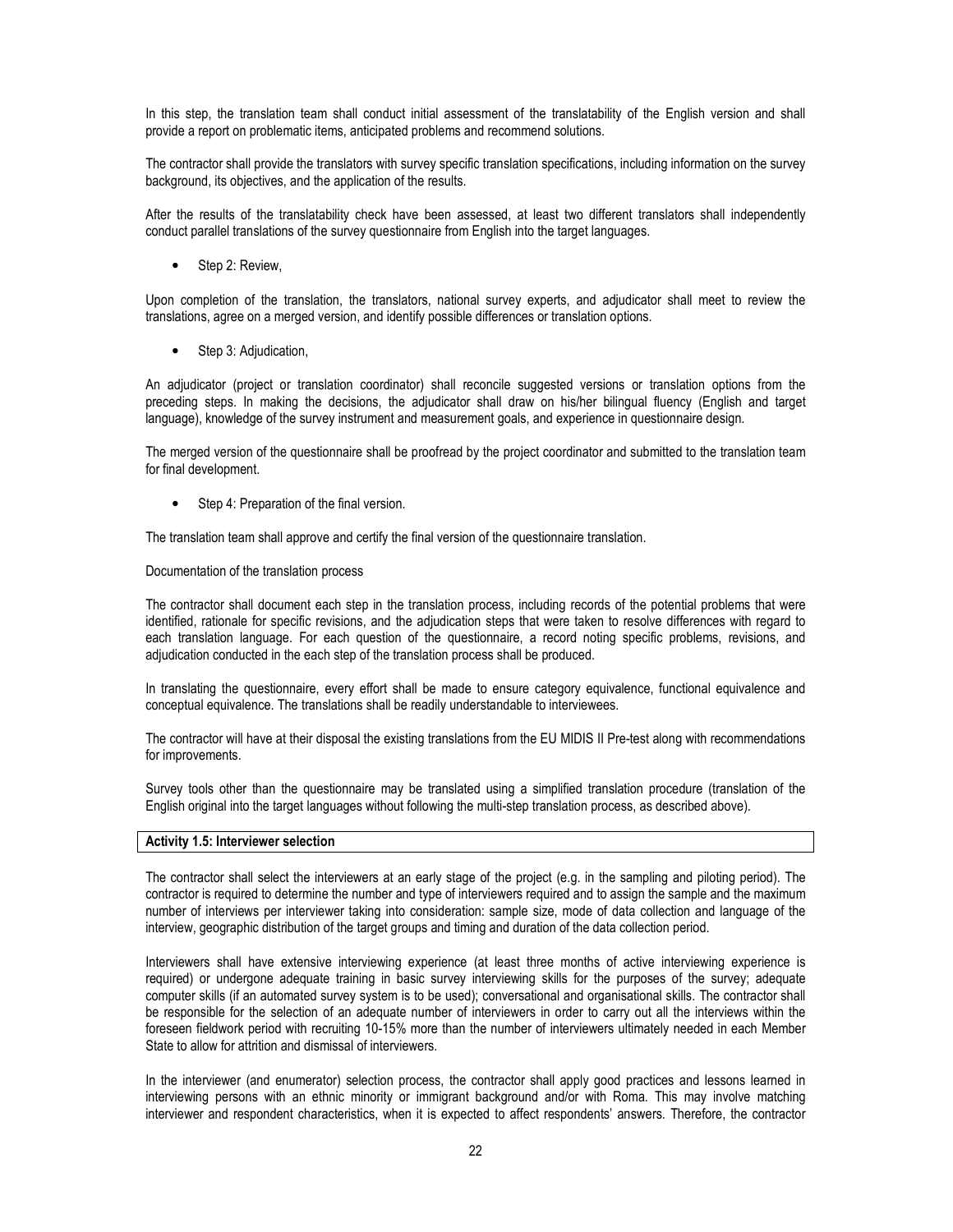In this step, the translation team shall conduct initial assessment of the translatability of the English version and shall provide a report on problematic items, anticipated problems and recommend solutions.

The contractor shall provide the translators with survey specific translation specifications, including information on the survey background, its objectives, and the application of the results.

After the results of the translatability check have been assessed, at least two different translators shall independently conduct parallel translations of the survey questionnaire from English into the target languages.

- Step 2: Review,

Upon completion of the translation, the translators, national survey experts, and adjudicator shall meet to review the translations, agree on a merged version, and identify possible differences or translation options.

- Step 3: Adjudication,

An adjudicator (project or translation coordinator) shall reconcile suggested versions or translation options from the preceding steps. In making the decisions, the adjudicator shall draw on his/her bilingual fluency (English and target language), knowledge of the survey instrument and measurement goals, and experience in questionnaire design.

The merged version of the questionnaire shall be proofread by the project coordinator and submitted to the translation team for final development.

- Step 4: Preparation of the final version.

The translation team shall approve and certify the final version of the questionnaire translation.

Documentation of the translation process

The contractor shall document each step in the translation process, including records of the potential problems that were identified, rationale for specific revisions, and the adjudication steps that were taken to resolve differences with regard to each translation language. For each question of the questionnaire, a record noting specific problems, revisions, and adjudication conducted in the each step of the translation process shall be produced.

In translating the questionnaire, every effort shall be made to ensure category equivalence, functional equivalence and conceptual equivalence. The translations shall be readily understandable to interviewees.

The contractor will have at their disposal the existing translations from the EU MIDIS II Pre-test along with recommendations for improvements.

Survey tools other than the questionnaire may be translated using a simplified translation procedure (translation of the English original into the target languages without following the multi-step translation process, as described above).

**Activity 1.5: Interviewer selection**

The contractor shall select the interviewers at an early stage of the project (e.g. in the sampling and piloting period). The contractor is required to determine the number and type of interviewers required and to assign the sample and the maximum number of interviews per interviewer taking into consideration: sample size, mode of data collection and language of the interview, geographic distribution of the target groups and timing and duration of the data collection period.

Interviewers shall have extensive interviewing experience (at least three months of active interviewing experience is required) or undergone adequate training in basic survey interviewing skills for the purposes of the survey; adequate computer skills (if an automated survey system is to be used); conversational and organisational skills. The contractor shall be responsible for the selection of an adequate number of interviewers in order to carry out all the interviews within the foreseen fieldwork period with recruiting 10-15% more than the number of interviewers ultimately needed in each Member State to allow for attrition and dismissal of interviewers.

In the interviewer (and enumerator) selection process, the contractor shall apply good practices and lessons learned in interviewing persons with an ethnic minority or immigrant background and/or with Roma. This may involve matching interviewer and respondent characteristics, when it is expected to affect respondents' answers. Therefore, the contractor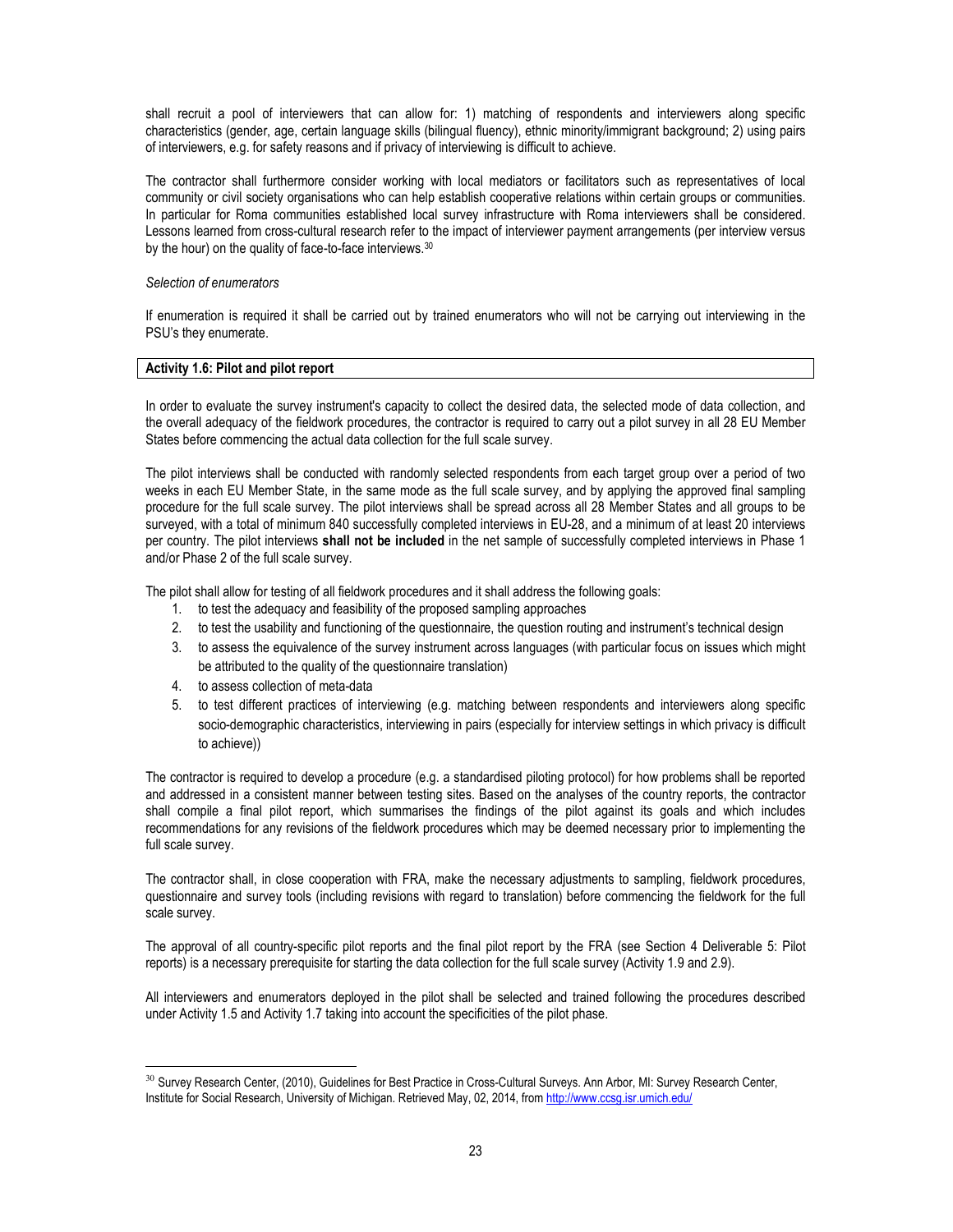shall recruit a pool of interviewers that can allow for: 1) matching of respondents and interviewers along specific characteristics (gender, age, certain language skills (bilingual fluency), ethnic minority/immigrant background; 2) using pairs of interviewers, e.g. for safety reasons and if privacy of interviewing is difficult to achieve.

The contractor shall furthermore consider working with local mediators or facilitators such as representatives of local community or civil society organisations who can help establish cooperative relations within certain groups or communities. In particular for Roma communities established local survey infrastructure with Roma interviewers shall be considered. Lessons learned from cross-cultural research refer to the impact of interviewer payment arrangements (per interview versus by the hour) on the quality of face-to-face interviews.[30]

*Selection of enumerators*

If enumeration is required it shall be carried out by trained enumerators who will not be carrying out interviewing in the PSU's they enumerate.

**Activity 1.6: Pilot and pilot report**

In order to evaluate the survey instrument's capacity to collect the desired data, the selected mode of data collection, and the overall adequacy of the fieldwork procedures, the contractor is required to carry out a pilot survey in all 28 EU Member States before commencing the actual data collection for the full scale survey.

The pilot interviews shall be conducted with randomly selected respondents from each target group over a period of two weeks in each EU Member State, in the same mode as the full scale survey, and by applying the approved final sampling procedure for the full scale survey. The pilot interviews shall be spread across all 28 Member States and all groups to be surveyed, with a total of minimum 840 successfully completed interviews in EU-28, and a minimum of at least 20 interviews per country. The pilot interviews **shall not be included** in the net sample of successfully completed interviews in Phase 1 and/or Phase 2 of the full scale survey.

The pilot shall allow for testing of all fieldwork procedures and it shall address the following goals:

1. to test the adequacy and feasibility of the proposed sampling approaches
2. to test the usability and functioning of the questionnaire, the question routing and instrument's technical design
3. to assess the equivalence of the survey instrument across languages (with particular focus on issues which might be attributed to the quality of the questionnaire translation)
4. to assess collection of meta-data
5. to test different practices of interviewing (e.g. matching between respondents and interviewers along specific socio-demographic characteristics, interviewing in pairs (especially for interview settings in which privacy is difficult to achieve))

The contractor is required to develop a procedure (e.g. a standardised piloting protocol) for how problems shall be reported and addressed in a consistent manner between testing sites. Based on the analyses of the country reports, the contractor shall compile a final pilot report, which summarises the findings of the pilot against its goals and which includes recommendations for any revisions of the fieldwork procedures which may be deemed necessary prior to implementing the full scale survey.

The contractor shall, in close cooperation with FRA, make the necessary adjustments to sampling, fieldwork procedures, questionnaire and survey tools (including revisions with regard to translation) before commencing the fieldwork for the full scale survey.

The approval of all country-specific pilot reports and the final pilot report by the FRA (see Section 4 Deliverable 5: Pilot reports) is a necessary prerequisite for starting the data collection for the full scale survey (Activity 1.9 and 2.9).

All interviewers and enumerators deployed in the pilot shall be selected and trained following the procedures described under Activity 1.5 and Activity 1.7 taking into account the specificities of the pilot phase.

---

[30] Survey Research Center, (2010), Guidelines for Best Practice in Cross-Cultural Surveys. Ann Arbor, MI: Survey Research Center, Institute for Social Research, University of Michigan. Retrieved May, 02, 2014, from http://www.ccsg.isr.umich.edu/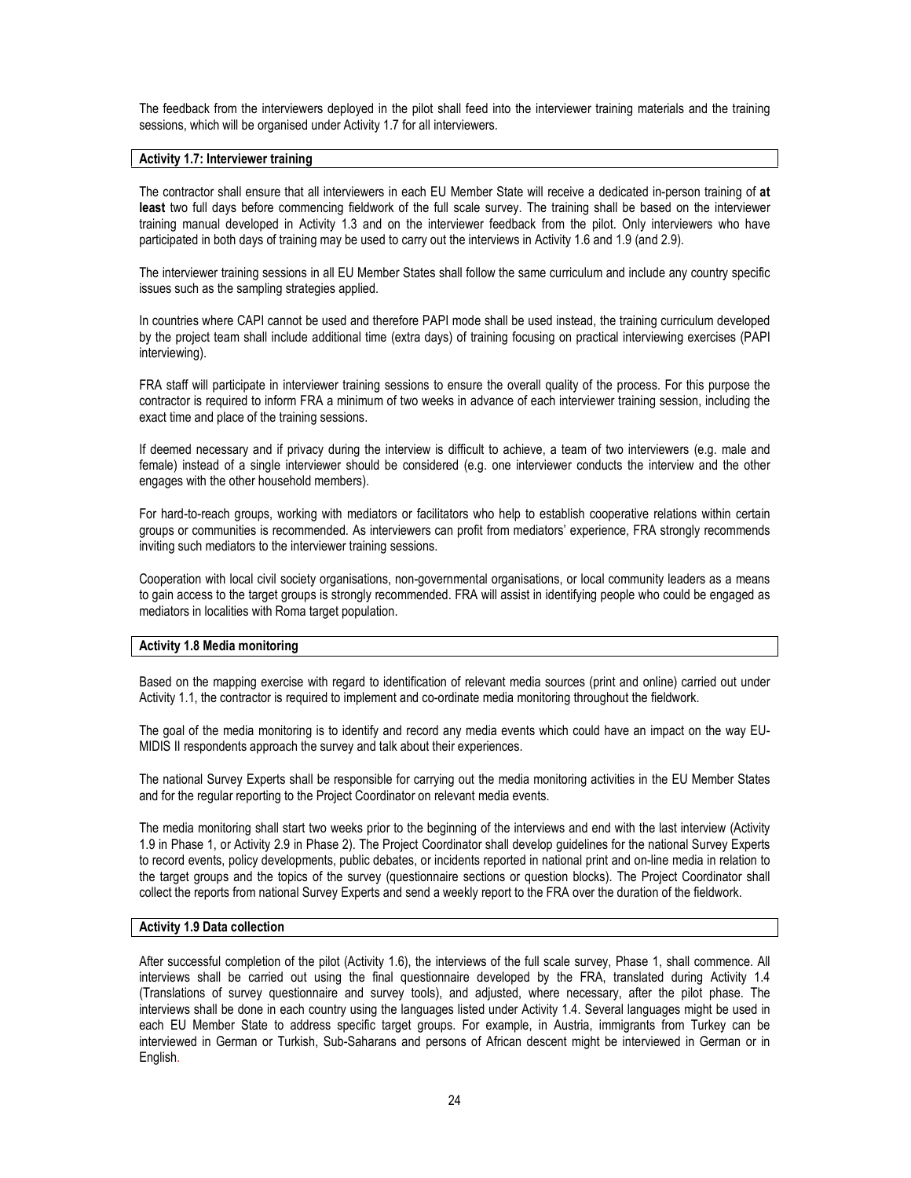The feedback from the interviewers deployed in the pilot shall feed into the interviewer training materials and the training sessions, which will be organised under Activity 1.7 for all interviewers.

### Activity 1.7: Interviewer training

The contractor shall ensure that all interviewers in each EU Member State will receive a dedicated in-person training of **at least** two full days before commencing fieldwork of the full scale survey. The training shall be based on the interviewer training manual developed in Activity 1.3 and on the interviewer feedback from the pilot. Only interviewers who have participated in both days of training may be used to carry out the interviews in Activity 1.6 and 1.9 (and 2.9).

The interviewer training sessions in all EU Member States shall follow the same curriculum and include any country specific issues such as the sampling strategies applied.

In countries where CAPI cannot be used and therefore PAPI mode shall be used instead, the training curriculum developed by the project team shall include additional time (extra days) of training focusing on practical interviewing exercises (PAPI interviewing).

FRA staff will participate in interviewer training sessions to ensure the overall quality of the process. For this purpose the contractor is required to inform FRA a minimum of two weeks in advance of each interviewer training session, including the exact time and place of the training sessions.

If deemed necessary and if privacy during the interview is difficult to achieve, a team of two interviewers (e.g. male and female) instead of a single interviewer should be considered (e.g. one interviewer conducts the interview and the other engages with the other household members).

For hard-to-reach groups, working with mediators or facilitators who help to establish cooperative relations within certain groups or communities is recommended. As interviewers can profit from mediators' experience, FRA strongly recommends inviting such mediators to the interviewer training sessions.

Cooperation with local civil society organisations, non-governmental organisations, or local community leaders as a means to gain access to the target groups is strongly recommended. FRA will assist in identifying people who could be engaged as mediators in localities with Roma target population.

### Activity 1.8 Media monitoring

Based on the mapping exercise with regard to identification of relevant media sources (print and online) carried out under Activity 1.1, the contractor is required to implement and co-ordinate media monitoring throughout the fieldwork.

The goal of the media monitoring is to identify and record any media events which could have an impact on the way EU-MIDIS II respondents approach the survey and talk about their experiences.

The national Survey Experts shall be responsible for carrying out the media monitoring activities in the EU Member States and for the regular reporting to the Project Coordinator on relevant media events.

The media monitoring shall start two weeks prior to the beginning of the interviews and end with the last interview (Activity 1.9 in Phase 1, or Activity 2.9 in Phase 2). The Project Coordinator shall develop guidelines for the national Survey Experts to record events, policy developments, public debates, or incidents reported in national print and on-line media in relation to the target groups and the topics of the survey (questionnaire sections or question blocks). The Project Coordinator shall collect the reports from national Survey Experts and send a weekly report to the FRA over the duration of the fieldwork.

### Activity 1.9 Data collection

After successful completion of the pilot (Activity 1.6), the interviews of the full scale survey, Phase 1, shall commence. All interviews shall be carried out using the final questionnaire developed by the FRA, translated during Activity 1.4 (Translations of survey questionnaire and survey tools), and adjusted, where necessary, after the pilot phase. The interviews shall be done in each country using the languages listed under Activity 1.4. Several languages might be used in each EU Member State to address specific target groups. For example, in Austria, immigrants from Turkey can be interviewed in German or Turkish, Sub-Saharans and persons of African descent might be interviewed in German or in English.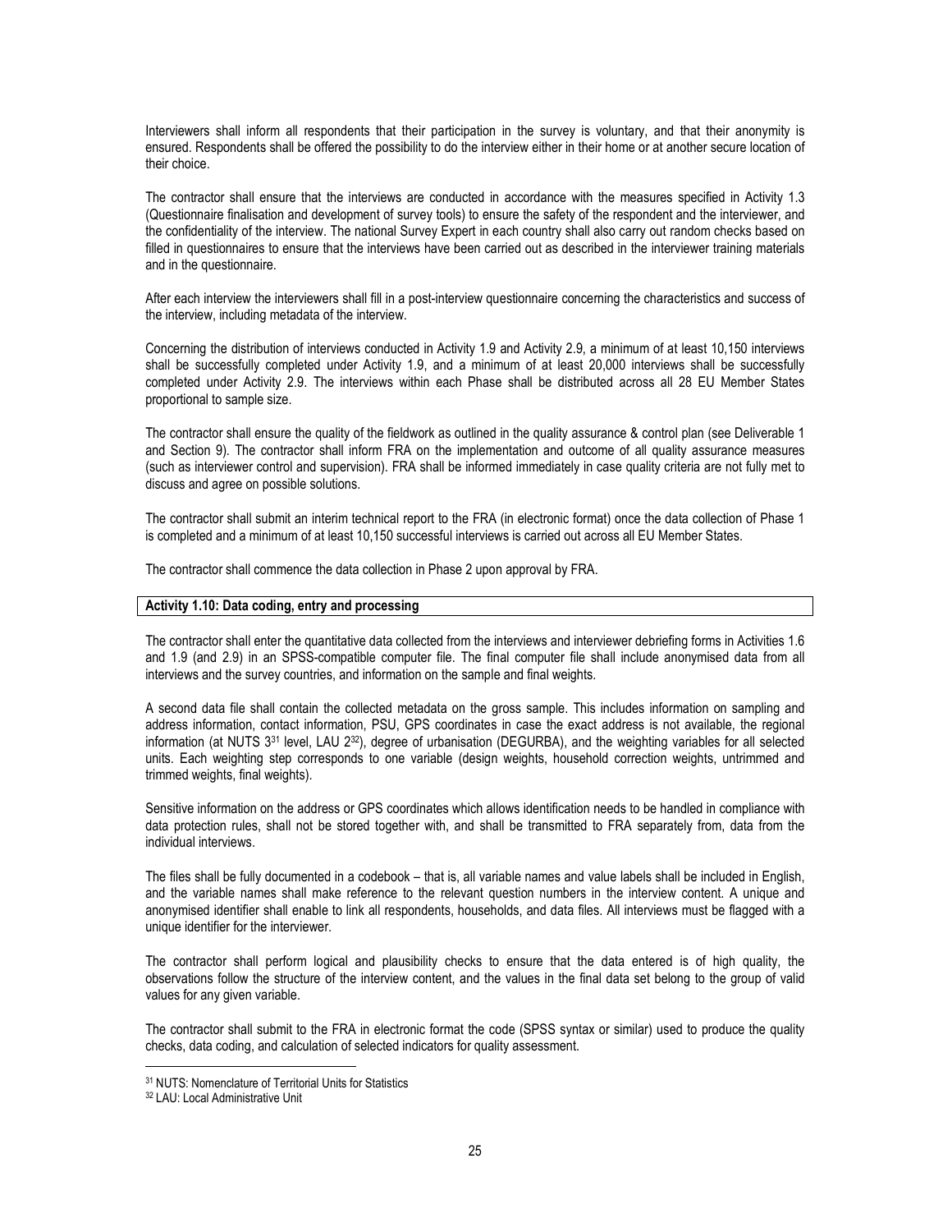Interviewers shall inform all respondents that their participation in the survey is voluntary, and that their anonymity is ensured. Respondents shall be offered the possibility to do the interview either in their home or at another secure location of their choice.

The contractor shall ensure that the interviews are conducted in accordance with the measures specified in Activity 1.3 (Questionnaire finalisation and development of survey tools) to ensure the safety of the respondent and the interviewer, and the confidentiality of the interview. The national Survey Expert in each country shall also carry out random checks based on filled in questionnaires to ensure that the interviews have been carried out as described in the interviewer training materials and in the questionnaire.

After each interview the interviewers shall fill in a post-interview questionnaire concerning the characteristics and success of the interview, including metadata of the interview.

Concerning the distribution of interviews conducted in Activity 1.9 and Activity 2.9, a minimum of at least 10,150 interviews shall be successfully completed under Activity 1.9, and a minimum of at least 20,000 interviews shall be successfully completed under Activity 2.9. The interviews within each Phase shall be distributed across all 28 EU Member States proportional to sample size.

The contractor shall ensure the quality of the fieldwork as outlined in the quality assurance & control plan (see Deliverable 1 and Section 9). The contractor shall inform FRA on the implementation and outcome of all quality assurance measures (such as interviewer control and supervision). FRA shall be informed immediately in case quality criteria are not fully met to discuss and agree on possible solutions.

The contractor shall submit an interim technical report to the FRA (in electronic format) once the data collection of Phase 1 is completed and a minimum of at least 10,150 successful interviews is carried out across all EU Member States.

The contractor shall commence the data collection in Phase 2 upon approval by FRA.

**Activity 1.10: Data coding, entry and processing**

The contractor shall enter the quantitative data collected from the interviews and interviewer debriefing forms in Activities 1.6 and 1.9 (and 2.9) in an SPSS-compatible computer file. The final computer file shall include anonymised data from all interviews and the survey countries, and information on the sample and final weights.

A second data file shall contain the collected metadata on the gross sample. This includes information on sampling and address information, contact information, PSU, GPS coordinates in case the exact address is not available, the regional information (at NUTS 3[31] level, LAU 2[32]), degree of urbanisation (DEGURBA), and the weighting variables for all selected units. Each weighting step corresponds to one variable (design weights, household correction weights, untrimmed and trimmed weights, final weights).

Sensitive information on the address or GPS coordinates which allows identification needs to be handled in compliance with data protection rules, shall not be stored together with, and shall be transmitted to FRA separately from, data from the individual interviews.

The files shall be fully documented in a codebook – that is, all variable names and value labels shall be included in English, and the variable names shall make reference to the relevant question numbers in the interview content. A unique and anonymised identifier shall enable to link all respondents, households, and data files. All interviews must be flagged with a unique identifier for the interviewer.

The contractor shall perform logical and plausibility checks to ensure that the data entered is of high quality, the observations follow the structure of the interview content, and the values in the final data set belong to the group of valid values for any given variable.

The contractor shall submit to the FRA in electronic format the code (SPSS syntax or similar) used to produce the quality checks, data coding, and calculation of selected indicators for quality assessment.

[31] NUTS: Nomenclature of Territorial Units for Statistics

[32] LAU: Local Administrative Unit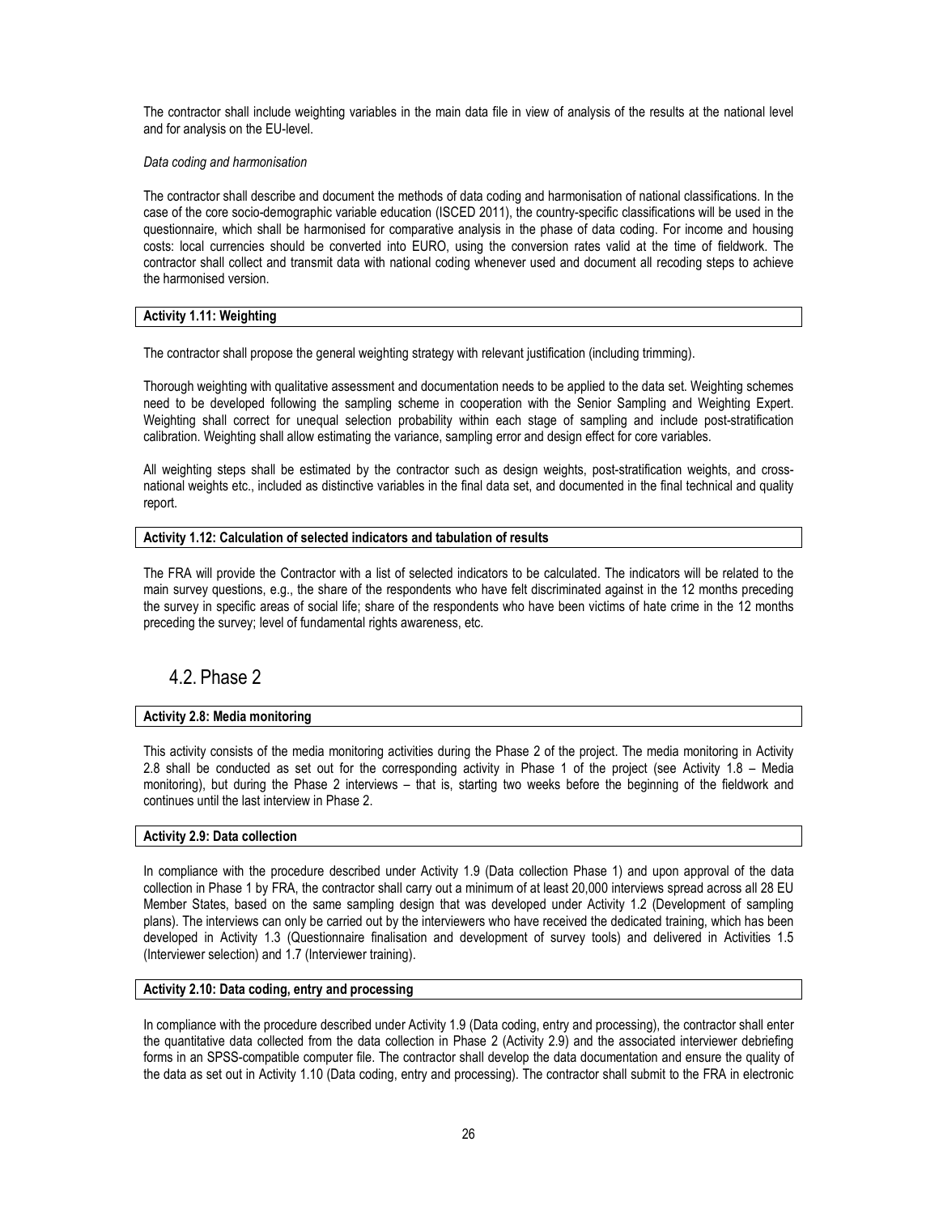The contractor shall include weighting variables in the main data file in view of analysis of the results at the national level and for analysis on the EU-level.

*Data coding and harmonisation*

The contractor shall describe and document the methods of data coding and harmonisation of national classifications. In the case of the core socio-demographic variable education (ISCED 2011), the country-specific classifications will be used in the questionnaire, which shall be harmonised for comparative analysis in the phase of data coding. For income and housing costs: local currencies should be converted into EURO, using the conversion rates valid at the time of fieldwork. The contractor shall collect and transmit data with national coding whenever used and document all recoding steps to achieve the harmonised version.

**Activity 1.11: Weighting**

The contractor shall propose the general weighting strategy with relevant justification (including trimming).

Thorough weighting with qualitative assessment and documentation needs to be applied to the data set. Weighting schemes need to be developed following the sampling scheme in cooperation with the Senior Sampling and Weighting Expert. Weighting shall correct for unequal selection probability within each stage of sampling and include post-stratification calibration. Weighting shall allow estimating the variance, sampling error and design effect for core variables.

All weighting steps shall be estimated by the contractor such as design weights, post-stratification weights, and cross-national weights etc., included as distinctive variables in the final data set, and documented in the final technical and quality report.

**Activity 1.12: Calculation of selected indicators and tabulation of results**

The FRA will provide the Contractor with a list of selected indicators to be calculated. The indicators will be related to the main survey questions, e.g., the share of the respondents who have felt discriminated against in the 12 months preceding the survey in specific areas of social life; share of the respondents who have been victims of hate crime in the 12 months preceding the survey; level of fundamental rights awareness, etc.

## 4.2. Phase 2

**Activity 2.8: Media monitoring**

This activity consists of the media monitoring activities during the Phase 2 of the project. The media monitoring in Activity 2.8 shall be conducted as set out for the corresponding activity in Phase 1 of the project (see Activity 1.8 – Media monitoring), but during the Phase 2 interviews – that is, starting two weeks before the beginning of the fieldwork and continues until the last interview in Phase 2.

**Activity 2.9: Data collection**

In compliance with the procedure described under Activity 1.9 (Data collection Phase 1) and upon approval of the data collection in Phase 1 by FRA, the contractor shall carry out a minimum of at least 20,000 interviews spread across all 28 EU Member States, based on the same sampling design that was developed under Activity 1.2 (Development of sampling plans). The interviews can only be carried out by the interviewers who have received the dedicated training, which has been developed in Activity 1.3 (Questionnaire finalisation and development of survey tools) and delivered in Activities 1.5 (Interviewer selection) and 1.7 (Interviewer training).

**Activity 2.10: Data coding, entry and processing**

In compliance with the procedure described under Activity 1.9 (Data coding, entry and processing), the contractor shall enter the quantitative data collected from the data collection in Phase 2 (Activity 2.9) and the associated interviewer debriefing forms in an SPSS-compatible computer file. The contractor shall develop the data documentation and ensure the quality of the data as set out in Activity 1.10 (Data coding, entry and processing). The contractor shall submit to the FRA in electronic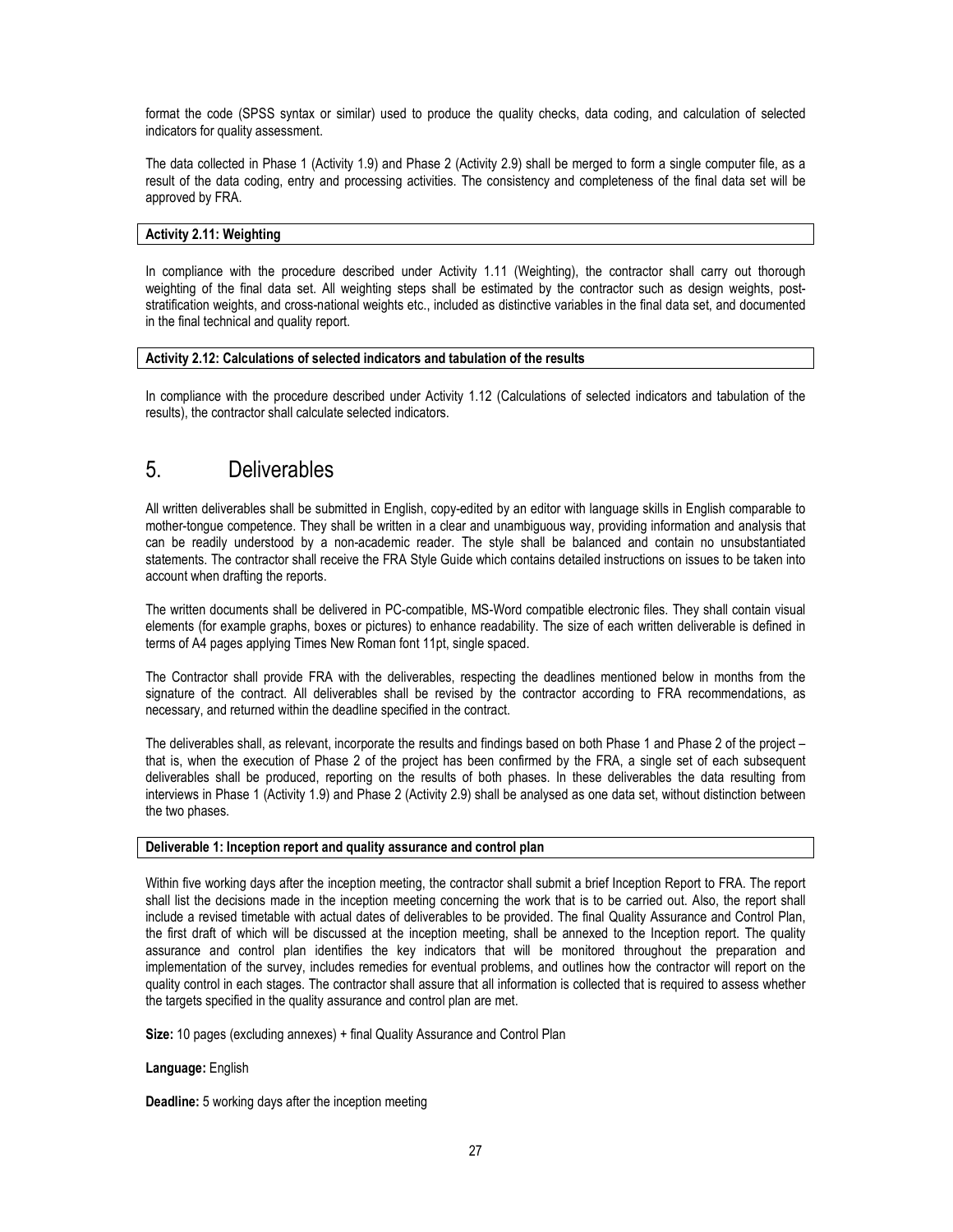format the code (SPSS syntax or similar) used to produce the quality checks, data coding, and calculation of selected indicators for quality assessment.

The data collected in Phase 1 (Activity 1.9) and Phase 2 (Activity 2.9) shall be merged to form a single computer file, as a result of the data coding, entry and processing activities. The consistency and completeness of the final data set will be approved by FRA.

**Activity 2.11: Weighting**

In compliance with the procedure described under Activity 1.11 (Weighting), the contractor shall carry out thorough weighting of the final data set. All weighting steps shall be estimated by the contractor such as design weights, post-stratification weights, and cross-national weights etc., included as distinctive variables in the final data set, and documented in the final technical and quality report.

**Activity 2.12: Calculations of selected indicators and tabulation of the results**

In compliance with the procedure described under Activity 1.12 (Calculations of selected indicators and tabulation of the results), the contractor shall calculate selected indicators.

# 5. Deliverables

All written deliverables shall be submitted in English, copy-edited by an editor with language skills in English comparable to mother-tongue competence. They shall be written in a clear and unambiguous way, providing information and analysis that can be readily understood by a non-academic reader. The style shall be balanced and contain no unsubstantiated statements. The contractor shall receive the FRA Style Guide which contains detailed instructions on issues to be taken into account when drafting the reports.

The written documents shall be delivered in PC-compatible, MS-Word compatible electronic files. They shall contain visual elements (for example graphs, boxes or pictures) to enhance readability. The size of each written deliverable is defined in terms of A4 pages applying Times New Roman font 11pt, single spaced.

The Contractor shall provide FRA with the deliverables, respecting the deadlines mentioned below in months from the signature of the contract. All deliverables shall be revised by the contractor according to FRA recommendations, as necessary, and returned within the deadline specified in the contract.

The deliverables shall, as relevant, incorporate the results and findings based on both Phase 1 and Phase 2 of the project – that is, when the execution of Phase 2 of the project has been confirmed by the FRA, a single set of each subsequent deliverables shall be produced, reporting on the results of both phases. In these deliverables the data resulting from interviews in Phase 1 (Activity 1.9) and Phase 2 (Activity 2.9) shall be analysed as one data set, without distinction between the two phases.

**Deliverable 1: Inception report and quality assurance and control plan**

Within five working days after the inception meeting, the contractor shall submit a brief Inception Report to FRA. The report shall list the decisions made in the inception meeting concerning the work that is to be carried out. Also, the report shall include a revised timetable with actual dates of deliverables to be provided. The final Quality Assurance and Control Plan, the first draft of which will be discussed at the inception meeting, shall be annexed to the Inception report. The quality assurance and control plan identifies the key indicators that will be monitored throughout the preparation and implementation of the survey, includes remedies for eventual problems, and outlines how the contractor will report on the quality control in each stages. The contractor shall assure that all information is collected that is required to assess whether the targets specified in the quality assurance and control plan are met.

**Size:** 10 pages (excluding annexes) + final Quality Assurance and Control Plan

**Language:** English

**Deadline:** 5 working days after the inception meeting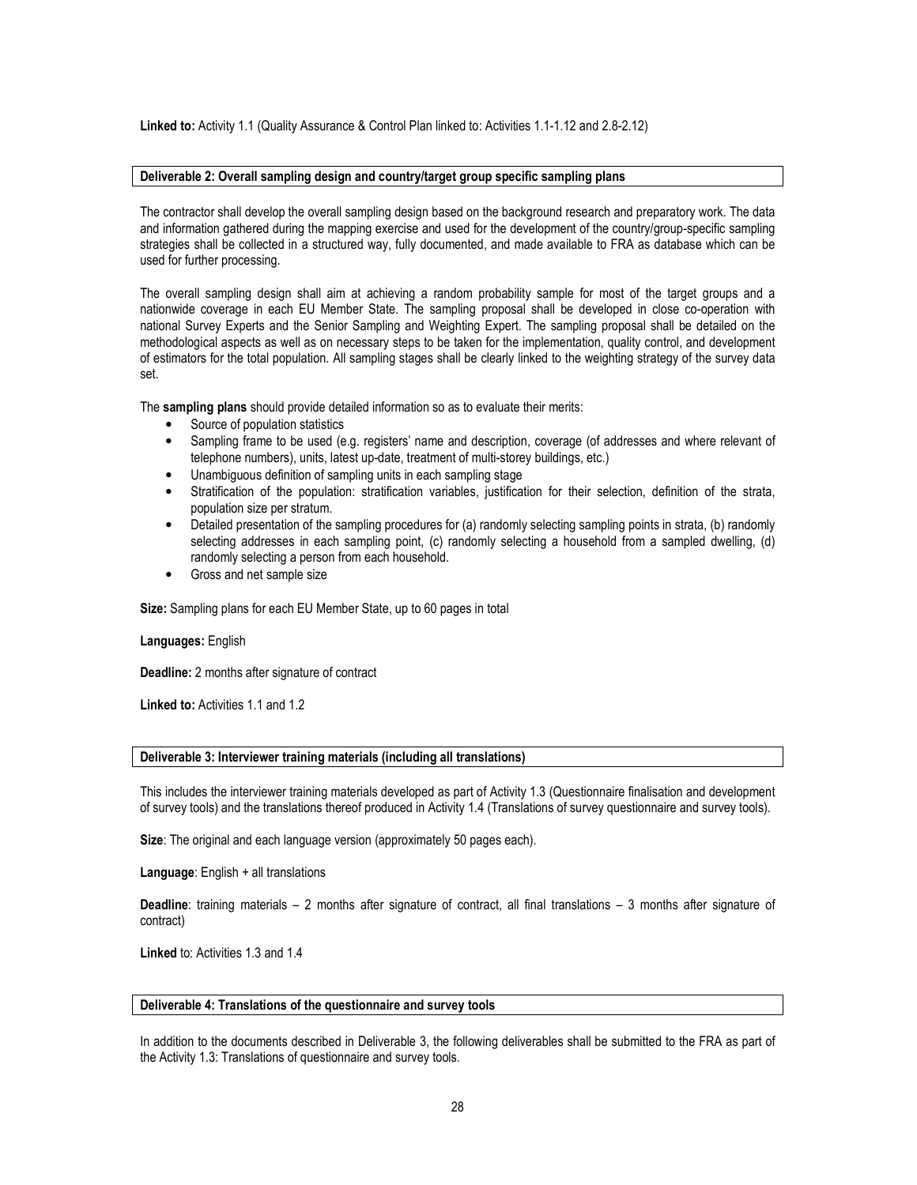**Linked to:** Activity 1.1 (Quality Assurance & Control Plan linked to: Activities 1.1-1.12 and 2.8-2.12)

**Deliverable 2: Overall sampling design and country/target group specific sampling plans**

The contractor shall develop the overall sampling design based on the background research and preparatory work. The data and information gathered during the mapping exercise and used for the development of the country/group-specific sampling strategies shall be collected in a structured way, fully documented, and made available to FRA as database which can be used for further processing.

The overall sampling design shall aim at achieving a random probability sample for most of the target groups and a nationwide coverage in each EU Member State. The sampling proposal shall be developed in close co-operation with national Survey Experts and the Senior Sampling and Weighting Expert. The sampling proposal shall be detailed on the methodological aspects as well as on necessary steps to be taken for the implementation, quality control, and development of estimators for the total population. All sampling stages shall be clearly linked to the weighting strategy of the survey data set.

The **sampling plans** should provide detailed information so as to evaluate their merits:

- Source of population statistics
- Sampling frame to be used (e.g. registers' name and description, coverage (of addresses and where relevant of telephone numbers), units, latest up-date, treatment of multi-storey buildings, etc.)
- Unambiguous definition of sampling units in each sampling stage
- Stratification of the population: stratification variables, justification for their selection, definition of the strata, population size per stratum.
- Detailed presentation of the sampling procedures for (a) randomly selecting sampling points in strata, (b) randomly selecting addresses in each sampling point, (c) randomly selecting a household from a sampled dwelling, (d) randomly selecting a person from each household.
- Gross and net sample size

**Size:** Sampling plans for each EU Member State, up to 60 pages in total

**Languages:** English

**Deadline:** 2 months after signature of contract

**Linked to:** Activities 1.1 and 1.2

**Deliverable 3: Interviewer training materials (including all translations)**

This includes the interviewer training materials developed as part of Activity 1.3 (Questionnaire finalisation and development of survey tools) and the translations thereof produced in Activity 1.4 (Translations of survey questionnaire and survey tools).

**Size**: The original and each language version (approximately 50 pages each).

**Language**: English + all translations

**Deadline**: training materials – 2 months after signature of contract, all final translations – 3 months after signature of contract)

**Linked** to: Activities 1.3 and 1.4

**Deliverable 4: Translations of the questionnaire and survey tools**

In addition to the documents described in Deliverable 3, the following deliverables shall be submitted to the FRA as part of the Activity 1.3: Translations of questionnaire and survey tools.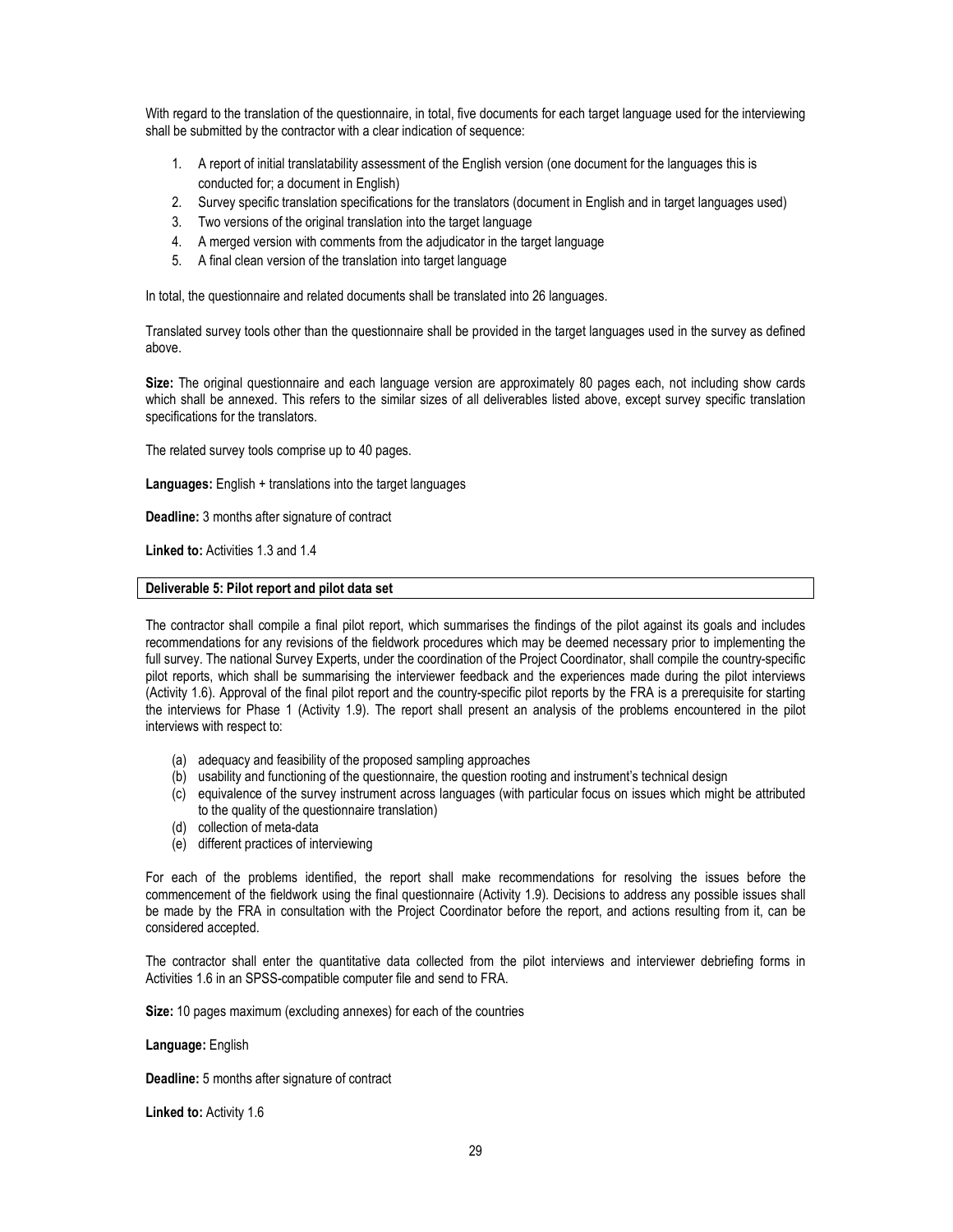With regard to the translation of the questionnaire, in total, five documents for each target language used for the interviewing shall be submitted by the contractor with a clear indication of sequence:

1. A report of initial translatability assessment of the English version (one document for the languages this is conducted for; a document in English)
2. Survey specific translation specifications for the translators (document in English and in target languages used)
3. Two versions of the original translation into the target language
4. A merged version with comments from the adjudicator in the target language
5. A final clean version of the translation into target language

In total, the questionnaire and related documents shall be translated into 26 languages.

Translated survey tools other than the questionnaire shall be provided in the target languages used in the survey as defined above.

**Size:** The original questionnaire and each language version are approximately 80 pages each, not including show cards which shall be annexed. This refers to the similar sizes of all deliverables listed above, except survey specific translation specifications for the translators.

The related survey tools comprise up to 40 pages.

**Languages:** English + translations into the target languages

**Deadline:** 3 months after signature of contract

**Linked to:** Activities 1.3 and 1.4

**Deliverable 5: Pilot report and pilot data set**

The contractor shall compile a final pilot report, which summarises the findings of the pilot against its goals and includes recommendations for any revisions of the fieldwork procedures which may be deemed necessary prior to implementing the full survey. The national Survey Experts, under the coordination of the Project Coordinator, shall compile the country-specific pilot reports, which shall be summarising the interviewer feedback and the experiences made during the pilot interviews (Activity 1.6). Approval of the final pilot report and the country-specific pilot reports by the FRA is a prerequisite for starting the interviews for Phase 1 (Activity 1.9). The report shall present an analysis of the problems encountered in the pilot interviews with respect to:

(a) adequacy and feasibility of the proposed sampling approaches
(b) usability and functioning of the questionnaire, the question rooting and instrument's technical design
(c) equivalence of the survey instrument across languages (with particular focus on issues which might be attributed to the quality of the questionnaire translation)
(d) collection of meta-data
(e) different practices of interviewing

For each of the problems identified, the report shall make recommendations for resolving the issues before the commencement of the fieldwork using the final questionnaire (Activity 1.9). Decisions to address any possible issues shall be made by the FRA in consultation with the Project Coordinator before the report, and actions resulting from it, can be considered accepted.

The contractor shall enter the quantitative data collected from the pilot interviews and interviewer debriefing forms in Activities 1.6 in an SPSS-compatible computer file and send to FRA.

**Size:** 10 pages maximum (excluding annexes) for each of the countries

**Language:** English

**Deadline:** 5 months after signature of contract

**Linked to:** Activity 1.6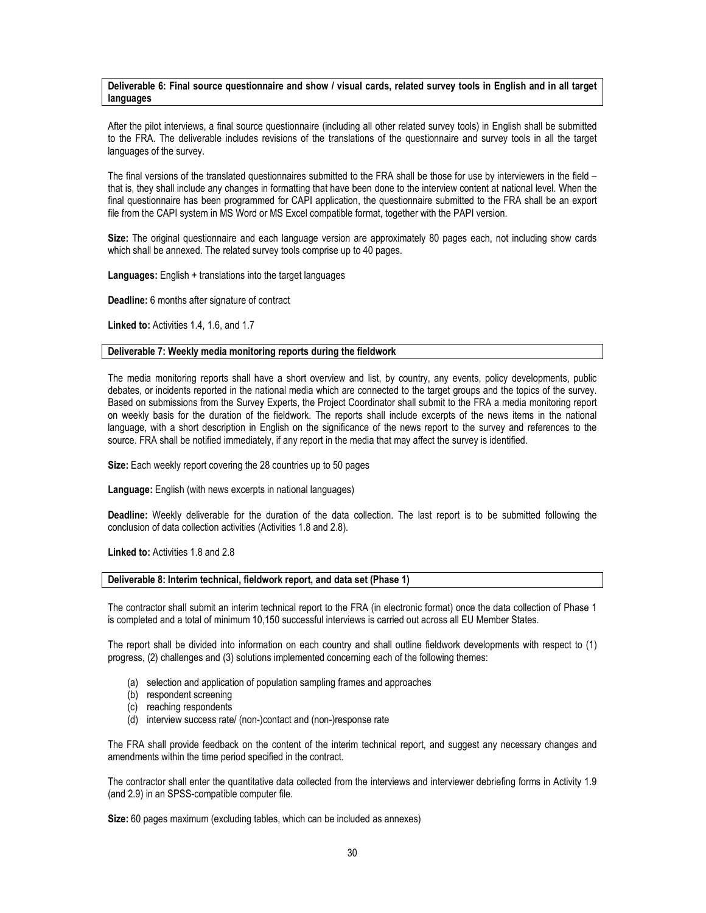**Deliverable 6: Final source questionnaire and show / visual cards, related survey tools in English and in all target languages**

After the pilot interviews, a final source questionnaire (including all other related survey tools) in English shall be submitted to the FRA. The deliverable includes revisions of the translations of the questionnaire and survey tools in all the target languages of the survey.

The final versions of the translated questionnaires submitted to the FRA shall be those for use by interviewers in the field – that is, they shall include any changes in formatting that have been done to the interview content at national level. When the final questionnaire has been programmed for CAPI application, the questionnaire submitted to the FRA shall be an export file from the CAPI system in MS Word or MS Excel compatible format, together with the PAPI version.

**Size:** The original questionnaire and each language version are approximately 80 pages each, not including show cards which shall be annexed. The related survey tools comprise up to 40 pages.

**Languages:** English + translations into the target languages

**Deadline:** 6 months after signature of contract

**Linked to:** Activities 1.4, 1.6, and 1.7

**Deliverable 7: Weekly media monitoring reports during the fieldwork**

The media monitoring reports shall have a short overview and list, by country, any events, policy developments, public debates, or incidents reported in the national media which are connected to the target groups and the topics of the survey. Based on submissions from the Survey Experts, the Project Coordinator shall submit to the FRA a media monitoring report on weekly basis for the duration of the fieldwork. The reports shall include excerpts of the news items in the national language, with a short description in English on the significance of the news report to the survey and references to the source. FRA shall be notified immediately, if any report in the media that may affect the survey is identified.

**Size:** Each weekly report covering the 28 countries up to 50 pages

**Language:** English (with news excerpts in national languages)

**Deadline:** Weekly deliverable for the duration of the data collection. The last report is to be submitted following the conclusion of data collection activities (Activities 1.8 and 2.8).

**Linked to:** Activities 1.8 and 2.8

**Deliverable 8: Interim technical, fieldwork report, and data set (Phase 1)**

The contractor shall submit an interim technical report to the FRA (in electronic format) once the data collection of Phase 1 is completed and a total of minimum 10,150 successful interviews is carried out across all EU Member States.

The report shall be divided into information on each country and shall outline fieldwork developments with respect to (1) progress, (2) challenges and (3) solutions implemented concerning each of the following themes:

(a) selection and application of population sampling frames and approaches
(b) respondent screening
(c) reaching respondents
(d) interview success rate/ (non-)contact and (non-)response rate

The FRA shall provide feedback on the content of the interim technical report, and suggest any necessary changes and amendments within the time period specified in the contract.

The contractor shall enter the quantitative data collected from the interviews and interviewer debriefing forms in Activity 1.9 (and 2.9) in an SPSS-compatible computer file.

**Size:** 60 pages maximum (excluding tables, which can be included as annexes)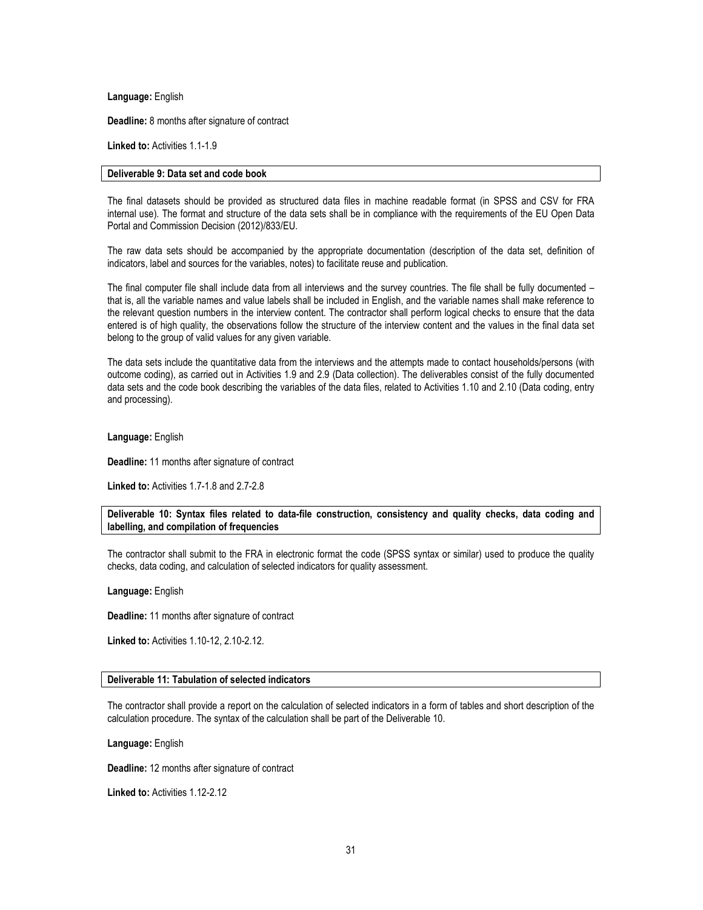**Language:** English

**Deadline:** 8 months after signature of contract

**Linked to:** Activities 1.1-1.9

**Deliverable 9: Data set and code book**

The final datasets should be provided as structured data files in machine readable format (in SPSS and CSV for FRA internal use). The format and structure of the data sets shall be in compliance with the requirements of the EU Open Data Portal and Commission Decision (2012)/833/EU.

The raw data sets should be accompanied by the appropriate documentation (description of the data set, definition of indicators, label and sources for the variables, notes) to facilitate reuse and publication.

The final computer file shall include data from all interviews and the survey countries. The file shall be fully documented – that is, all the variable names and value labels shall be included in English, and the variable names shall make reference to the relevant question numbers in the interview content. The contractor shall perform logical checks to ensure that the data entered is of high quality, the observations follow the structure of the interview content and the values in the final data set belong to the group of valid values for any given variable.

The data sets include the quantitative data from the interviews and the attempts made to contact households/persons (with outcome coding), as carried out in Activities 1.9 and 2.9 (Data collection). The deliverables consist of the fully documented data sets and the code book describing the variables of the data files, related to Activities 1.10 and 2.10 (Data coding, entry and processing).

**Language:** English

**Deadline:** 11 months after signature of contract

**Linked to:** Activities 1.7-1.8 and 2.7-2.8

**Deliverable 10: Syntax files related to data-file construction, consistency and quality checks, data coding and labelling, and compilation of frequencies**

The contractor shall submit to the FRA in electronic format the code (SPSS syntax or similar) used to produce the quality checks, data coding, and calculation of selected indicators for quality assessment.

**Language:** English

**Deadline:** 11 months after signature of contract

**Linked to:** Activities 1.10-12, 2.10-2.12.

**Deliverable 11: Tabulation of selected indicators**

The contractor shall provide a report on the calculation of selected indicators in a form of tables and short description of the calculation procedure. The syntax of the calculation shall be part of the Deliverable 10.

**Language:** English

**Deadline:** 12 months after signature of contract

**Linked to:** Activities 1.12-2.12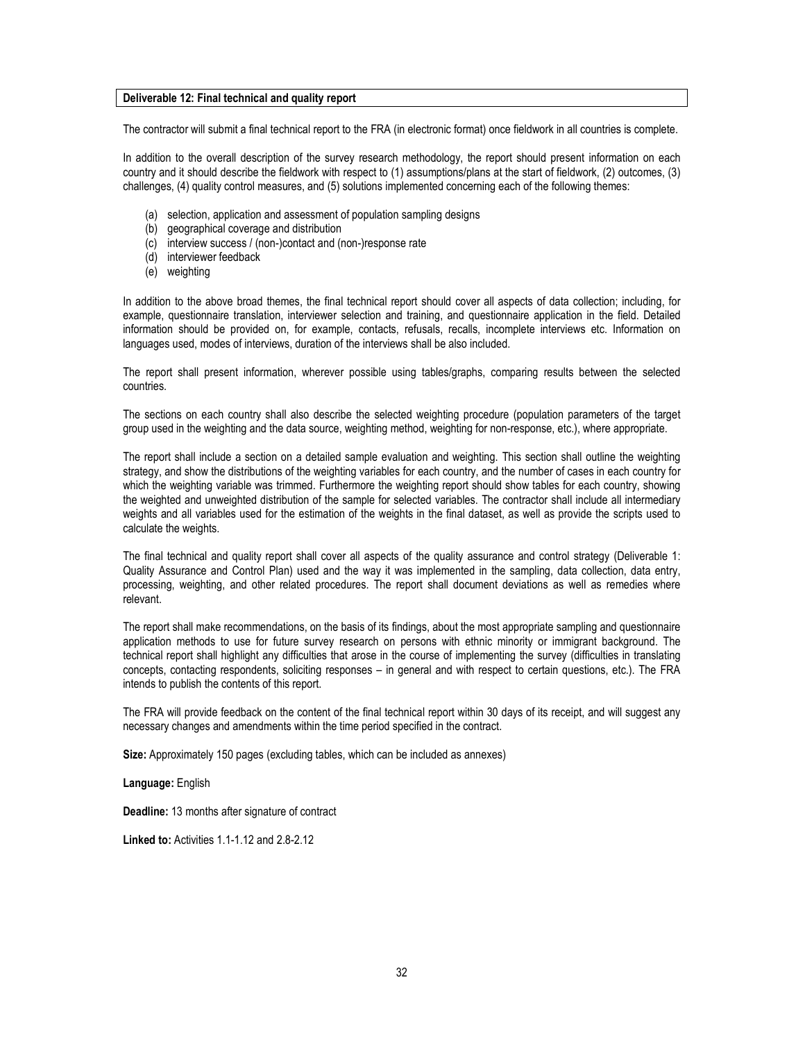**Deliverable 12: Final technical and quality report**

The contractor will submit a final technical report to the FRA (in electronic format) once fieldwork in all countries is complete.

In addition to the overall description of the survey research methodology, the report should present information on each country and it should describe the fieldwork with respect to (1) assumptions/plans at the start of fieldwork, (2) outcomes, (3) challenges, (4) quality control measures, and (5) solutions implemented concerning each of the following themes:

(a) selection, application and assessment of population sampling designs
(b) geographical coverage and distribution
(c) interview success / (non-)contact and (non-)response rate
(d) interviewer feedback
(e) weighting

In addition to the above broad themes, the final technical report should cover all aspects of data collection; including, for example, questionnaire translation, interviewer selection and training, and questionnaire application in the field. Detailed information should be provided on, for example, contacts, refusals, recalls, incomplete interviews etc. Information on languages used, modes of interviews, duration of the interviews shall be also included.

The report shall present information, wherever possible using tables/graphs, comparing results between the selected countries.

The sections on each country shall also describe the selected weighting procedure (population parameters of the target group used in the weighting and the data source, weighting method, weighting for non-response, etc.), where appropriate.

The report shall include a section on a detailed sample evaluation and weighting. This section shall outline the weighting strategy, and show the distributions of the weighting variables for each country, and the number of cases in each country for which the weighting variable was trimmed. Furthermore the weighting report should show tables for each country, showing the weighted and unweighted distribution of the sample for selected variables. The contractor shall include all intermediary weights and all variables used for the estimation of the weights in the final dataset, as well as provide the scripts used to calculate the weights.

The final technical and quality report shall cover all aspects of the quality assurance and control strategy (Deliverable 1: Quality Assurance and Control Plan) used and the way it was implemented in the sampling, data collection, data entry, processing, weighting, and other related procedures. The report shall document deviations as well as remedies where relevant.

The report shall make recommendations, on the basis of its findings, about the most appropriate sampling and questionnaire application methods to use for future survey research on persons with ethnic minority or immigrant background. The technical report shall highlight any difficulties that arose in the course of implementing the survey (difficulties in translating concepts, contacting respondents, soliciting responses – in general and with respect to certain questions, etc.). The FRA intends to publish the contents of this report.

The FRA will provide feedback on the content of the final technical report within 30 days of its receipt, and will suggest any necessary changes and amendments within the time period specified in the contract.

**Size:** Approximately 150 pages (excluding tables, which can be included as annexes)

**Language:** English

**Deadline:** 13 months after signature of contract

**Linked to:** Activities 1.1-1.12 and 2.8-2.12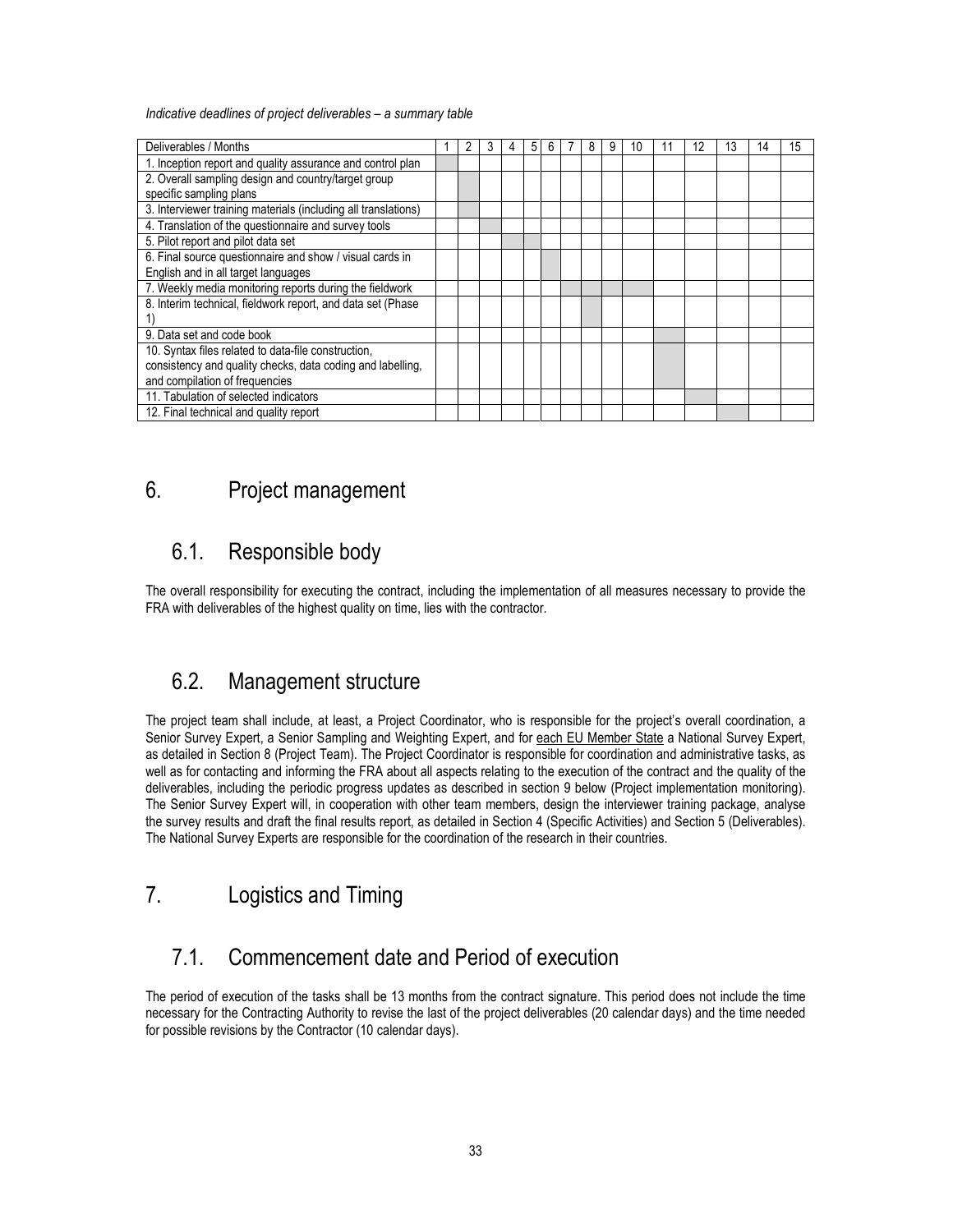*Indicative deadlines of project deliverables – a summary table*

| Deliverables / Months | 1 | 2 | 3 | 4 | 5 | 6 | 7 | 8 | 9 | 10 | 11 | 12 | 13 | 14 | 15 |
|---|---|---|---|---|---|---|---|---|---|---|---|---|---|---|---|
| 1. Inception report and quality assurance and control plan | ■ | | | | | | | | | | | | | | |
| 2. Overall sampling design and country/target group specific sampling plans | | ■ | | | | | | | | | | | | | |
| 3. Interviewer training materials (including all translations) | | ■ | | | | | | | | | | | | | |
| 4. Translation of the questionnaire and survey tools | | | ■ | | | | | | | | | | | | |
| 5. Pilot report and pilot data set | | | | ■ | ■ | | | | | | | | | | |
| 6. Final source questionnaire and show / visual cards in English and in all target languages | | | | | | ■ | | | | | | | | | |
| 7. Weekly media monitoring reports during the fieldwork | | | | | | | ■ | ■ | ■ | ■ | | | | | |
| 8. Interim technical, fieldwork report, and data set (Phase 1) | | | | | | | | ■ | | | | | | | |
| 9. Data set and code book | | | | | | | | | | | ■ | | | | |
| 10. Syntax files related to data-file construction, consistency and quality checks, data coding and labelling, and compilation of frequencies | | | | | | | | | | | ■ | | | | |
| 11. Tabulation of selected indicators | | | | | | | | | | | | ■ | | | |
| 12. Final technical and quality report | | | | | | | | | | | | | ■ | | |

# 6. Project management

## 6.1. Responsible body

The overall responsibility for executing the contract, including the implementation of all measures necessary to provide the FRA with deliverables of the highest quality on time, lies with the contractor.

## 6.2. Management structure

The project team shall include, at least, a Project Coordinator, who is responsible for the project's overall coordination, a Senior Survey Expert, a Senior Sampling and Weighting Expert, and for each EU Member State a National Survey Expert, as detailed in Section 8 (Project Team). The Project Coordinator is responsible for coordination and administrative tasks, as well as for contacting and informing the FRA about all aspects relating to the execution of the contract and the quality of the deliverables, including the periodic progress updates as described in section 9 below (Project implementation monitoring). The Senior Survey Expert will, in cooperation with other team members, design the interviewer training package, analyse the survey results and draft the final results report, as detailed in Section 4 (Specific Activities) and Section 5 (Deliverables). The National Survey Experts are responsible for the coordination of the research in their countries.

# 7. Logistics and Timing

## 7.1. Commencement date and Period of execution

The period of execution of the tasks shall be 13 months from the contract signature. This period does not include the time necessary for the Contracting Authority to revise the last of the project deliverables (20 calendar days) and the time needed for possible revisions by the Contractor (10 calendar days).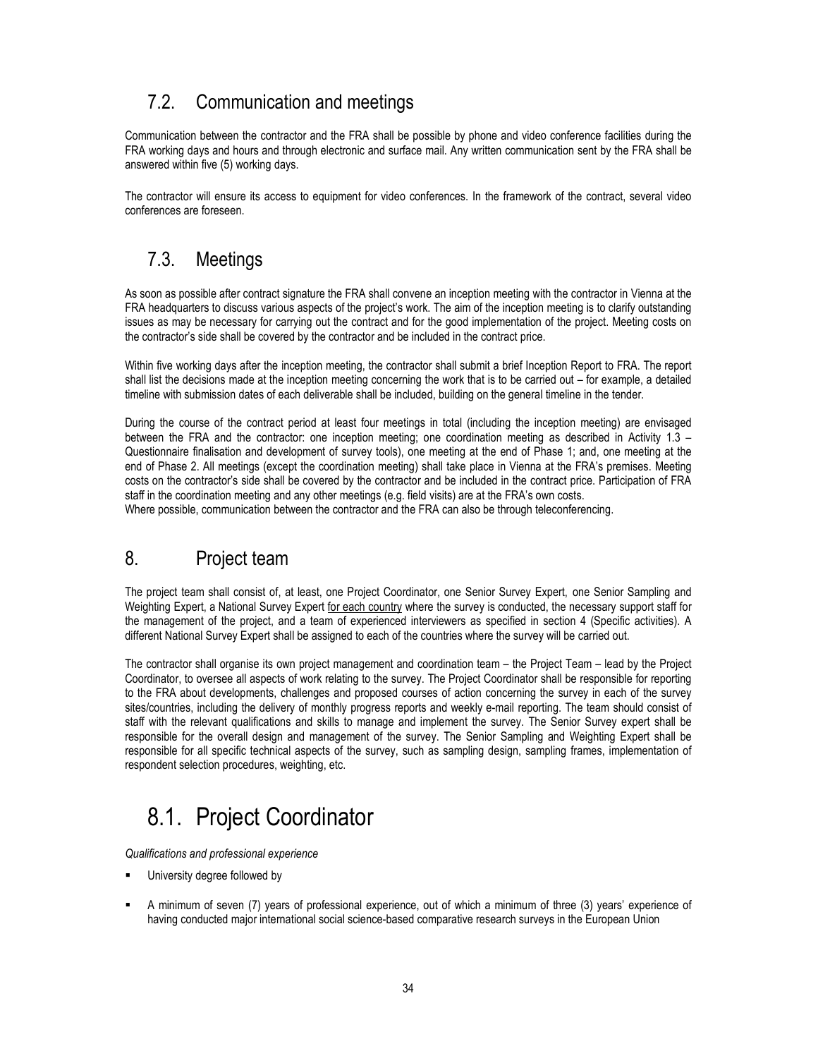## 7.2. Communication and meetings

Communication between the contractor and the FRA shall be possible by phone and video conference facilities during the FRA working days and hours and through electronic and surface mail. Any written communication sent by the FRA shall be answered within five (5) working days.

The contractor will ensure its access to equipment for video conferences. In the framework of the contract, several video conferences are foreseen.

## 7.3. Meetings

As soon as possible after contract signature the FRA shall convene an inception meeting with the contractor in Vienna at the FRA headquarters to discuss various aspects of the project's work. The aim of the inception meeting is to clarify outstanding issues as may be necessary for carrying out the contract and for the good implementation of the project. Meeting costs on the contractor's side shall be covered by the contractor and be included in the contract price.

Within five working days after the inception meeting, the contractor shall submit a brief Inception Report to FRA. The report shall list the decisions made at the inception meeting concerning the work that is to be carried out – for example, a detailed timeline with submission dates of each deliverable shall be included, building on the general timeline in the tender.

During the course of the contract period at least four meetings in total (including the inception meeting) are envisaged between the FRA and the contractor: one inception meeting; one coordination meeting as described in Activity 1.3 – Questionnaire finalisation and development of survey tools), one meeting at the end of Phase 1; and, one meeting at the end of Phase 2. All meetings (except the coordination meeting) shall take place in Vienna at the FRA's premises. Meeting costs on the contractor's side shall be covered by the contractor and be included in the contract price. Participation of FRA staff in the coordination meeting and any other meetings (e.g. field visits) are at the FRA's own costs.
Where possible, communication between the contractor and the FRA can also be through teleconferencing.

# 8. Project team

The project team shall consist of, at least, one Project Coordinator, one Senior Survey Expert, one Senior Sampling and Weighting Expert, a National Survey Expert <u>for each country</u> where the survey is conducted, the necessary support staff for the management of the project, and a team of experienced interviewers as specified in section 4 (Specific activities). A different National Survey Expert shall be assigned to each of the countries where the survey will be carried out.

The contractor shall organise its own project management and coordination team – the Project Team – lead by the Project Coordinator, to oversee all aspects of work relating to the survey. The Project Coordinator shall be responsible for reporting to the FRA about developments, challenges and proposed courses of action concerning the survey in each of the survey sites/countries, including the delivery of monthly progress reports and weekly e-mail reporting. The team should consist of staff with the relevant qualifications and skills to manage and implement the survey. The Senior Survey expert shall be responsible for the overall design and management of the survey. The Senior Sampling and Weighting Expert shall be responsible for all specific technical aspects of the survey, such as sampling design, sampling frames, implementation of respondent selection procedures, weighting, etc.

# 8.1. Project Coordinator

*Qualifications and professional experience*

- University degree followed by
- A minimum of seven (7) years of professional experience, out of which a minimum of three (3) years' experience of having conducted major international social science-based comparative research surveys in the European Union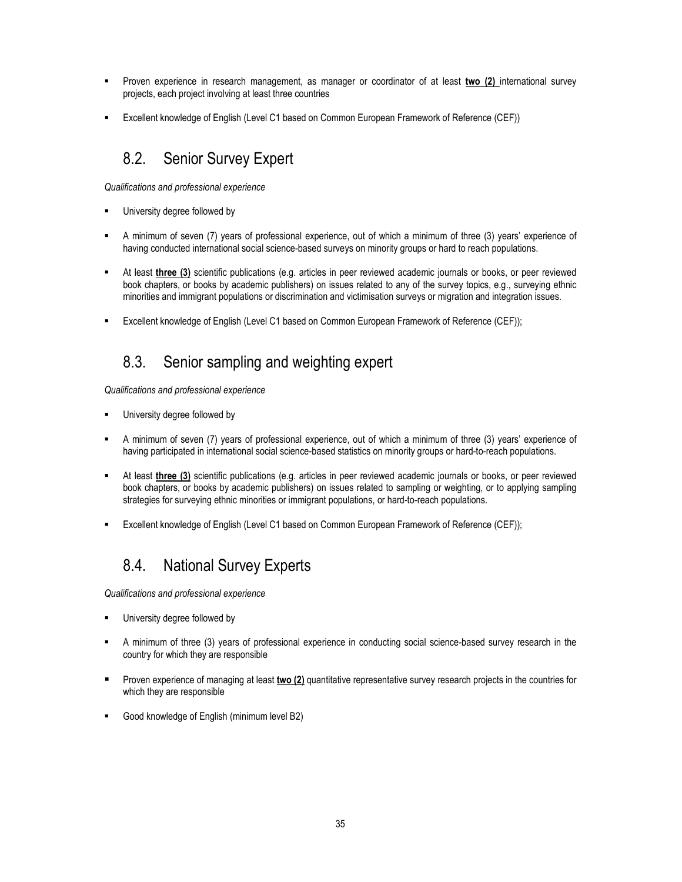- Proven experience in research management, as manager or coordinator of at least **two (2)** international survey projects, each project involving at least three countries
- Excellent knowledge of English (Level C1 based on Common European Framework of Reference (CEF))

## 8.2. Senior Survey Expert

*Qualifications and professional experience*

- University degree followed by
- A minimum of seven (7) years of professional experience, out of which a minimum of three (3) years' experience of having conducted international social science-based surveys on minority groups or hard to reach populations.
- At least **three (3)** scientific publications (e.g. articles in peer reviewed academic journals or books, or peer reviewed book chapters, or books by academic publishers) on issues related to any of the survey topics, e.g., surveying ethnic minorities and immigrant populations or discrimination and victimisation surveys or migration and integration issues.
- Excellent knowledge of English (Level C1 based on Common European Framework of Reference (CEF));

## 8.3. Senior sampling and weighting expert

*Qualifications and professional experience*

- University degree followed by
- A minimum of seven (7) years of professional experience, out of which a minimum of three (3) years' experience of having participated in international social science-based statistics on minority groups or hard-to-reach populations.
- At least **three (3)** scientific publications (e.g. articles in peer reviewed academic journals or books, or peer reviewed book chapters, or books by academic publishers) on issues related to sampling or weighting, or to applying sampling strategies for surveying ethnic minorities or immigrant populations, or hard-to-reach populations.
- Excellent knowledge of English (Level C1 based on Common European Framework of Reference (CEF));

## 8.4. National Survey Experts

*Qualifications and professional experience*

- University degree followed by
- A minimum of three (3) years of professional experience in conducting social science-based survey research in the country for which they are responsible
- Proven experience of managing at least **two (2)** quantitative representative survey research projects in the countries for which they are responsible
- Good knowledge of English (minimum level B2)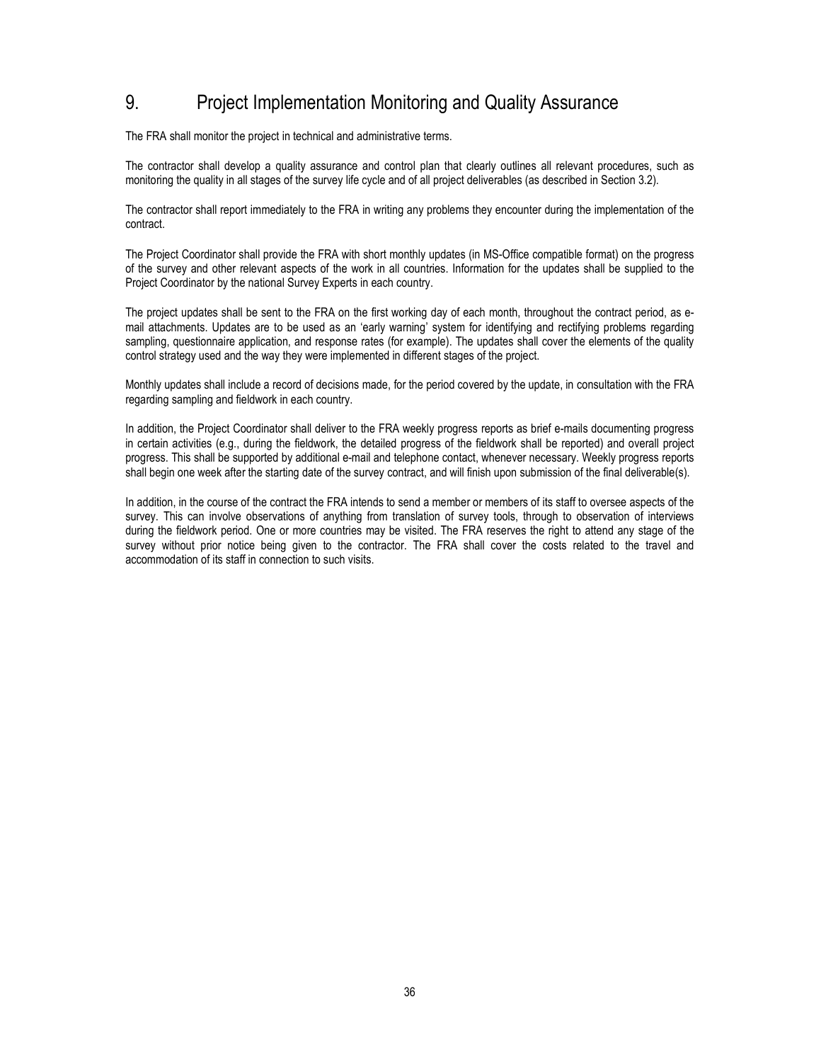## 9. Project Implementation Monitoring and Quality Assurance

The FRA shall monitor the project in technical and administrative terms.

The contractor shall develop a quality assurance and control plan that clearly outlines all relevant procedures, such as monitoring the quality in all stages of the survey life cycle and of all project deliverables (as described in Section 3.2).

The contractor shall report immediately to the FRA in writing any problems they encounter during the implementation of the contract.

The Project Coordinator shall provide the FRA with short monthly updates (in MS-Office compatible format) on the progress of the survey and other relevant aspects of the work in all countries. Information for the updates shall be supplied to the Project Coordinator by the national Survey Experts in each country.

The project updates shall be sent to the FRA on the first working day of each month, throughout the contract period, as e-mail attachments. Updates are to be used as an 'early warning' system for identifying and rectifying problems regarding sampling, questionnaire application, and response rates (for example). The updates shall cover the elements of the quality control strategy used and the way they were implemented in different stages of the project.

Monthly updates shall include a record of decisions made, for the period covered by the update, in consultation with the FRA regarding sampling and fieldwork in each country.

In addition, the Project Coordinator shall deliver to the FRA weekly progress reports as brief e-mails documenting progress in certain activities (e.g., during the fieldwork, the detailed progress of the fieldwork shall be reported) and overall project progress. This shall be supported by additional e-mail and telephone contact, whenever necessary. Weekly progress reports shall begin one week after the starting date of the survey contract, and will finish upon submission of the final deliverable(s).

In addition, in the course of the contract the FRA intends to send a member or members of its staff to oversee aspects of the survey. This can involve observations of anything from translation of survey tools, through to observation of interviews during the fieldwork period. One or more countries may be visited. The FRA reserves the right to attend any stage of the survey without prior notice being given to the contractor. The FRA shall cover the costs related to the travel and accommodation of its staff in connection to such visits.